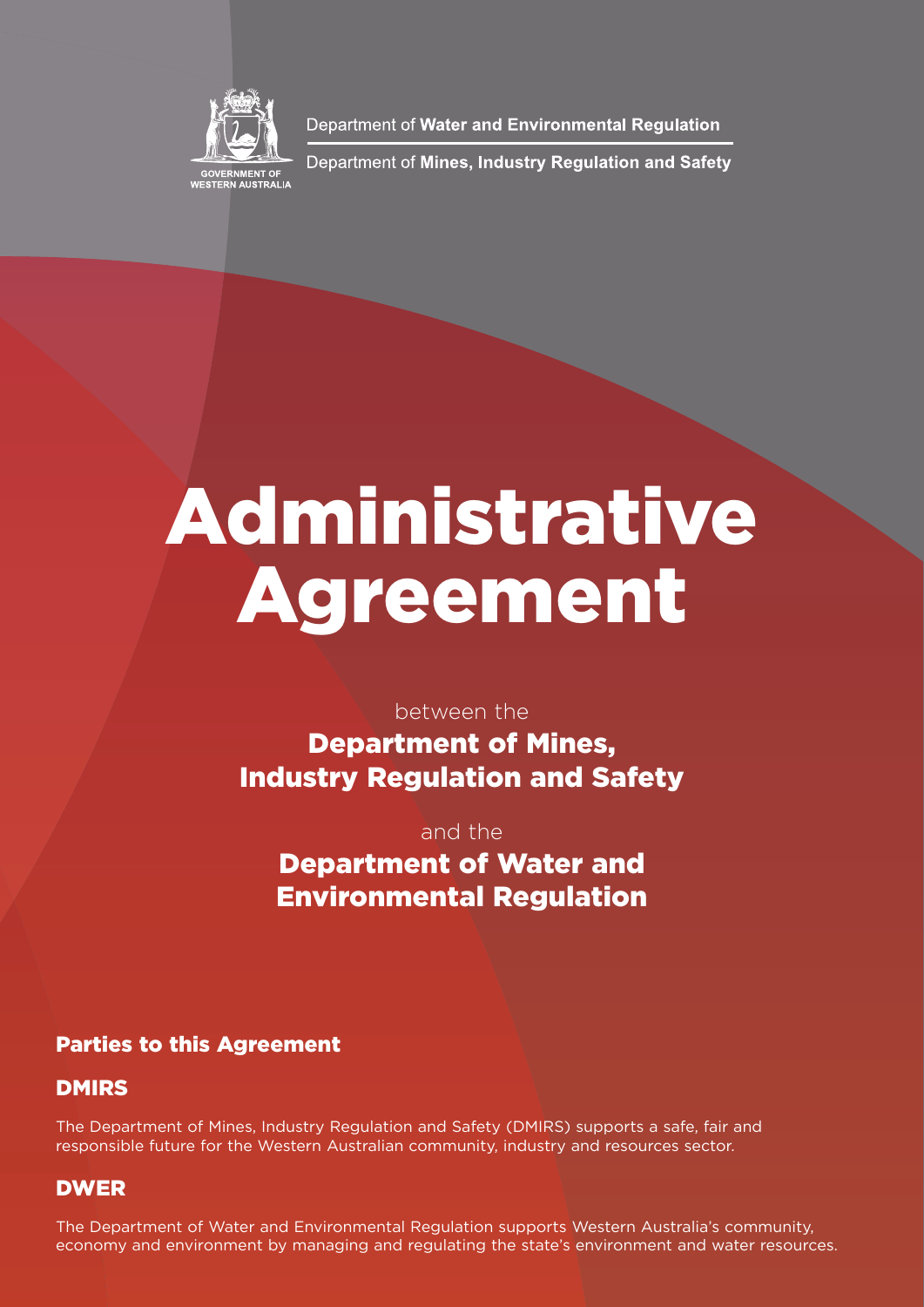GOVERNMENT OF WESTERN AUSTRALIA

Department of **Water and Environmental Regulation**

Department of **Mines, Industry Regulation and Safety**

# Administrative Agreement

between the

**Department of Mines, Industry Regulation and Safety**

and the

**Department of Water and Environmental Regulation**

## Parties to this Agreement

### DMIRS

The Department of Mines, Industry Regulation and Safety (DMIRS) supports a safe, fair and responsible future for the Western Australian community, industry and resources sector.

### DWER

The Department of Water and Environmental Regulation supports Western Australia's community, economy and environment by managing and regulating the state's environment and water resources.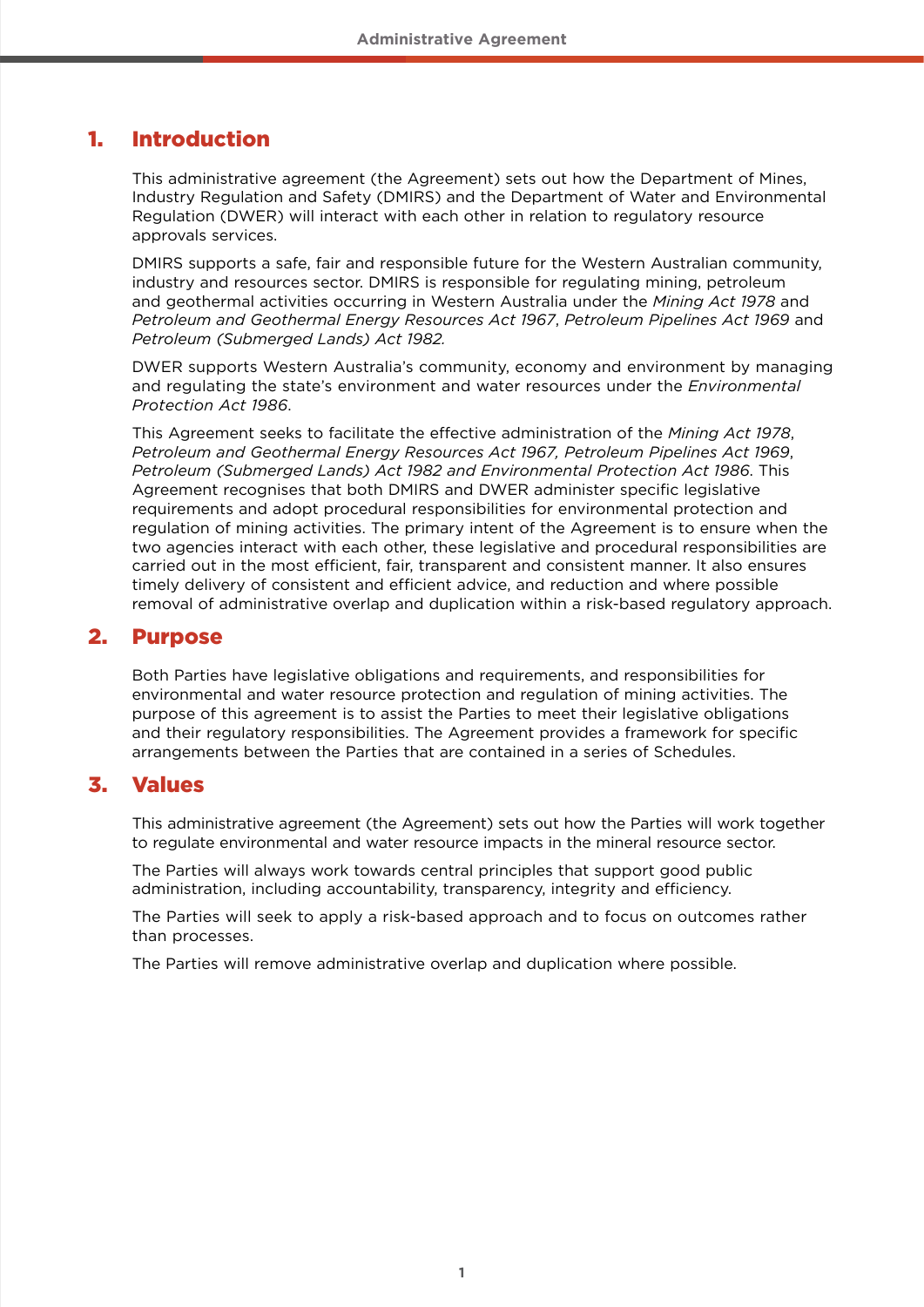## 1. Introduction

This administrative agreement (the Agreement) sets out how the Department of Mines, Industry Regulation and Safety (DMIRS) and the Department of Water and Environmental Regulation (DWER) will interact with each other in relation to regulatory resource approvals services.

DMIRS supports a safe, fair and responsible future for the Western Australian community, industry and resources sector. DMIRS is responsible for regulating mining, petroleum and geothermal activities occurring in Western Australia under the *Mining Act 1978* and *Petroleum and Geothermal Energy Resources Act 1967*, *Petroleum Pipelines Act 1969* and *Petroleum (Submerged Lands) Act 1982.*

DWER supports Western Australia's community, economy and environment by managing and regulating the state's environment and water resources under the *Environmental Protection Act 1986*.

This Agreement seeks to facilitate the effective administration of the *Mining Act 1978*, *Petroleum and Geothermal Energy Resources Act 1967, Petroleum Pipelines Act 1969*, *Petroleum (Submerged Lands) Act 1982 and Environmental Protection Act 1986*. This Agreement recognises that both DMIRS and DWER administer specific legislative requirements and adopt procedural responsibilities for environmental protection and regulation of mining activities. The primary intent of the Agreement is to ensure when the two agencies interact with each other, these legislative and procedural responsibilities are carried out in the most efficient, fair, transparent and consistent manner. It also ensures timely delivery of consistent and efficient advice, and reduction and where possible removal of administrative overlap and duplication within a risk-based regulatory approach.

## 2. Purpose

Both Parties have legislative obligations and requirements, and responsibilities for environmental and water resource protection and regulation of mining activities. The purpose of this agreement is to assist the Parties to meet their legislative obligations and their regulatory responsibilities. The Agreement provides a framework for specific arrangements between the Parties that are contained in a series of Schedules.

## 3. Values

This administrative agreement (the Agreement) sets out how the Parties will work together to regulate environmental and water resource impacts in the mineral resource sector.

The Parties will always work towards central principles that support good public administration, including accountability, transparency, integrity and efficiency.

The Parties will seek to apply a risk-based approach and to focus on outcomes rather than processes.

The Parties will remove administrative overlap and duplication where possible.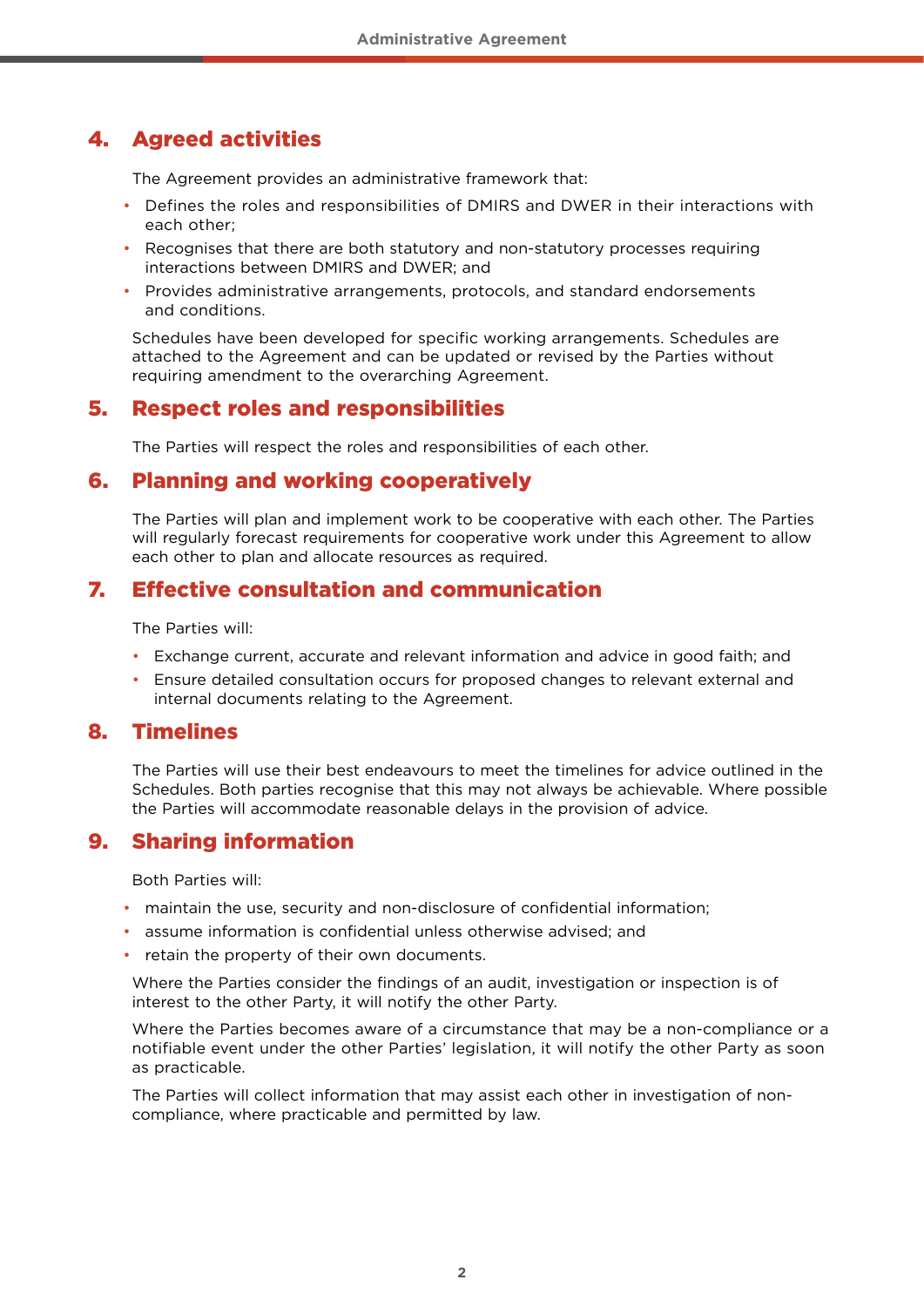## 4. Agreed activities

The Agreement provides an administrative framework that:

- Defines the roles and responsibilities of DMIRS and DWER in their interactions with each other;
- Recognises that there are both statutory and non-statutory processes requiring interactions between DMIRS and DWER; and
- Provides administrative arrangements, protocols, and standard endorsements and conditions.

Schedules have been developed for specific working arrangements. Schedules are attached to the Agreement and can be updated or revised by the Parties without requiring amendment to the overarching Agreement.

## 5. Respect roles and responsibilities

The Parties will respect the roles and responsibilities of each other.

## 6. Planning and working cooperatively

The Parties will plan and implement work to be cooperative with each other. The Parties will regularly forecast requirements for cooperative work under this Agreement to allow each other to plan and allocate resources as required.

## 7. Effective consultation and communication

The Parties will:

- Exchange current, accurate and relevant information and advice in good faith; and
- Ensure detailed consultation occurs for proposed changes to relevant external and internal documents relating to the Agreement.

## 8. Timelines

The Parties will use their best endeavours to meet the timelines for advice outlined in the Schedules. Both parties recognise that this may not always be achievable. Where possible the Parties will accommodate reasonable delays in the provision of advice.

## 9. Sharing information

Both Parties will:

- maintain the use, security and non-disclosure of confidential information;
- assume information is confidential unless otherwise advised; and
- retain the property of their own documents.

Where the Parties consider the findings of an audit, investigation or inspection is of interest to the other Party, it will notify the other Party.

Where the Parties becomes aware of a circumstance that may be a non-compliance or a notifiable event under the other Parties' legislation, it will notify the other Party as soon as practicable.

The Parties will collect information that may assist each other in investigation of non-compliance, where practicable and permitted by law.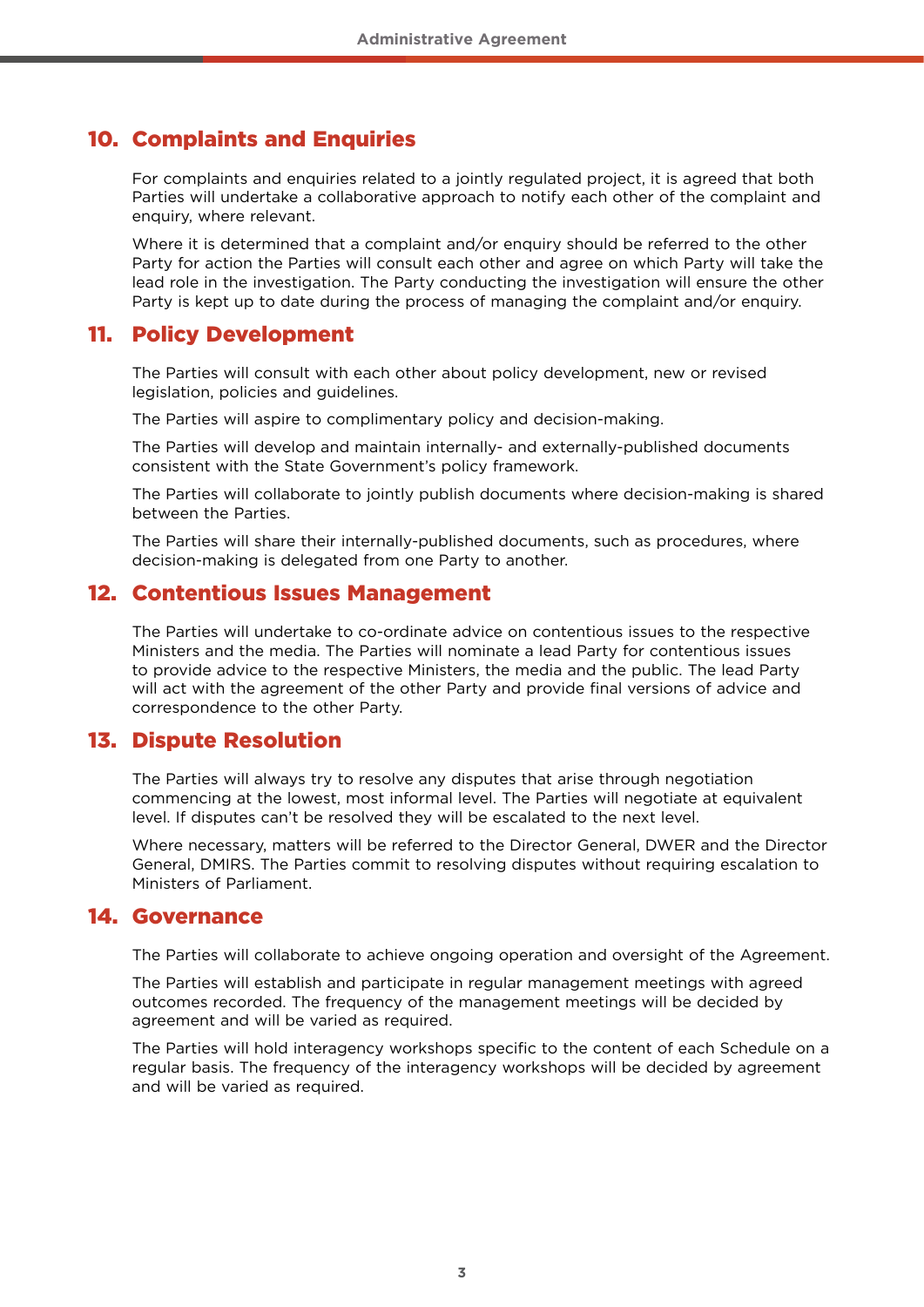## 10. Complaints and Enquiries

For complaints and enquiries related to a jointly regulated project, it is agreed that both Parties will undertake a collaborative approach to notify each other of the complaint and enquiry, where relevant.

Where it is determined that a complaint and/or enquiry should be referred to the other Party for action the Parties will consult each other and agree on which Party will take the lead role in the investigation. The Party conducting the investigation will ensure the other Party is kept up to date during the process of managing the complaint and/or enquiry.

## 11. Policy Development

The Parties will consult with each other about policy development, new or revised legislation, policies and guidelines.

The Parties will aspire to complimentary policy and decision-making.

The Parties will develop and maintain internally- and externally-published documents consistent with the State Government's policy framework.

The Parties will collaborate to jointly publish documents where decision-making is shared between the Parties.

The Parties will share their internally-published documents, such as procedures, where decision-making is delegated from one Party to another.

## 12. Contentious Issues Management

The Parties will undertake to co-ordinate advice on contentious issues to the respective Ministers and the media. The Parties will nominate a lead Party for contentious issues to provide advice to the respective Ministers, the media and the public. The lead Party will act with the agreement of the other Party and provide final versions of advice and correspondence to the other Party.

## 13. Dispute Resolution

The Parties will always try to resolve any disputes that arise through negotiation commencing at the lowest, most informal level. The Parties will negotiate at equivalent level. If disputes can't be resolved they will be escalated to the next level.

Where necessary, matters will be referred to the Director General, DWER and the Director General, DMIRS. The Parties commit to resolving disputes without requiring escalation to Ministers of Parliament.

## 14. Governance

The Parties will collaborate to achieve ongoing operation and oversight of the Agreement.

The Parties will establish and participate in regular management meetings with agreed outcomes recorded. The frequency of the management meetings will be decided by agreement and will be varied as required.

The Parties will hold interagency workshops specific to the content of each Schedule on a regular basis. The frequency of the interagency workshops will be decided by agreement and will be varied as required.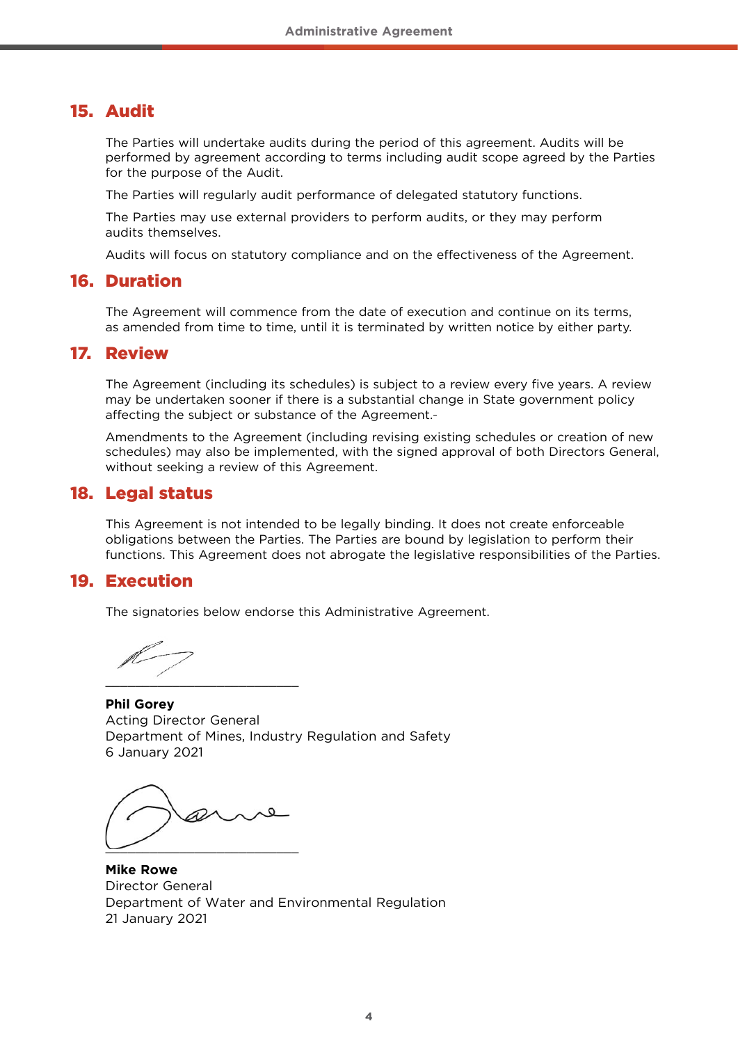## 15. Audit

The Parties will undertake audits during the period of this agreement. Audits will be performed by agreement according to terms including audit scope agreed by the Parties for the purpose of the Audit.

The Parties will regularly audit performance of delegated statutory functions.

The Parties may use external providers to perform audits, or they may perform audits themselves.

Audits will focus on statutory compliance and on the effectiveness of the Agreement.

## 16. Duration

The Agreement will commence from the date of execution and continue on its terms, as amended from time to time, until it is terminated by written notice by either party.

## 17. Review

The Agreement (including its schedules) is subject to a review every five years. A review may be undertaken sooner if there is a substantial change in State government policy affecting the subject or substance of the Agreement.-

Amendments to the Agreement (including revising existing schedules or creation of new schedules) may also be implemented, with the signed approval of both Directors General, without seeking a review of this Agreement.

## 18. Legal status

This Agreement is not intended to be legally binding. It does not create enforceable obligations between the Parties. The Parties are bound by legislation to perform their functions. This Agreement does not abrogate the legislative responsibilities of the Parties.

## 19. Execution

The signatories below endorse this Administrative Agreement.

\_\_\_\_\_\_\_\_\_\_\_\_\_\_\_\_\_\_\_\_\_\_\_\_\_\_\_\_\_\_

**Phil Gorey**
Acting Director General
Department of Mines, Industry Regulation and Safety
6 January 2021

\_\_\_\_\_\_\_\_\_\_\_\_\_\_\_\_\_\_\_\_\_\_\_\_\_\_\_\_\_\_

**Mike Rowe**
Director General
Department of Water and Environmental Regulation
21 January 2021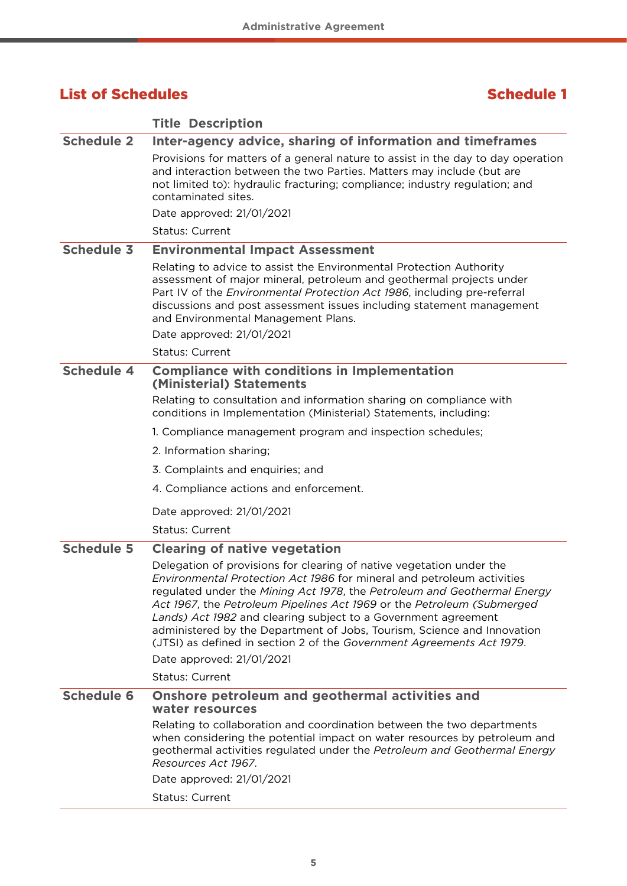## List of Schedules

## Schedule 1

| | Title Description |
|---|---|
| **Schedule 2** | **Inter-agency advice, sharing of information and timeframes**<br>Provisions for matters of a general nature to assist in the day to day operation and interaction between the two Parties. Matters may include (but are not limited to): hydraulic fracturing; compliance; industry regulation; and contaminated sites.<br>Date approved: 21/01/2021<br>Status: Current |
| **Schedule 3** | **Environmental Impact Assessment**<br>Relating to advice to assist the Environmental Protection Authority assessment of major mineral, petroleum and geothermal projects under Part IV of the *Environmental Protection Act 1986*, including pre-referral discussions and post assessment issues including statement management and Environmental Management Plans.<br>Date approved: 21/01/2021<br>Status: Current |
| **Schedule 4** | **Compliance with conditions in Implementation (Ministerial) Statements**<br>Relating to consultation and information sharing on compliance with conditions in Implementation (Ministerial) Statements, including:<br>1. Compliance management program and inspection schedules;<br>2. Information sharing;<br>3. Complaints and enquiries; and<br>4. Compliance actions and enforcement.<br>Date approved: 21/01/2021<br>Status: Current |
| **Schedule 5** | **Clearing of native vegetation**<br>Delegation of provisions for clearing of native vegetation under the *Environmental Protection Act 1986* for mineral and petroleum activities regulated under the *Mining Act 1978*, the *Petroleum and Geothermal Energy Act 1967*, the *Petroleum Pipelines Act 1969* or the *Petroleum (Submerged Lands) Act 1982* and clearing subject to a Government agreement administered by the Department of Jobs, Tourism, Science and Innovation (JTSI) as defined in section 2 of the *Government Agreements Act 1979*.<br>Date approved: 21/01/2021<br>Status: Current |
| **Schedule 6** | **Onshore petroleum and geothermal activities and water resources**<br>Relating to collaboration and coordination between the two departments when considering the potential impact on water resources by petroleum and geothermal activities regulated under the *Petroleum and Geothermal Energy Resources Act 1967*.<br>Date approved: 21/01/2021<br>Status: Current |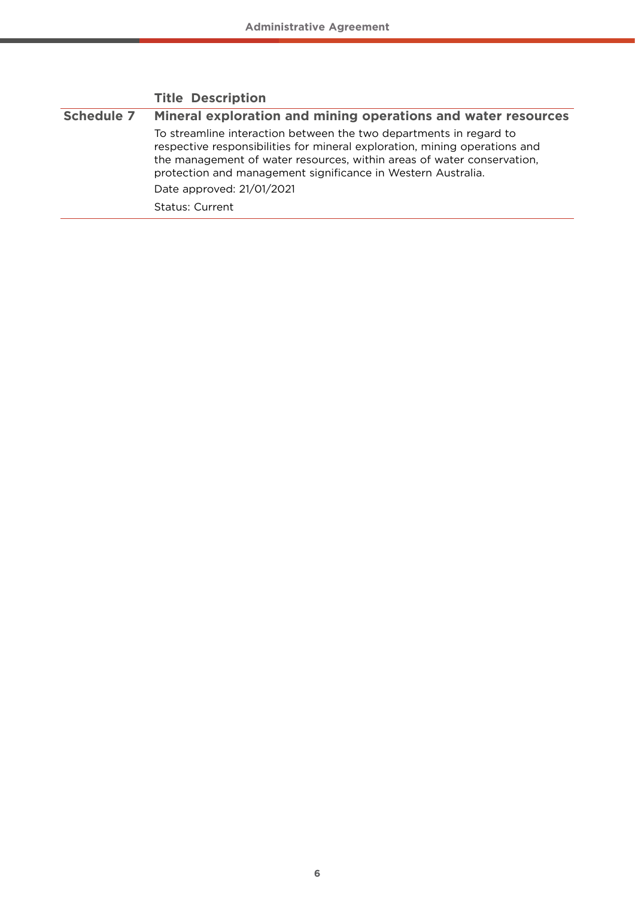| | Title Description |
| --- | --- |
| **Schedule 7** | **Mineral exploration and mining operations and water resources**<br>To streamline interaction between the two departments in regard to respective responsibilities for mineral exploration, mining operations and the management of water resources, within areas of water conservation, protection and management significance in Western Australia.<br>Date approved: 21/01/2021<br>Status: Current |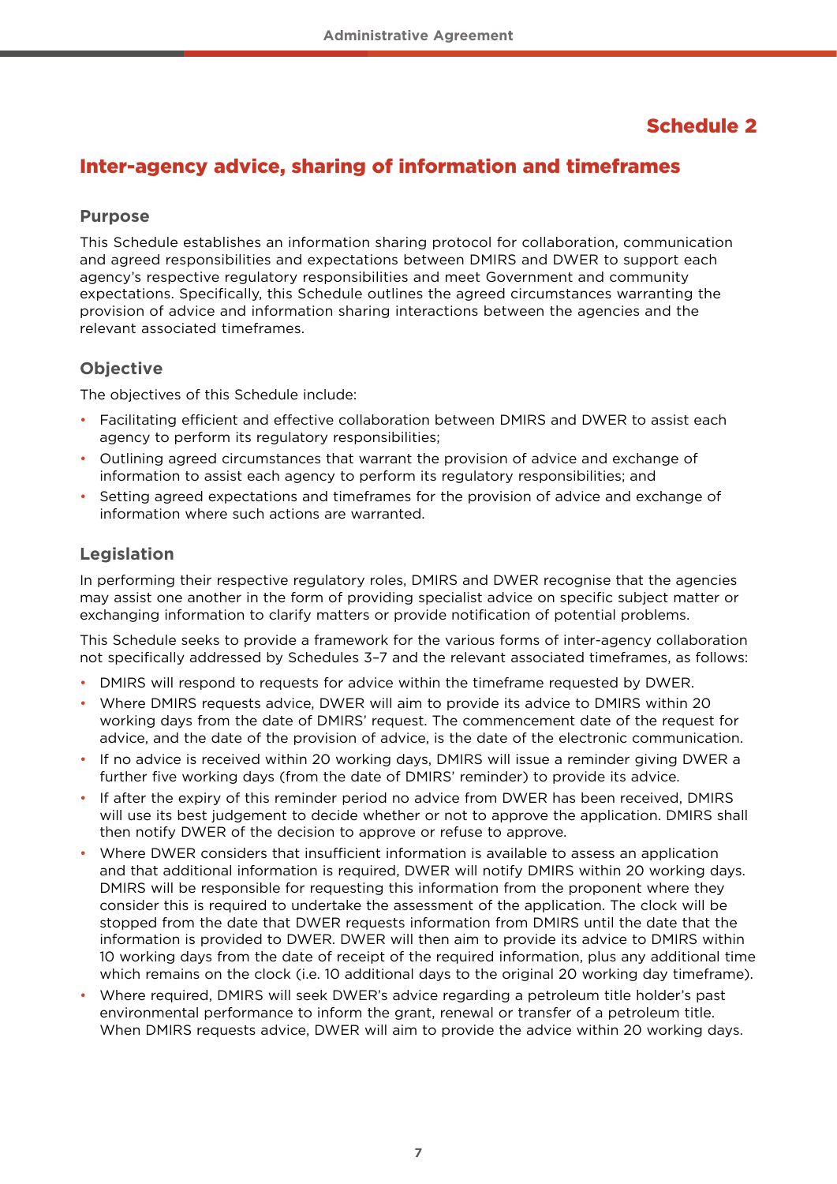## Schedule 2

## Inter-agency advice, sharing of information and timeframes

### Purpose

This Schedule establishes an information sharing protocol for collaboration, communication and agreed responsibilities and expectations between DMIRS and DWER to support each agency's respective regulatory responsibilities and meet Government and community expectations. Specifically, this Schedule outlines the agreed circumstances warranting the provision of advice and information sharing interactions between the agencies and the relevant associated timeframes.

### Objective

The objectives of this Schedule include:

- Facilitating efficient and effective collaboration between DMIRS and DWER to assist each agency to perform its regulatory responsibilities;
- Outlining agreed circumstances that warrant the provision of advice and exchange of information to assist each agency to perform its regulatory responsibilities; and
- Setting agreed expectations and timeframes for the provision of advice and exchange of information where such actions are warranted.

### Legislation

In performing their respective regulatory roles, DMIRS and DWER recognise that the agencies may assist one another in the form of providing specialist advice on specific subject matter or exchanging information to clarify matters or provide notification of potential problems.

This Schedule seeks to provide a framework for the various forms of inter-agency collaboration not specifically addressed by Schedules 3–7 and the relevant associated timeframes, as follows:

- DMIRS will respond to requests for advice within the timeframe requested by DWER.
- Where DMIRS requests advice, DWER will aim to provide its advice to DMIRS within 20 working days from the date of DMIRS' request. The commencement date of the request for advice, and the date of the provision of advice, is the date of the electronic communication.
- If no advice is received within 20 working days, DMIRS will issue a reminder giving DWER a further five working days (from the date of DMIRS' reminder) to provide its advice.
- If after the expiry of this reminder period no advice from DWER has been received, DMIRS will use its best judgement to decide whether or not to approve the application. DMIRS shall then notify DWER of the decision to approve or refuse to approve.
- Where DWER considers that insufficient information is available to assess an application and that additional information is required, DWER will notify DMIRS within 20 working days. DMIRS will be responsible for requesting this information from the proponent where they consider this is required to undertake the assessment of the application. The clock will be stopped from the date that DWER requests information from DMIRS until the date that the information is provided to DWER. DWER will then aim to provide its advice to DMIRS within 10 working days from the date of receipt of the required information, plus any additional time which remains on the clock (i.e. 10 additional days to the original 20 working day timeframe).
- Where required, DMIRS will seek DWER's advice regarding a petroleum title holder's past environmental performance to inform the grant, renewal or transfer of a petroleum title. When DMIRS requests advice, DWER will aim to provide the advice within 20 working days.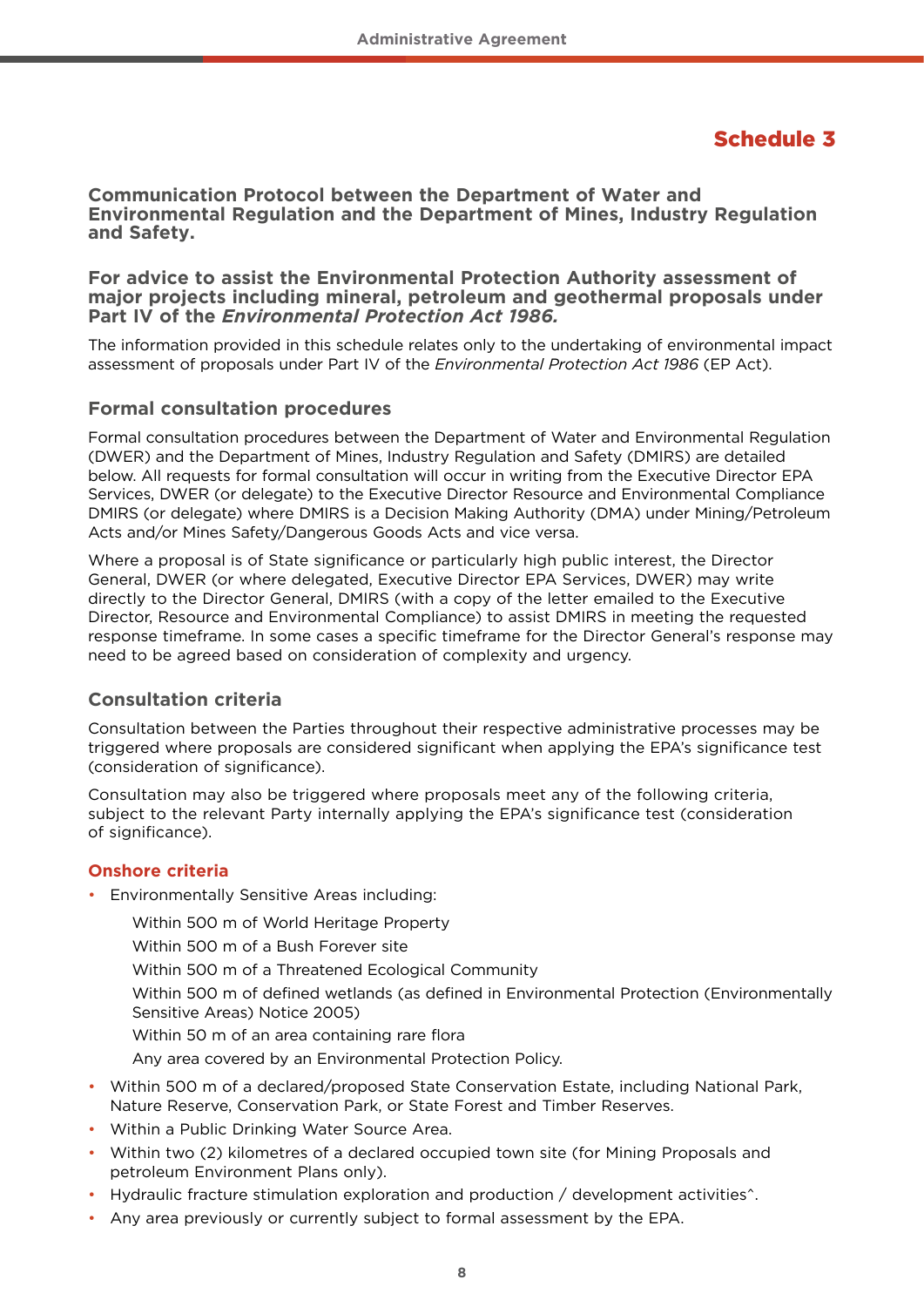## Schedule 3

**Communication Protocol between the Department of Water and Environmental Regulation and the Department of Mines, Industry Regulation and Safety.**

**For advice to assist the Environmental Protection Authority assessment of major projects including mineral, petroleum and geothermal proposals under Part IV of the *Environmental Protection Act 1986.***

The information provided in this schedule relates only to the undertaking of environmental impact assessment of proposals under Part IV of the *Environmental Protection Act 1986* (EP Act).

### Formal consultation procedures

Formal consultation procedures between the Department of Water and Environmental Regulation (DWER) and the Department of Mines, Industry Regulation and Safety (DMIRS) are detailed below. All requests for formal consultation will occur in writing from the Executive Director EPA Services, DWER (or delegate) to the Executive Director Resource and Environmental Compliance DMIRS (or delegate) where DMIRS is a Decision Making Authority (DMA) under Mining/Petroleum Acts and/or Mines Safety/Dangerous Goods Acts and vice versa.

Where a proposal is of State significance or particularly high public interest, the Director General, DWER (or where delegated, Executive Director EPA Services, DWER) may write directly to the Director General, DMIRS (with a copy of the letter emailed to the Executive Director, Resource and Environmental Compliance) to assist DMIRS in meeting the requested response timeframe. In some cases a specific timeframe for the Director General's response may need to be agreed based on consideration of complexity and urgency.

### Consultation criteria

Consultation between the Parties throughout their respective administrative processes may be triggered where proposals are considered significant when applying the EPA's significance test (consideration of significance).

Consultation may also be triggered where proposals meet any of the following criteria, subject to the relevant Party internally applying the EPA's significance test (consideration of significance).

#### Onshore criteria

- Environmentally Sensitive Areas including:
  - Within 500 m of World Heritage Property
  - Within 500 m of a Bush Forever site
  - Within 500 m of a Threatened Ecological Community
  - Within 500 m of defined wetlands (as defined in Environmental Protection (Environmentally Sensitive Areas) Notice 2005)
  - Within 50 m of an area containing rare flora
  - Any area covered by an Environmental Protection Policy.
- Within 500 m of a declared/proposed State Conservation Estate, including National Park, Nature Reserve, Conservation Park, or State Forest and Timber Reserves.
- Within a Public Drinking Water Source Area.
- Within two (2) kilometres of a declared occupied town site (for Mining Proposals and petroleum Environment Plans only).
- Hydraulic fracture stimulation exploration and production / development activities^.
- Any area previously or currently subject to formal assessment by the EPA.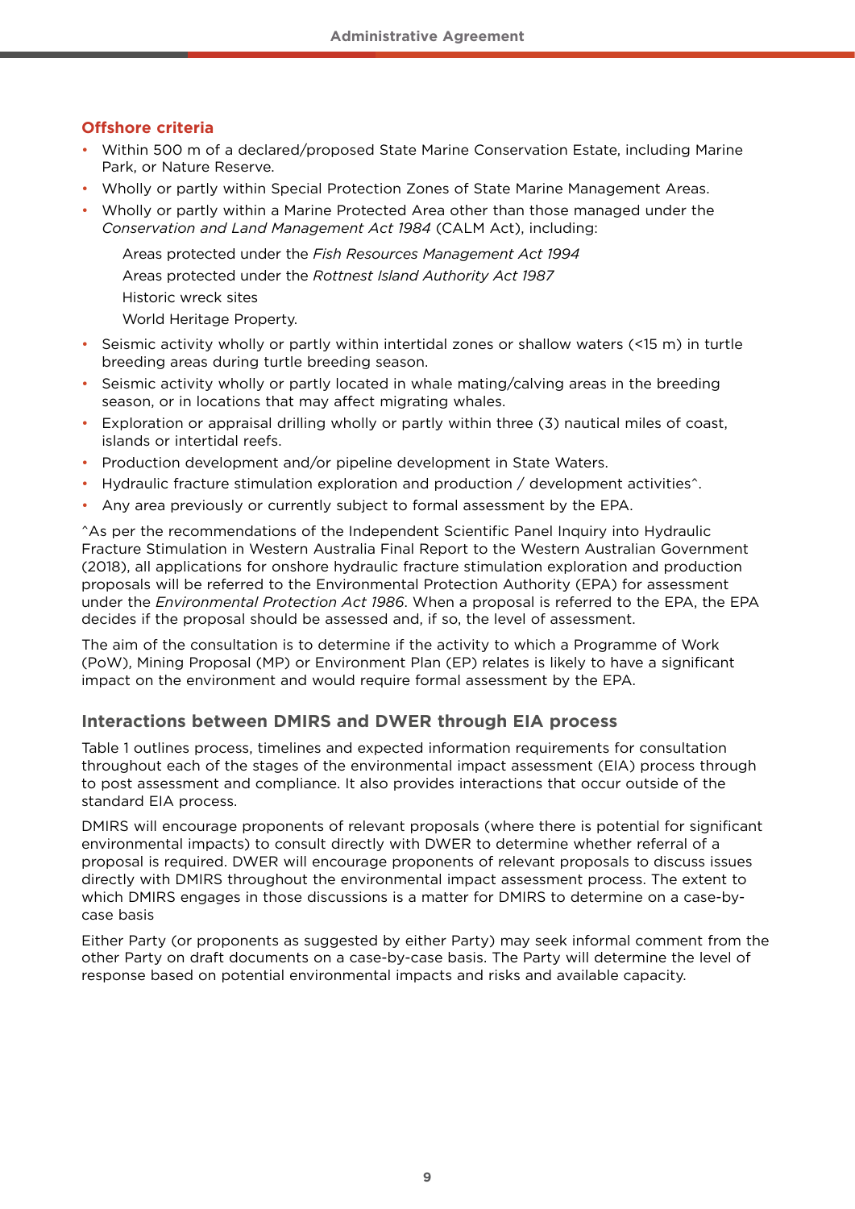### Offshore criteria

- Within 500 m of a declared/proposed State Marine Conservation Estate, including Marine Park, or Nature Reserve.
- Wholly or partly within Special Protection Zones of State Marine Management Areas.
- Wholly or partly within a Marine Protected Area other than those managed under the *Conservation and Land Management Act 1984* (CALM Act), including:

  Areas protected under the *Fish Resources Management Act 1994*

  Areas protected under the *Rottnest Island Authority Act 1987*

  Historic wreck sites

  World Heritage Property.

- Seismic activity wholly or partly within intertidal zones or shallow waters (<15 m) in turtle breeding areas during turtle breeding season.
- Seismic activity wholly or partly located in whale mating/calving areas in the breeding season, or in locations that may affect migrating whales.
- Exploration or appraisal drilling wholly or partly within three (3) nautical miles of coast, islands or intertidal reefs.
- Production development and/or pipeline development in State Waters.
- Hydraulic fracture stimulation exploration and production / development activities^.
- Any area previously or currently subject to formal assessment by the EPA.

^As per the recommendations of the Independent Scientific Panel Inquiry into Hydraulic Fracture Stimulation in Western Australia Final Report to the Western Australian Government (2018), all applications for onshore hydraulic fracture stimulation exploration and production proposals will be referred to the Environmental Protection Authority (EPA) for assessment under the *Environmental Protection Act 1986*. When a proposal is referred to the EPA, the EPA decides if the proposal should be assessed and, if so, the level of assessment.

The aim of the consultation is to determine if the activity to which a Programme of Work (PoW), Mining Proposal (MP) or Environment Plan (EP) relates is likely to have a significant impact on the environment and would require formal assessment by the EPA.

## Interactions between DMIRS and DWER through EIA process

Table 1 outlines process, timelines and expected information requirements for consultation throughout each of the stages of the environmental impact assessment (EIA) process through to post assessment and compliance. It also provides interactions that occur outside of the standard EIA process.

DMIRS will encourage proponents of relevant proposals (where there is potential for significant environmental impacts) to consult directly with DWER to determine whether referral of a proposal is required. DWER will encourage proponents of relevant proposals to discuss issues directly with DMIRS throughout the environmental impact assessment process. The extent to which DMIRS engages in those discussions is a matter for DMIRS to determine on a case-by-case basis

Either Party (or proponents as suggested by either Party) may seek informal comment from the other Party on draft documents on a case-by-case basis. The Party will determine the level of response based on potential environmental impacts and risks and available capacity.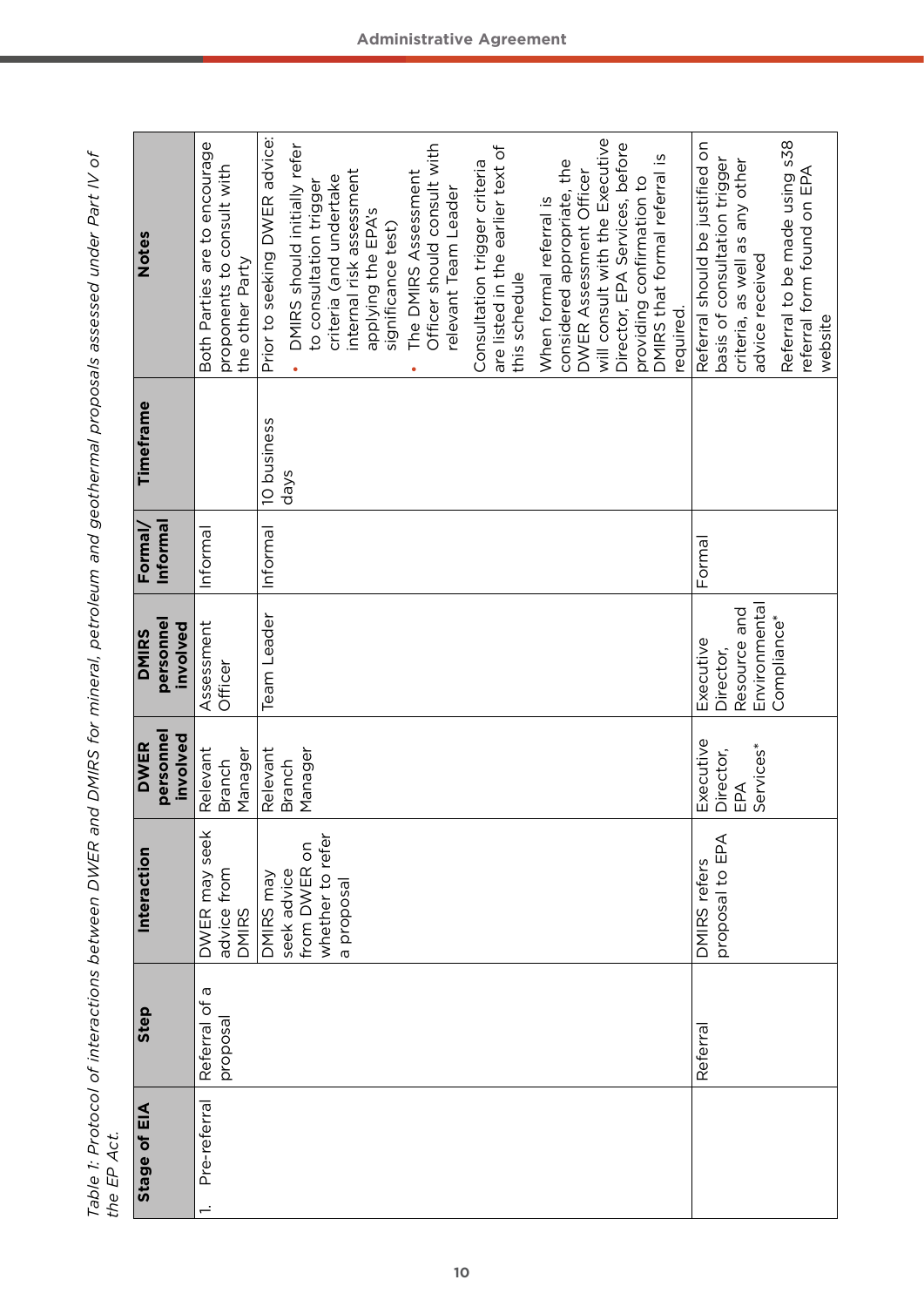*Table 1: Protocol of interactions between DWER and DMIRS for mineral, petroleum and geothermal proposals assessed under Part IV of the EP Act.*

| Stage of EIA | Step | Interaction | DWER personnel involved | DMIRS personnel involved | Formal/ Informal | Timeframe | Notes |
|---|---|---|---|---|---|---|---|
| 1. Pre-referral | Referral of a proposal | DWER may seek advice from DMIRS | Relevant Branch Manager | Assessment Officer | Informal | | Both Parties are to encourage proponents to consult with the other Party |
| | | DMIRS may seek advice from DWER on whether to refer a proposal | Relevant Branch Manager | Team Leader | Informal | 10 business days | Prior to seeking DWER advice:<br>• DMIRS should initially refer to consultation trigger criteria (and undertake internal risk assessment applying the EPA's significance test)<br>• The DMIRS Assessment Officer should consult with relevant Team Leader<br>Consultation trigger criteria are listed in the earlier text of this schedule<br>When formal referral is considered appropriate, the DWER Assessment Officer will consult with the Executive Director, EPA Services, before providing confirmation to DMIRS that formal referral is required. |
| | Referral | DMIRS refers proposal to EPA | Executive Director, EPA Services* | Executive Director, Resource and Environmental Compliance* | Formal | | Referral should be justified on basis of consultation trigger criteria, as well as any other advice received<br>Referral to be made using s38 referral form found on EPA website |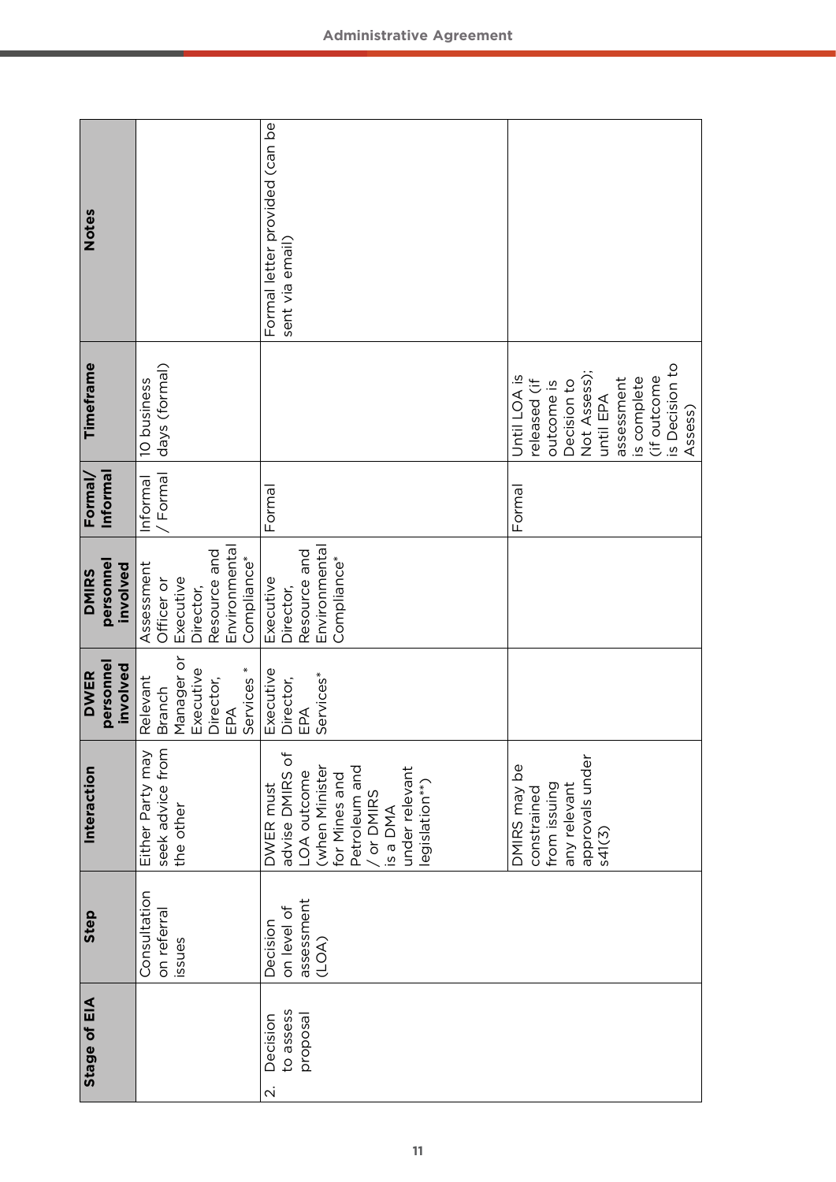| Stage of EIA | Step | Interaction | DWER personnel involved | DMIRS personnel involved | Formal/ Informal | Timeframe | Notes |
|---|---|---|---|---|---|---|---|
| | Consultation on referral issues | Either Party may seek advice from the other | Relevant Branch Manager or Executive Director, EPA Services * | Assessment Officer or Executive Director, Resource and Environmental Compliance* | Informal / Formal | 10 business days (formal) | |
| 2. Decision to assess proposal | Decision on level of assessment (LOA) | DWER must advise DMIRS of LOA outcome (when Minister for Mines and Petroleum and / or DMIRS is a DMA under relevant legislation**) | Executive Director, EPA Services* | Executive Director, Resource and Environmental Compliance* | Formal | | Formal letter provided (can be sent via email) |
| | | DMIRS may be constrained from issuing any relevant approvals under s41(3) | | | Formal | Until LOA is released (if outcome is Decision to Not Assess); until EPA assessment is complete (if outcome is Decision to Assess) | |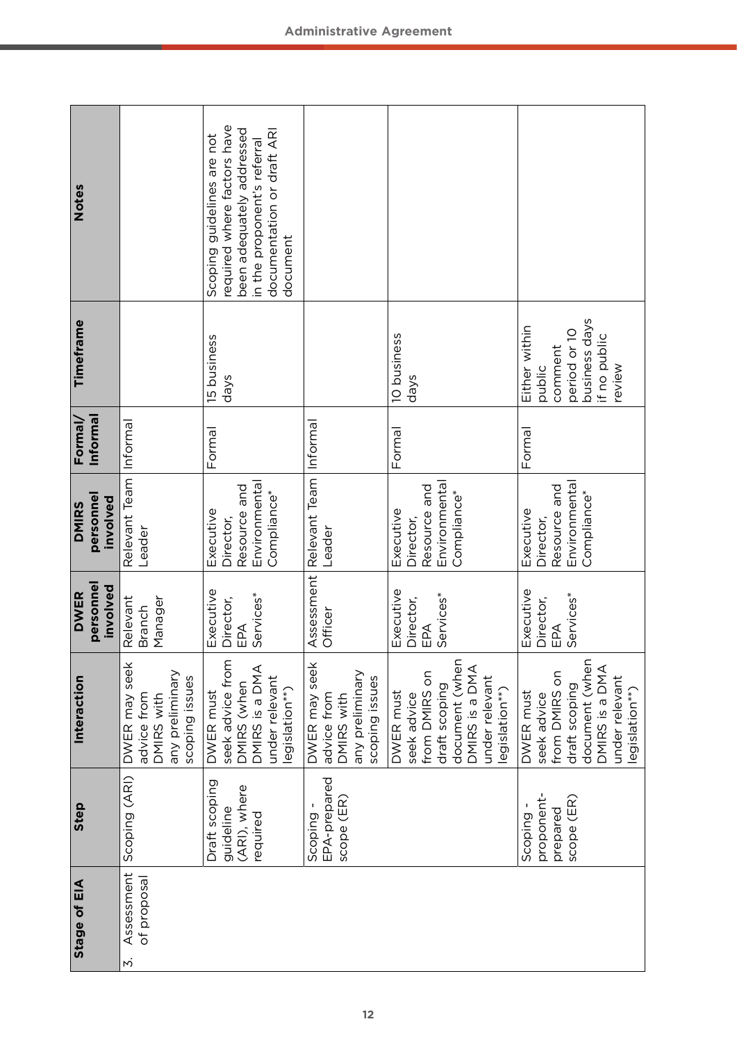| Stage of EIA | Step | Interaction | DWER personnel involved | DMIRS personnel involved | Formal/ Informal | Timeframe | Notes |
|---|---|---|---|---|---|---|---|
| 3. Assessment of proposal | Scoping (ARI) | DWER may seek advice from DMIRS with any preliminary scoping issues | Relevant Branch Manager | Relevant Team Leader | Informal | | |
| | Draft scoping guideline (ARI), where required | DWER must seek advice from DMIRS (when DMIRS is a DMA under relevant legislation**) | Executive Director, EPA Services* | Executive Director, Resource and Environmental Compliance* | Formal | 15 business days | Scoping guidelines are not required where factors have been adequately addressed in the proponent's referral documentation or draft ARI document |
| | Scoping - EPA-prepared scope (ER) | DWER may seek advice from DMIRS with any preliminary scoping issues | Assessment Officer | Relevant Team Leader | Informal | | |
| | | DWER must seek advice from DMIRS on draft scoping document (when DMIRS is a DMA under relevant legislation**) | Executive Director, EPA Services* | Executive Director, Resource and Environmental Compliance* | Formal | 10 business days | |
| | Scoping - proponent-prepared scope (ER) | DWER must seek advice from DMIRS on draft scoping document (when DMIRS is a DMA under relevant legislation**) | Executive Director, EPA Services* | Executive Director, Resource and Environmental Compliance* | Formal | Either within public comment period or 10 business days if no public review | |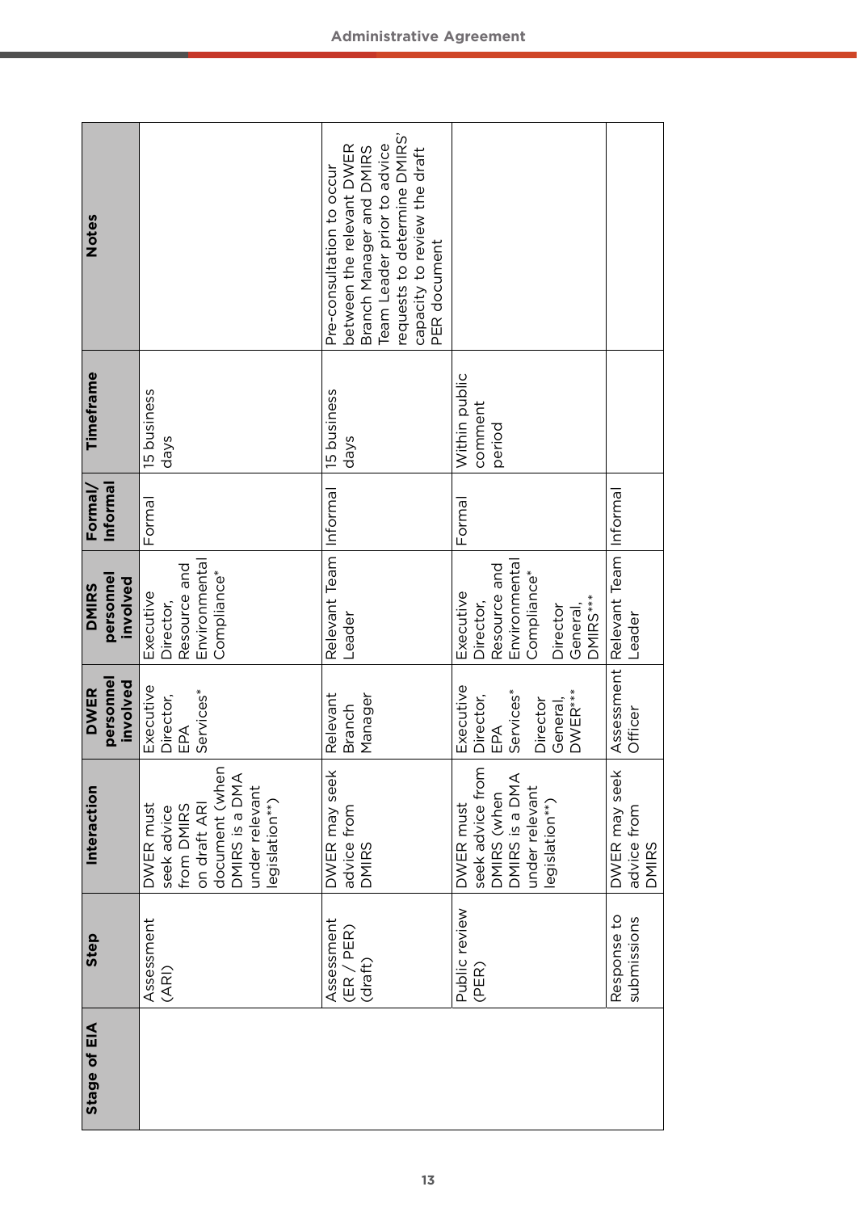| Stage of EIA | Step | Interaction | DWER personnel involved | DMIRS personnel involved | Formal/ Informal | Timeframe | Notes |
|---|---|---|---|---|---|---|---|
| | Assessment (ARI) | DWER must seek advice from DMIRS on draft ARI document (when DMIRS is a DMA under relevant legislation**) | Executive Director, EPA Services* | Executive Director, Resource and Environmental Compliance* | Formal | 15 business days | |
| | Assessment (ER / PER) (draft) | DWER may seek advice from DMIRS | Relevant Branch Manager | Relevant Team Leader | Informal | 15 business days | Pre-consultation to occur between the relevant DWER Branch Manager and DMIRS Team Leader prior to advice requests to determine DMIRS' capacity to review the draft PER document |
| | Public review (PER) | DWER must seek advice from DMIRS (when DMIRS is a DMA under relevant legislation**) | Executive Director, EPA Services*<br><br>Director General, DWER*** | Executive Director, Resource and Environmental Compliance*<br><br>Director General, DMIRS*** | Formal | Within public comment period | |
| | Response to submissions | DWER may seek advice from DMIRS | Assessment Officer | Relevant Team Leader | Informal | | |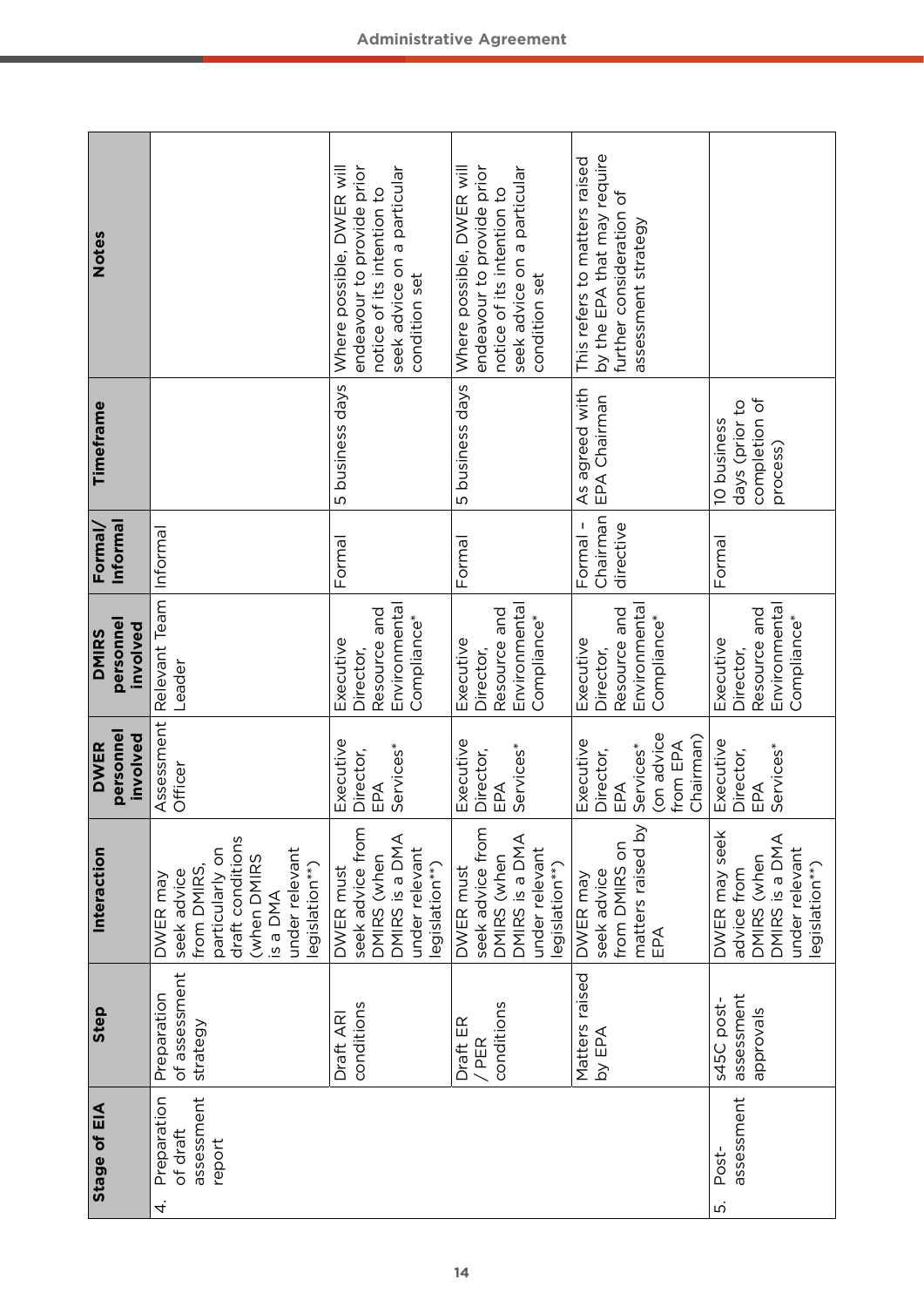| Stage of EIA | Step | Interaction | DWER personnel involved | DMIRS personnel involved | Formal/ Informal | Timeframe | Notes |
|---|---|---|---|---|---|---|---|
| 4. Preparation of draft assessment report | Preparation of assessment strategy | DWER may seek advice from DMIRS, particularly on draft conditions (when DMIRS is a DMA under relevant legislation**) | Assessment Officer | Relevant Team Leader | Informal | | |
| | Draft ARI conditions | DWER must seek advice from DMIRS (when DMIRS is a DMA under relevant legislation**) | Executive Director, EPA Services* | Executive Director, Resource and Environmental Compliance* | Formal | 5 business days | Where possible, DWER will endeavour to provide prior notice of its intention to seek advice on a particular condition set |
| | Draft ER / PER conditions | DWER must seek advice from DMIRS (when DMIRS is a DMA under relevant legislation**) | Executive Director, EPA Services* | Executive Director, Resource and Environmental Compliance* | Formal | 5 business days | Where possible, DWER will endeavour to provide prior notice of its intention to seek advice on a particular condition set |
| | Matters raised by EPA | DWER may seek advice from DMIRS on matters raised by EPA | Executive Director, EPA Services* (on advice from EPA Chairman) | Executive Director, Resource and Environmental Compliance* | Formal – Chairman directive | As agreed with EPA Chairman | This refers to matters raised by the EPA that may require further consideration of assessment strategy |
| 5. Post-assessment | s45C post-assessment approvals | DWER may seek advice from DMIRS (when DMIRS is a DMA under relevant legislation**) | Executive Director, EPA Services* | Executive Director, Resource and Environmental Compliance* | Formal | 10 business days (prior to completion of process) | |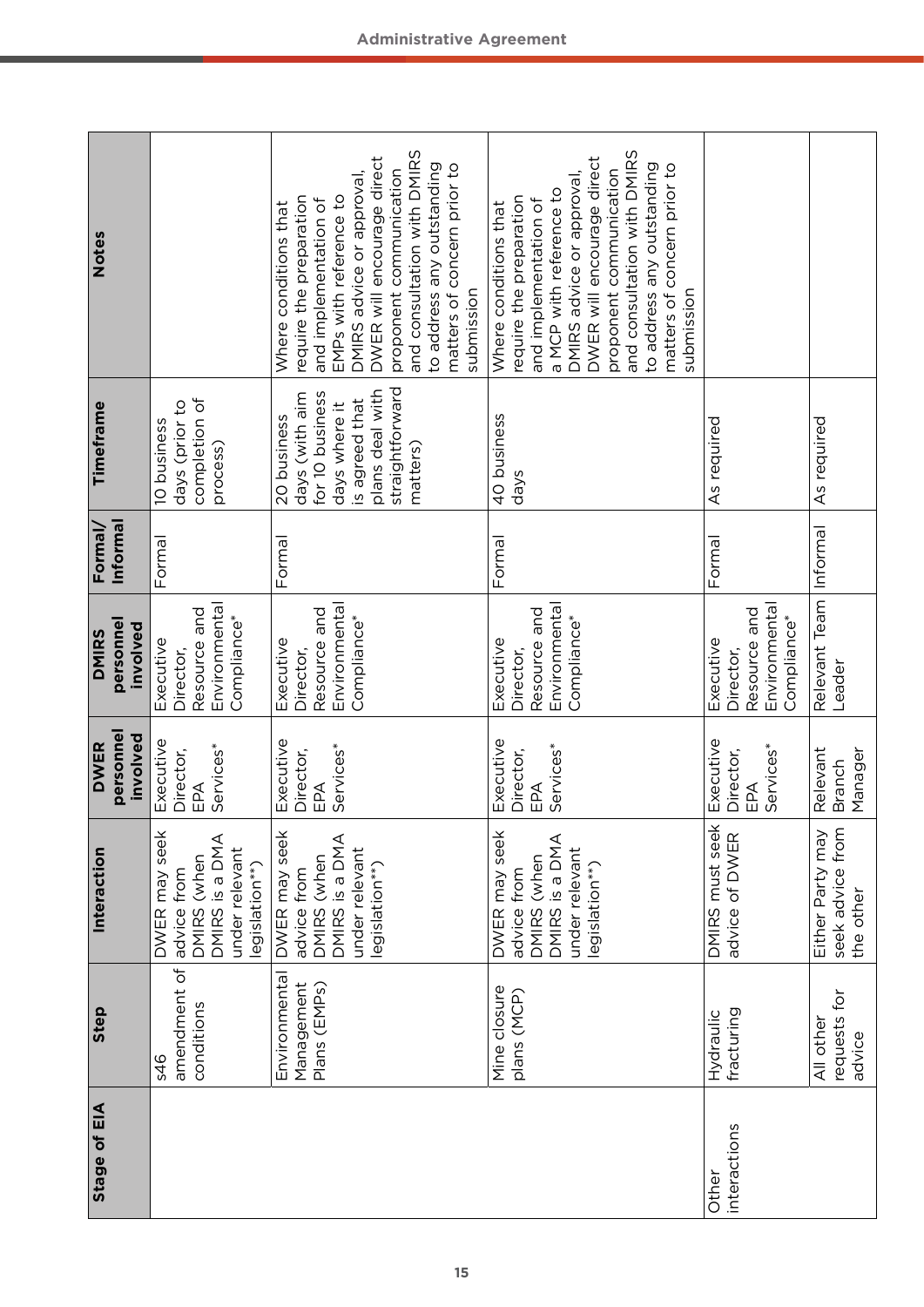| Stage of EIA | Step | Interaction | DWER personnel involved | DMIRS personnel involved | Formal/ Informal | Timeframe | Notes |
|---|---|---|---|---|---|---|---|
| | s46 amendment of conditions | DWER may seek advice from DMIRS (when DMIRS is a DMA under relevant legislation**) | Executive Director, EPA Services* | Executive Director, Resource and Environmental Compliance* | Formal | 10 business days (prior to completion of process) | |
| | Environmental Management Plans (EMPs) | DWER may seek advice from DMIRS (when DMIRS is a DMA under relevant legislation**) | Executive Director, EPA Services* | Executive Director, Resource and Environmental Compliance* | Formal | 20 business days (with aim for 10 business days where it is agreed that plans deal with straightforward matters) | Where conditions that require the preparation and implementation of EMPs with reference to DMIRS advice or approval, DWER will encourage direct proponent communication and consultation with DMIRS to address any outstanding matters of concern prior to submission |
| | Mine closure plans (MCP) | DWER may seek advice from DMIRS (when DMIRS is a DMA under relevant legislation**) | Executive Director, EPA Services* | Executive Director, Resource and Environmental Compliance* | Formal | 40 business days | Where conditions that require the preparation and implementation of a MCP with reference to DMIRS advice or approval, DWER will encourage direct proponent communication and consultation with DMIRS to address any outstanding matters of concern prior to submission |
| Other interactions | Hydraulic fracturing | DMIRS must seek advice of DWER | Executive Director, EPA Services* | Executive Director, Resource and Environmental Compliance* | Formal | As required | |
| | All other requests for advice | Either Party may seek advice from the other | Relevant Branch Manager | Relevant Team Leader | Informal | As required | |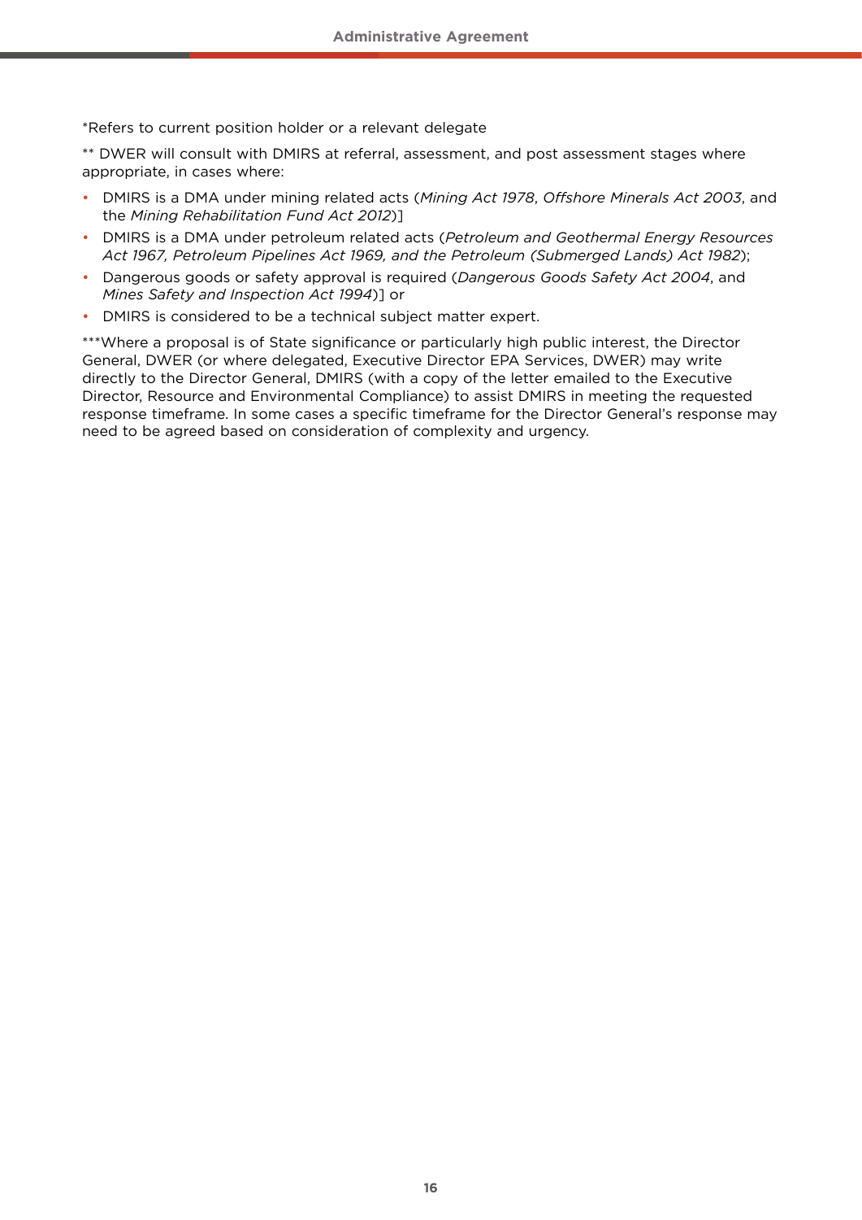*Refers to current position holder or a relevant delegate

** DWER will consult with DMIRS at referral, assessment, and post assessment stages where appropriate, in cases where:

- DMIRS is a DMA under mining related acts (*Mining Act 1978*, *Offshore Minerals Act 2003*, and the *Mining Rehabilitation Fund Act 2012*)]
- DMIRS is a DMA under petroleum related acts (*Petroleum and Geothermal Energy Resources Act 1967, Petroleum Pipelines Act 1969, and the Petroleum (Submerged Lands) Act 1982*);
- Dangerous goods or safety approval is required (*Dangerous Goods Safety Act 2004*, and *Mines Safety and Inspection Act 1994*)] or
- DMIRS is considered to be a technical subject matter expert.

***Where a proposal is of State significance or particularly high public interest, the Director General, DWER (or where delegated, Executive Director EPA Services, DWER) may write directly to the Director General, DMIRS (with a copy of the letter emailed to the Executive Director, Resource and Environmental Compliance) to assist DMIRS in meeting the requested response timeframe. In some cases a specific timeframe for the Director General's response may need to be agreed based on consideration of complexity and urgency.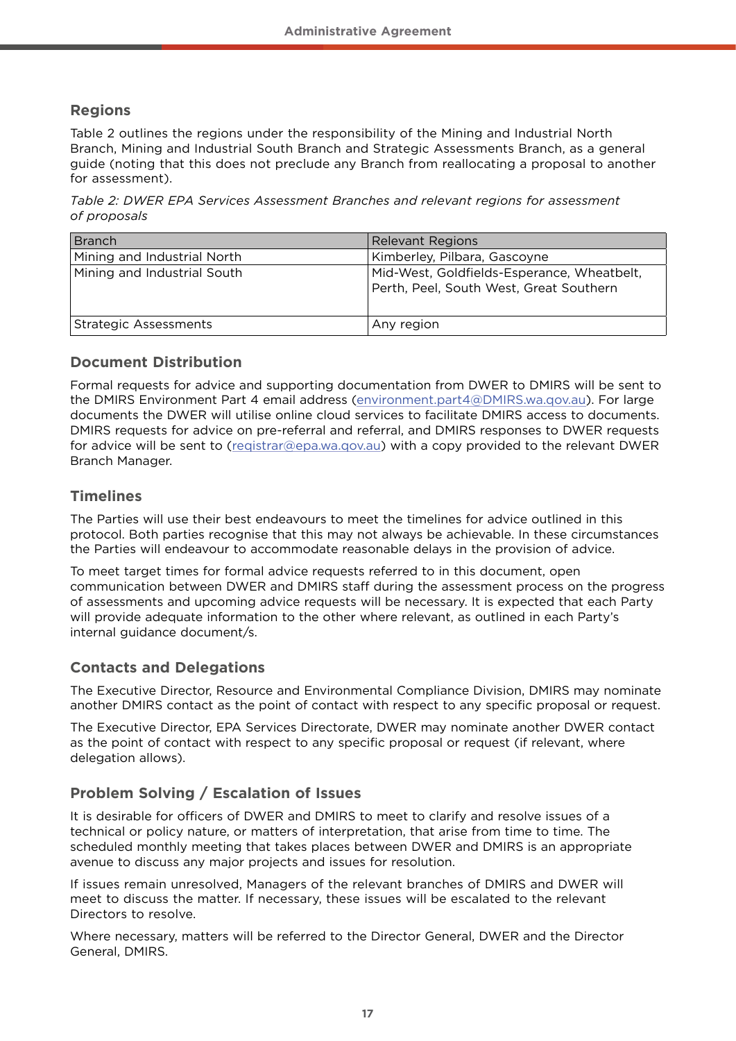## Regions

Table 2 outlines the regions under the responsibility of the Mining and Industrial North Branch, Mining and Industrial South Branch and Strategic Assessments Branch, as a general guide (noting that this does not preclude any Branch from reallocating a proposal to another for assessment).

*Table 2: DWER EPA Services Assessment Branches and relevant regions for assessment of proposals*

| Branch | Relevant Regions |
|---|---|
| Mining and Industrial North | Kimberley, Pilbara, Gascoyne |
| Mining and Industrial South | Mid-West, Goldfields-Esperance, Wheatbelt, Perth, Peel, South West, Great Southern |
| Strategic Assessments | Any region |

## Document Distribution

Formal requests for advice and supporting documentation from DWER to DMIRS will be sent to the DMIRS Environment Part 4 email address (environment.part4@DMIRS.wa.gov.au). For large documents the DWER will utilise online cloud services to facilitate DMIRS access to documents. DMIRS requests for advice on pre-referral and referral, and DMIRS responses to DWER requests for advice will be sent to (registrar@epa.wa.gov.au) with a copy provided to the relevant DWER Branch Manager.

## Timelines

The Parties will use their best endeavours to meet the timelines for advice outlined in this protocol. Both parties recognise that this may not always be achievable. In these circumstances the Parties will endeavour to accommodate reasonable delays in the provision of advice.

To meet target times for formal advice requests referred to in this document, open communication between DWER and DMIRS staff during the assessment process on the progress of assessments and upcoming advice requests will be necessary. It is expected that each Party will provide adequate information to the other where relevant, as outlined in each Party's internal guidance document/s.

## Contacts and Delegations

The Executive Director, Resource and Environmental Compliance Division, DMIRS may nominate another DMIRS contact as the point of contact with respect to any specific proposal or request.

The Executive Director, EPA Services Directorate, DWER may nominate another DWER contact as the point of contact with respect to any specific proposal or request (if relevant, where delegation allows).

## Problem Solving / Escalation of Issues

It is desirable for officers of DWER and DMIRS to meet to clarify and resolve issues of a technical or policy nature, or matters of interpretation, that arise from time to time. The scheduled monthly meeting that takes places between DWER and DMIRS is an appropriate avenue to discuss any major projects and issues for resolution.

If issues remain unresolved, Managers of the relevant branches of DMIRS and DWER will meet to discuss the matter. If necessary, these issues will be escalated to the relevant Directors to resolve.

Where necessary, matters will be referred to the Director General, DWER and the Director General, DMIRS.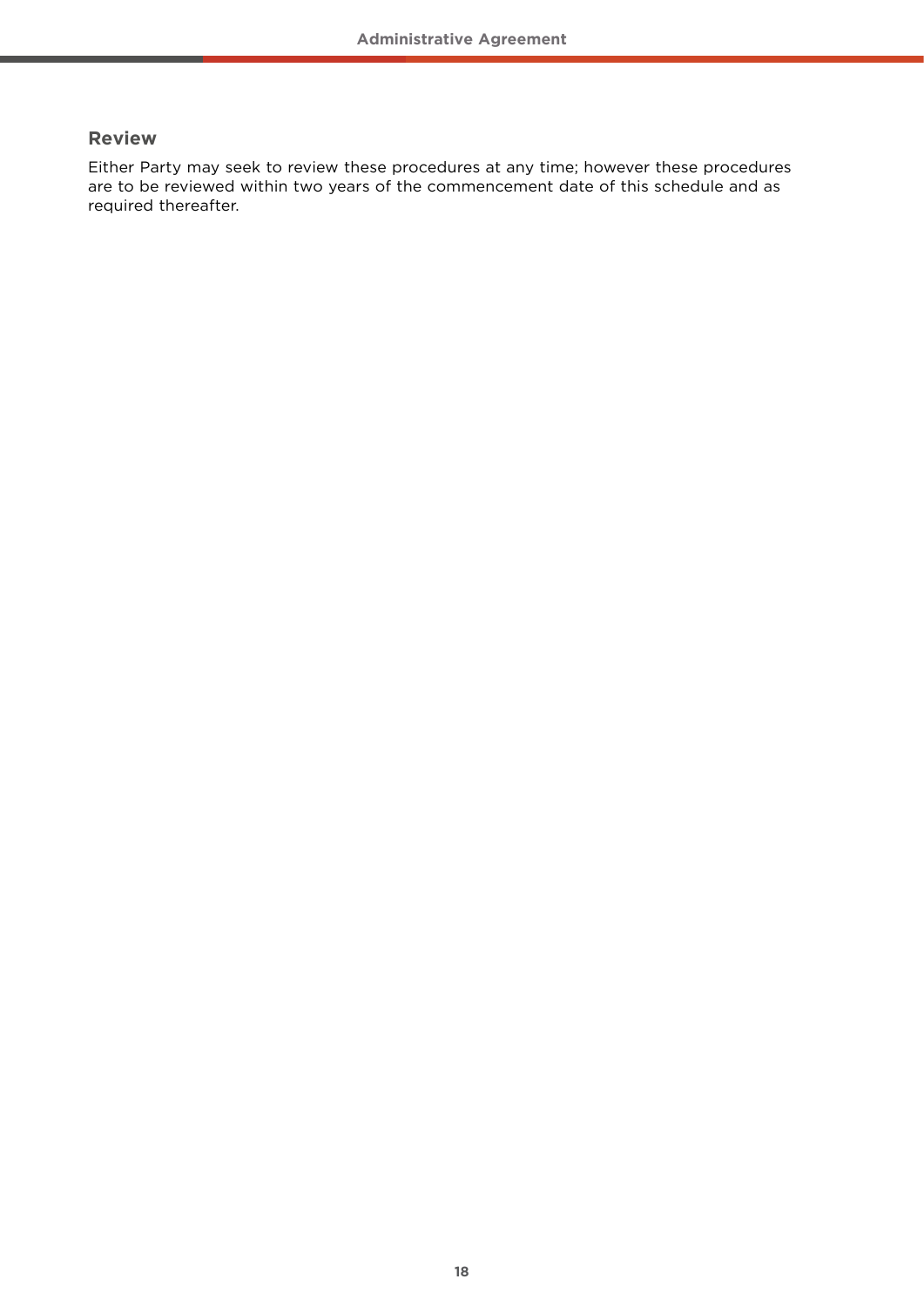### Review

Either Party may seek to review these procedures at any time; however these procedures are to be reviewed within two years of the commencement date of this schedule and as required thereafter.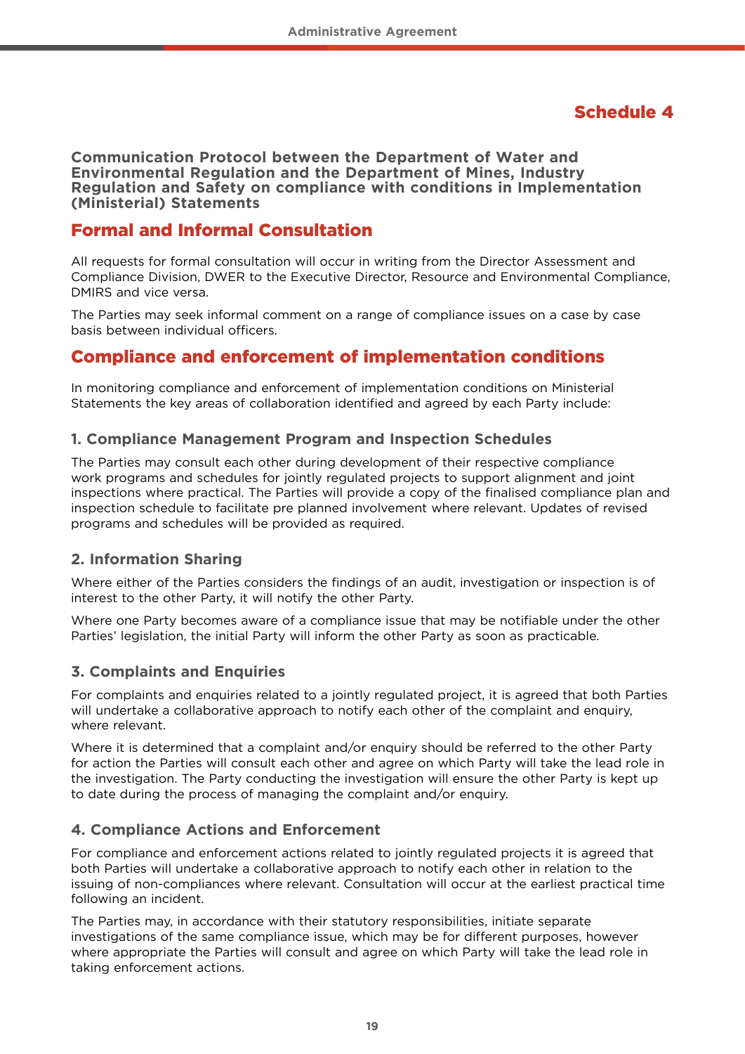# Schedule 4

**Communication Protocol between the Department of Water and Environmental Regulation and the Department of Mines, Industry Regulation and Safety on compliance with conditions in Implementation (Ministerial) Statements**

## Formal and Informal Consultation

All requests for formal consultation will occur in writing from the Director Assessment and Compliance Division, DWER to the Executive Director, Resource and Environmental Compliance, DMIRS and vice versa.

The Parties may seek informal comment on a range of compliance issues on a case by case basis between individual officers.

## Compliance and enforcement of implementation conditions

In monitoring compliance and enforcement of implementation conditions on Ministerial Statements the key areas of collaboration identified and agreed by each Party include:

### 1. Compliance Management Program and Inspection Schedules

The Parties may consult each other during development of their respective compliance work programs and schedules for jointly regulated projects to support alignment and joint inspections where practical. The Parties will provide a copy of the finalised compliance plan and inspection schedule to facilitate pre planned involvement where relevant. Updates of revised programs and schedules will be provided as required.

### 2. Information Sharing

Where either of the Parties considers the findings of an audit, investigation or inspection is of interest to the other Party, it will notify the other Party.

Where one Party becomes aware of a compliance issue that may be notifiable under the other Parties' legislation, the initial Party will inform the other Party as soon as practicable.

### 3. Complaints and Enquiries

For complaints and enquiries related to a jointly regulated project, it is agreed that both Parties will undertake a collaborative approach to notify each other of the complaint and enquiry, where relevant.

Where it is determined that a complaint and/or enquiry should be referred to the other Party for action the Parties will consult each other and agree on which Party will take the lead role in the investigation. The Party conducting the investigation will ensure the other Party is kept up to date during the process of managing the complaint and/or enquiry.

### 4. Compliance Actions and Enforcement

For compliance and enforcement actions related to jointly regulated projects it is agreed that both Parties will undertake a collaborative approach to notify each other in relation to the issuing of non-compliances where relevant. Consultation will occur at the earliest practical time following an incident.

The Parties may, in accordance with their statutory responsibilities, initiate separate investigations of the same compliance issue, which may be for different purposes, however where appropriate the Parties will consult and agree on which Party will take the lead role in taking enforcement actions.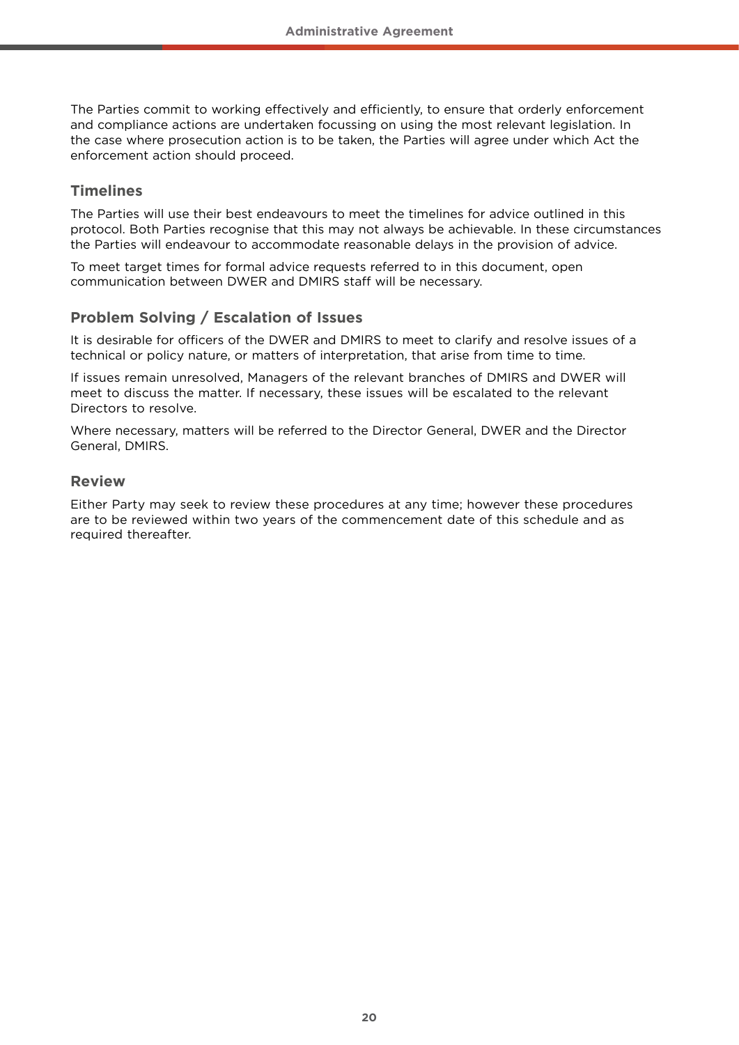The Parties commit to working effectively and efficiently, to ensure that orderly enforcement and compliance actions are undertaken focussing on using the most relevant legislation. In the case where prosecution action is to be taken, the Parties will agree under which Act the enforcement action should proceed.

### Timelines

The Parties will use their best endeavours to meet the timelines for advice outlined in this protocol. Both Parties recognise that this may not always be achievable. In these circumstances the Parties will endeavour to accommodate reasonable delays in the provision of advice.

To meet target times for formal advice requests referred to in this document, open communication between DWER and DMIRS staff will be necessary.

### Problem Solving / Escalation of Issues

It is desirable for officers of the DWER and DMIRS to meet to clarify and resolve issues of a technical or policy nature, or matters of interpretation, that arise from time to time.

If issues remain unresolved, Managers of the relevant branches of DMIRS and DWER will meet to discuss the matter. If necessary, these issues will be escalated to the relevant Directors to resolve.

Where necessary, matters will be referred to the Director General, DWER and the Director General, DMIRS.

### Review

Either Party may seek to review these procedures at any time; however these procedures are to be reviewed within two years of the commencement date of this schedule and as required thereafter.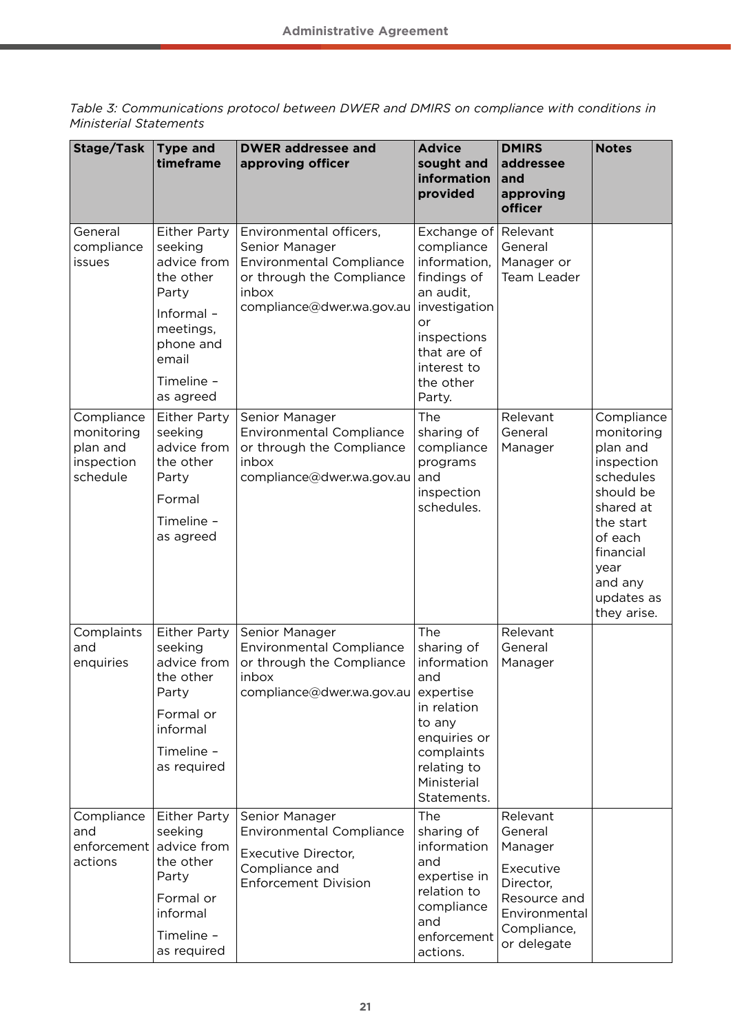*Table 3: Communications protocol between DWER and DMIRS on compliance with conditions in Ministerial Statements*

| Stage/Task | Type and timeframe | DWER addressee and approving officer | Advice sought and information provided | DMIRS addressee and approving officer | Notes |
|---|---|---|---|---|---|
| General compliance issues | Either Party seeking advice from the other Party<br><br>Informal – meetings, phone and email<br><br>Timeline – as agreed | Environmental officers, Senior Manager Environmental Compliance or through the Compliance inbox compliance@dwer.wa.gov.au | Exchange of compliance information, findings of an audit, investigation or inspections that are of interest to the other Party. | Relevant General Manager or Team Leader | |
| Compliance monitoring plan and inspection schedule | Either Party seeking advice from the other Party<br><br>Formal<br><br>Timeline – as agreed | Senior Manager Environmental Compliance or through the Compliance inbox compliance@dwer.wa.gov.au | The sharing of compliance programs and inspection schedules. | Relevant General Manager | Compliance monitoring plan and inspection schedules should be shared at the start of each financial year and any updates as they arise. |
| Complaints and enquiries | Either Party seeking advice from the other Party<br><br>Formal or informal<br><br>Timeline – as required | Senior Manager Environmental Compliance or through the Compliance inbox compliance@dwer.wa.gov.au | The sharing of information and expertise in relation to any enquiries or complaints relating to Ministerial Statements. | Relevant General Manager | |
| Compliance and enforcement actions | Either Party seeking advice from the other Party<br><br>Formal or informal<br><br>Timeline – as required | Senior Manager Environmental Compliance<br><br>Executive Director, Compliance and Enforcement Division | The sharing of information and expertise in relation to compliance and enforcement actions. | Relevant General Manager<br><br>Executive Director, Resource and Environmental Compliance, or delegate | |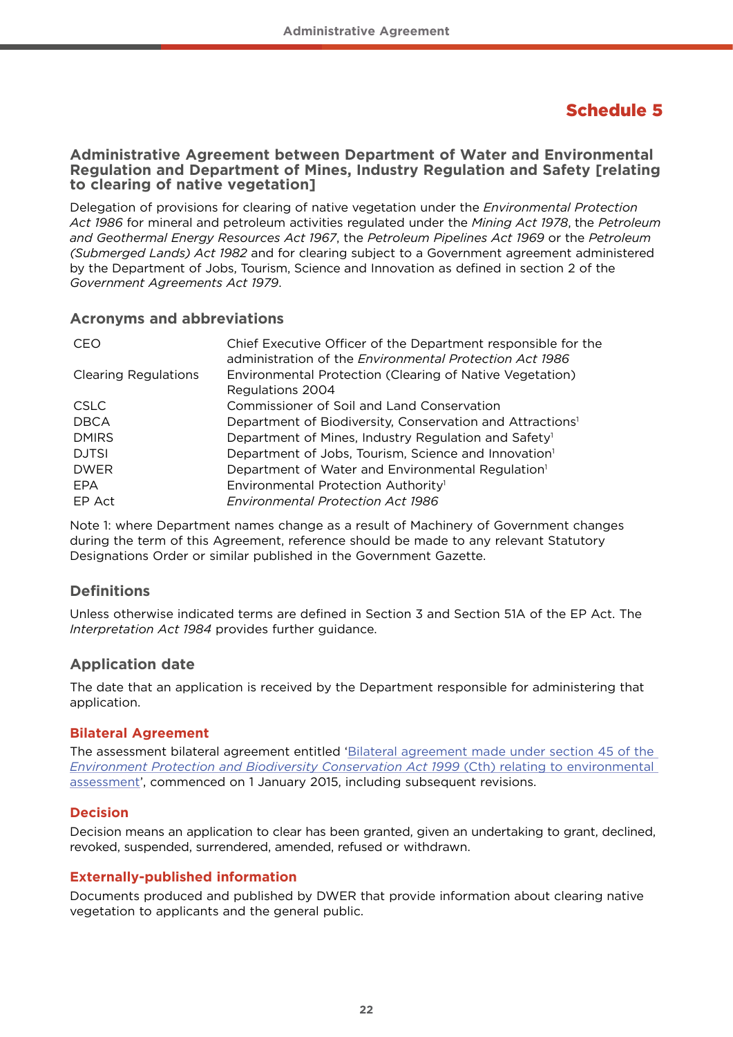# Schedule 5

## Administrative Agreement between Department of Water and Environmental Regulation and Department of Mines, Industry Regulation and Safety [relating to clearing of native vegetation]

Delegation of provisions for clearing of native vegetation under the *Environmental Protection Act 1986* for mineral and petroleum activities regulated under the *Mining Act 1978*, the *Petroleum and Geothermal Energy Resources Act 1967*, the *Petroleum Pipelines Act 1969* or the *Petroleum (Submerged Lands) Act 1982* and for clearing subject to a Government agreement administered by the Department of Jobs, Tourism, Science and Innovation as defined in section 2 of the *Government Agreements Act 1979*.

### Acronyms and abbreviations

| | |
|---|---|
| CEO | Chief Executive Officer of the Department responsible for the administration of the *Environmental Protection Act 1986* |
| Clearing Regulations | Environmental Protection (Clearing of Native Vegetation) Regulations 2004 |
| CSLC | Commissioner of Soil and Land Conservation |
| DBCA | Department of Biodiversity, Conservation and Attractions[1] |
| DMIRS | Department of Mines, Industry Regulation and Safety[1] |
| DJTSI | Department of Jobs, Tourism, Science and Innovation[1] |
| DWER | Department of Water and Environmental Regulation[1] |
| EPA | Environmental Protection Authority[1] |
| EP Act | *Environmental Protection Act 1986* |

Note 1: where Department names change as a result of Machinery of Government changes during the term of this Agreement, reference should be made to any relevant Statutory Designations Order or similar published in the Government Gazette.

### Definitions

Unless otherwise indicated terms are defined in Section 3 and Section 51A of the EP Act. The *Interpretation Act 1984* provides further guidance.

### Application date

The date that an application is received by the Department responsible for administering that application.

#### Bilateral Agreement

The assessment bilateral agreement entitled 'Bilateral agreement made under section 45 of the *Environment Protection and Biodiversity Conservation Act 1999* (Cth) relating to environmental assessment', commenced on 1 January 2015, including subsequent revisions.

#### Decision

Decision means an application to clear has been granted, given an undertaking to grant, declined, revoked, suspended, surrendered, amended, refused or withdrawn.

#### Externally-published information

Documents produced and published by DWER that provide information about clearing native vegetation to applicants and the general public.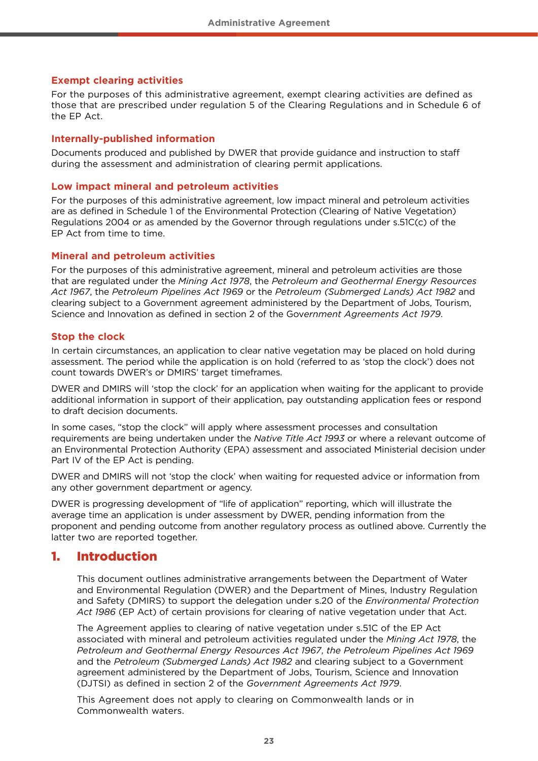### Exempt clearing activities

For the purposes of this administrative agreement, exempt clearing activities are defined as those that are prescribed under regulation 5 of the Clearing Regulations and in Schedule 6 of the EP Act.

### Internally-published information

Documents produced and published by DWER that provide guidance and instruction to staff during the assessment and administration of clearing permit applications.

### Low impact mineral and petroleum activities

For the purposes of this administrative agreement, low impact mineral and petroleum activities are as defined in Schedule 1 of the Environmental Protection (Clearing of Native Vegetation) Regulations 2004 or as amended by the Governor through regulations under s.51C(c) of the EP Act from time to time.

### Mineral and petroleum activities

For the purposes of this administrative agreement, mineral and petroleum activities are those that are regulated under the *Mining Act 1978*, the *Petroleum and Geothermal Energy Resources Act 1967*, the *Petroleum Pipelines Act 1969* or the *Petroleum (Submerged Lands) Act 1982* and clearing subject to a Government agreement administered by the Department of Jobs, Tourism, Science and Innovation as defined in section 2 of the Go*vernment Agreements Act 1979*.

### Stop the clock

In certain circumstances, an application to clear native vegetation may be placed on hold during assessment. The period while the application is on hold (referred to as 'stop the clock') does not count towards DWER's or DMIRS' target timeframes.

DWER and DMIRS will 'stop the clock' for an application when waiting for the applicant to provide additional information in support of their application, pay outstanding application fees or respond to draft decision documents.

In some cases, "stop the clock" will apply where assessment processes and consultation requirements are being undertaken under the *Native Title Act 1993* or where a relevant outcome of an Environmental Protection Authority (EPA) assessment and associated Ministerial decision under Part IV of the EP Act is pending.

DWER and DMIRS will not 'stop the clock' when waiting for requested advice or information from any other government department or agency.

DWER is progressing development of "life of application" reporting, which will illustrate the average time an application is under assessment by DWER, pending information from the proponent and pending outcome from another regulatory process as outlined above. Currently the latter two are reported together.

# 1. Introduction

This document outlines administrative arrangements between the Department of Water and Environmental Regulation (DWER) and the Department of Mines, Industry Regulation and Safety (DMIRS) to support the delegation under s.20 of the *Environmental Protection Act 1986* (EP Act) of certain provisions for clearing of native vegetation under that Act.

The Agreement applies to clearing of native vegetation under s.51C of the EP Act associated with mineral and petroleum activities regulated under the *Mining Act 1978*, the *Petroleum and Geothermal Energy Resources Act 1967, the Petroleum Pipelines Act 1969* and the *Petroleum (Submerged Lands) Act 1982* and clearing subject to a Government agreement administered by the Department of Jobs, Tourism, Science and Innovation (DJTSI) as defined in section 2 of the *Government Agreements Act 1979*.

This Agreement does not apply to clearing on Commonwealth lands or in Commonwealth waters.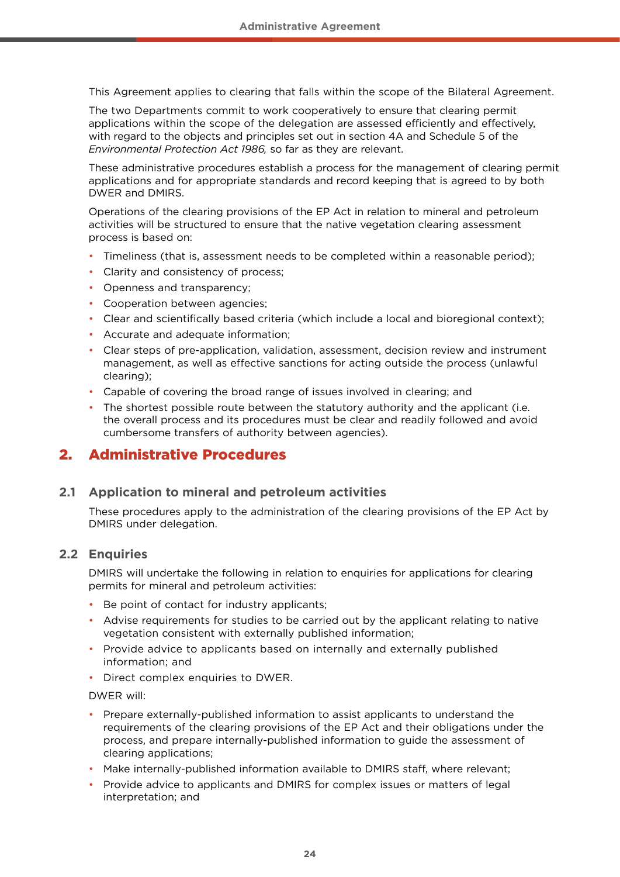This Agreement applies to clearing that falls within the scope of the Bilateral Agreement.

The two Departments commit to work cooperatively to ensure that clearing permit applications within the scope of the delegation are assessed efficiently and effectively, with regard to the objects and principles set out in section 4A and Schedule 5 of the *Environmental Protection Act 1986,* so far as they are relevant.

These administrative procedures establish a process for the management of clearing permit applications and for appropriate standards and record keeping that is agreed to by both DWER and DMIRS.

Operations of the clearing provisions of the EP Act in relation to mineral and petroleum activities will be structured to ensure that the native vegetation clearing assessment process is based on:

- Timeliness (that is, assessment needs to be completed within a reasonable period);
- Clarity and consistency of process;
- Openness and transparency;
- Cooperation between agencies;
- Clear and scientifically based criteria (which include a local and bioregional context);
- Accurate and adequate information;
- Clear steps of pre-application, validation, assessment, decision review and instrument management, as well as effective sanctions for acting outside the process (unlawful clearing);
- Capable of covering the broad range of issues involved in clearing; and
- The shortest possible route between the statutory authority and the applicant (i.e. the overall process and its procedures must be clear and readily followed and avoid cumbersome transfers of authority between agencies).

## 2. Administrative Procedures

### 2.1 Application to mineral and petroleum activities

These procedures apply to the administration of the clearing provisions of the EP Act by DMIRS under delegation.

### 2.2 Enquiries

DMIRS will undertake the following in relation to enquiries for applications for clearing permits for mineral and petroleum activities:

- Be point of contact for industry applicants;
- Advise requirements for studies to be carried out by the applicant relating to native vegetation consistent with externally published information;
- Provide advice to applicants based on internally and externally published information; and
- Direct complex enquiries to DWER.

DWER will:

- Prepare externally-published information to assist applicants to understand the requirements of the clearing provisions of the EP Act and their obligations under the process, and prepare internally-published information to guide the assessment of clearing applications;
- Make internally-published information available to DMIRS staff, where relevant;
- Provide advice to applicants and DMIRS for complex issues or matters of legal interpretation; and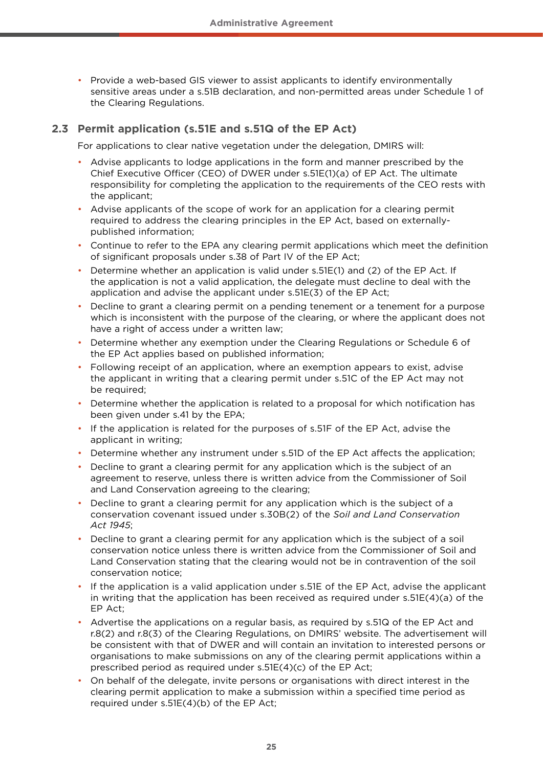- Provide a web-based GIS viewer to assist applicants to identify environmentally sensitive areas under a s.51B declaration, and non-permitted areas under Schedule 1 of the Clearing Regulations.

## 2.3 Permit application (s.51E and s.51Q of the EP Act)

For applications to clear native vegetation under the delegation, DMIRS will:

- Advise applicants to lodge applications in the form and manner prescribed by the Chief Executive Officer (CEO) of DWER under s.51E(1)(a) of EP Act. The ultimate responsibility for completing the application to the requirements of the CEO rests with the applicant;
- Advise applicants of the scope of work for an application for a clearing permit required to address the clearing principles in the EP Act, based on externally-published information;
- Continue to refer to the EPA any clearing permit applications which meet the definition of significant proposals under s.38 of Part IV of the EP Act;
- Determine whether an application is valid under s.51E(1) and (2) of the EP Act. If the application is not a valid application, the delegate must decline to deal with the application and advise the applicant under s.51E(3) of the EP Act;
- Decline to grant a clearing permit on a pending tenement or a tenement for a purpose which is inconsistent with the purpose of the clearing, or where the applicant does not have a right of access under a written law;
- Determine whether any exemption under the Clearing Regulations or Schedule 6 of the EP Act applies based on published information;
- Following receipt of an application, where an exemption appears to exist, advise the applicant in writing that a clearing permit under s.51C of the EP Act may not be required;
- Determine whether the application is related to a proposal for which notification has been given under s.41 by the EPA;
- If the application is related for the purposes of s.51F of the EP Act, advise the applicant in writing;
- Determine whether any instrument under s.51D of the EP Act affects the application;
- Decline to grant a clearing permit for any application which is the subject of an agreement to reserve, unless there is written advice from the Commissioner of Soil and Land Conservation agreeing to the clearing;
- Decline to grant a clearing permit for any application which is the subject of a conservation covenant issued under s.30B(2) of the *Soil and Land Conservation Act 1945*;
- Decline to grant a clearing permit for any application which is the subject of a soil conservation notice unless there is written advice from the Commissioner of Soil and Land Conservation stating that the clearing would not be in contravention of the soil conservation notice;
- If the application is a valid application under s.51E of the EP Act, advise the applicant in writing that the application has been received as required under s.51E(4)(a) of the EP Act;
- Advertise the applications on a regular basis, as required by s.51Q of the EP Act and r.8(2) and r.8(3) of the Clearing Regulations, on DMIRS' website. The advertisement will be consistent with that of DWER and will contain an invitation to interested persons or organisations to make submissions on any of the clearing permit applications within a prescribed period as required under s.51E(4)(c) of the EP Act;
- On behalf of the delegate, invite persons or organisations with direct interest in the clearing permit application to make a submission within a specified time period as required under s.51E(4)(b) of the EP Act;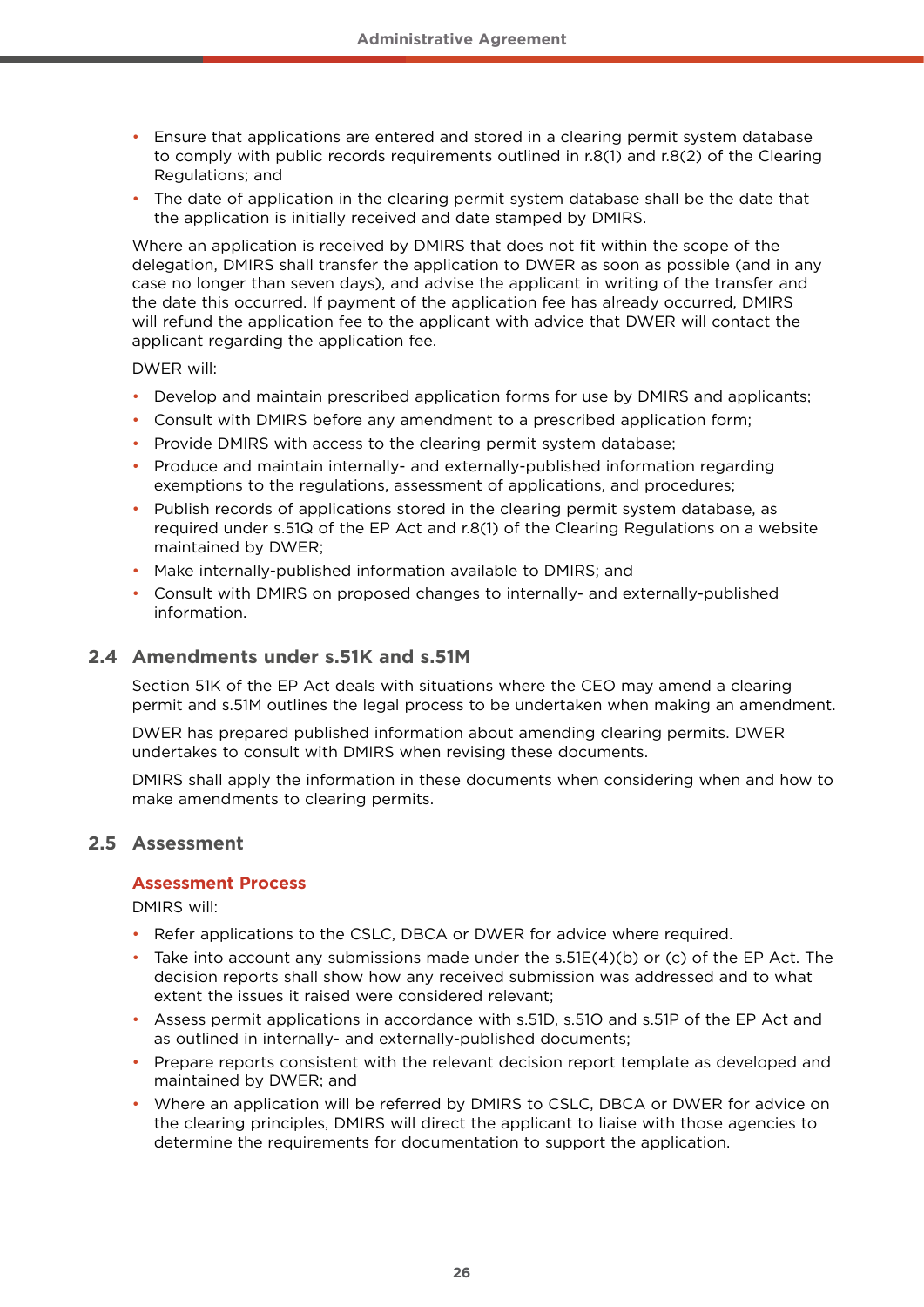- Ensure that applications are entered and stored in a clearing permit system database to comply with public records requirements outlined in r.8(1) and r.8(2) of the Clearing Regulations; and
- The date of application in the clearing permit system database shall be the date that the application is initially received and date stamped by DMIRS.

Where an application is received by DMIRS that does not fit within the scope of the delegation, DMIRS shall transfer the application to DWER as soon as possible (and in any case no longer than seven days), and advise the applicant in writing of the transfer and the date this occurred. If payment of the application fee has already occurred, DMIRS will refund the application fee to the applicant with advice that DWER will contact the applicant regarding the application fee.

DWER will:

- Develop and maintain prescribed application forms for use by DMIRS and applicants;
- Consult with DMIRS before any amendment to a prescribed application form;
- Provide DMIRS with access to the clearing permit system database;
- Produce and maintain internally- and externally-published information regarding exemptions to the regulations, assessment of applications, and procedures;
- Publish records of applications stored in the clearing permit system database, as required under s.51Q of the EP Act and r.8(1) of the Clearing Regulations on a website maintained by DWER;
- Make internally-published information available to DMIRS; and
- Consult with DMIRS on proposed changes to internally- and externally-published information.

## 2.4 Amendments under s.51K and s.51M

Section 51K of the EP Act deals with situations where the CEO may amend a clearing permit and s.51M outlines the legal process to be undertaken when making an amendment.

DWER has prepared published information about amending clearing permits. DWER undertakes to consult with DMIRS when revising these documents.

DMIRS shall apply the information in these documents when considering when and how to make amendments to clearing permits.

## 2.5 Assessment

### Assessment Process

DMIRS will:

- Refer applications to the CSLC, DBCA or DWER for advice where required.
- Take into account any submissions made under the s.51E(4)(b) or (c) of the EP Act. The decision reports shall show how any received submission was addressed and to what extent the issues it raised were considered relevant;
- Assess permit applications in accordance with s.51D, s.51O and s.51P of the EP Act and as outlined in internally- and externally-published documents;
- Prepare reports consistent with the relevant decision report template as developed and maintained by DWER; and
- Where an application will be referred by DMIRS to CSLC, DBCA or DWER for advice on the clearing principles, DMIRS will direct the applicant to liaise with those agencies to determine the requirements for documentation to support the application.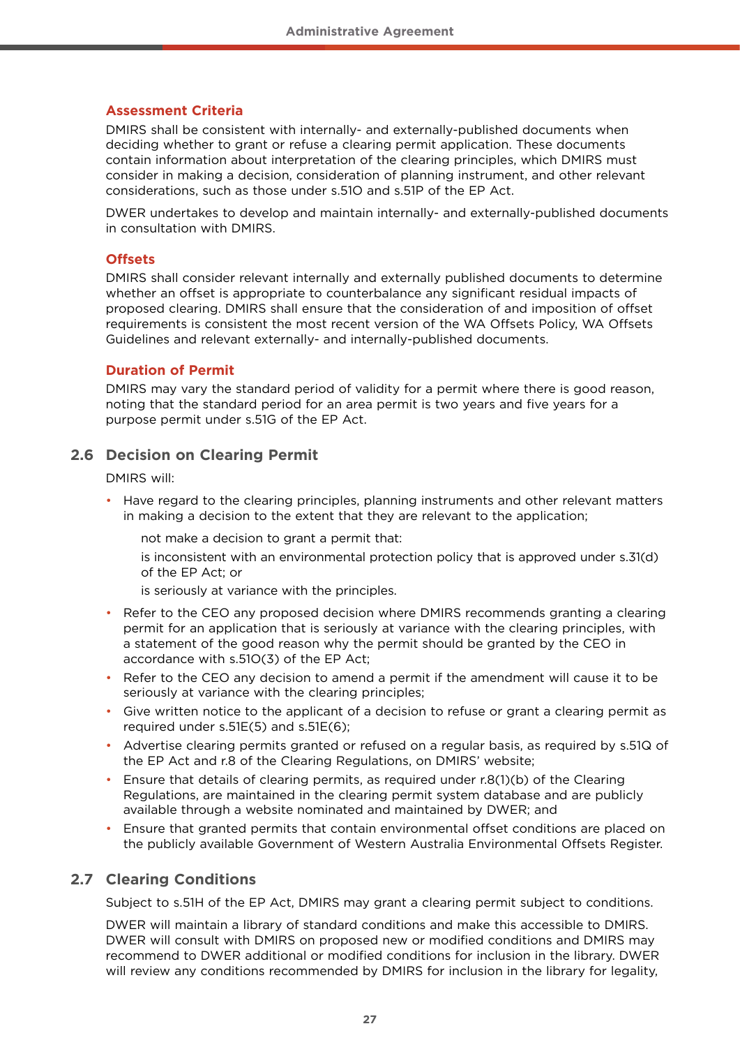### Assessment Criteria

DMIRS shall be consistent with internally- and externally-published documents when deciding whether to grant or refuse a clearing permit application. These documents contain information about interpretation of the clearing principles, which DMIRS must consider in making a decision, consideration of planning instrument, and other relevant considerations, such as those under s.51O and s.51P of the EP Act.

DWER undertakes to develop and maintain internally- and externally-published documents in consultation with DMIRS.

### Offsets

DMIRS shall consider relevant internally and externally published documents to determine whether an offset is appropriate to counterbalance any significant residual impacts of proposed clearing. DMIRS shall ensure that the consideration of and imposition of offset requirements is consistent the most recent version of the WA Offsets Policy, WA Offsets Guidelines and relevant externally- and internally-published documents.

### Duration of Permit

DMIRS may vary the standard period of validity for a permit where there is good reason, noting that the standard period for an area permit is two years and five years for a purpose permit under s.51G of the EP Act.

## 2.6 Decision on Clearing Permit

DMIRS will:

- Have regard to the clearing principles, planning instruments and other relevant matters in making a decision to the extent that they are relevant to the application;

  not make a decision to grant a permit that:

  is inconsistent with an environmental protection policy that is approved under s.31(d) of the EP Act; or

  is seriously at variance with the principles.

- Refer to the CEO any proposed decision where DMIRS recommends granting a clearing permit for an application that is seriously at variance with the clearing principles, with a statement of the good reason why the permit should be granted by the CEO in accordance with s.51O(3) of the EP Act;
- Refer to the CEO any decision to amend a permit if the amendment will cause it to be seriously at variance with the clearing principles;
- Give written notice to the applicant of a decision to refuse or grant a clearing permit as required under s.51E(5) and s.51E(6);
- Advertise clearing permits granted or refused on a regular basis, as required by s.51Q of the EP Act and r.8 of the Clearing Regulations, on DMIRS' website;
- Ensure that details of clearing permits, as required under r.8(1)(b) of the Clearing Regulations, are maintained in the clearing permit system database and are publicly available through a website nominated and maintained by DWER; and
- Ensure that granted permits that contain environmental offset conditions are placed on the publicly available Government of Western Australia Environmental Offsets Register.

## 2.7 Clearing Conditions

Subject to s.51H of the EP Act, DMIRS may grant a clearing permit subject to conditions.

DWER will maintain a library of standard conditions and make this accessible to DMIRS. DWER will consult with DMIRS on proposed new or modified conditions and DMIRS may recommend to DWER additional or modified conditions for inclusion in the library. DWER will review any conditions recommended by DMIRS for inclusion in the library for legality,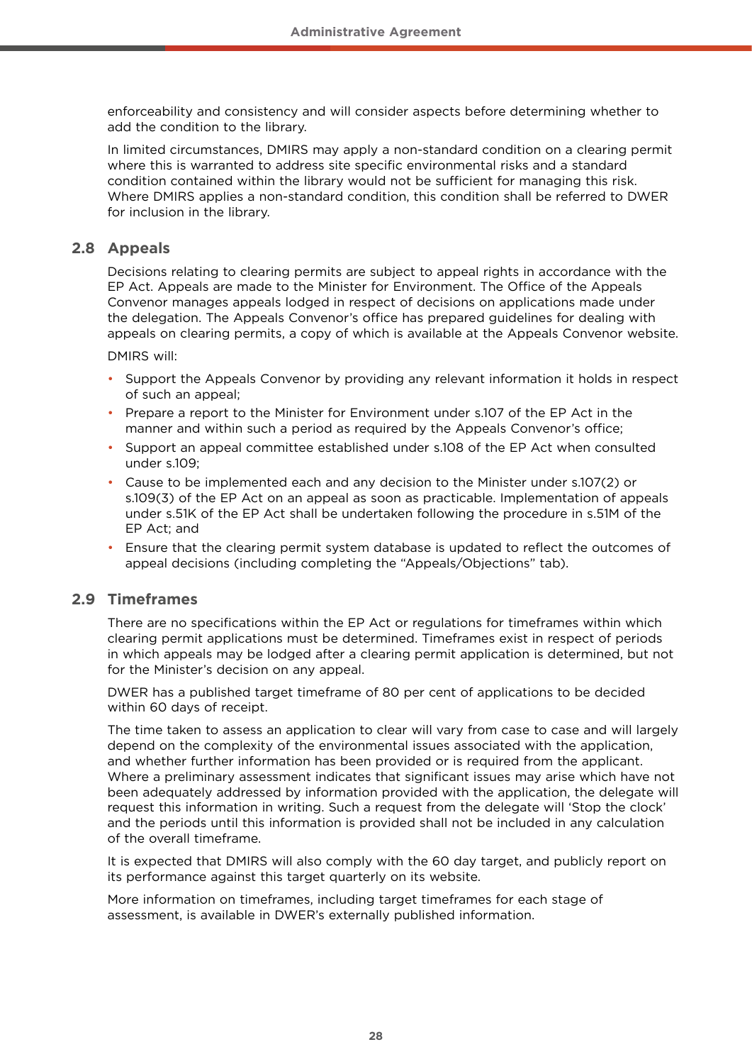enforceability and consistency and will consider aspects before determining whether to add the condition to the library.

In limited circumstances, DMIRS may apply a non-standard condition on a clearing permit where this is warranted to address site specific environmental risks and a standard condition contained within the library would not be sufficient for managing this risk. Where DMIRS applies a non-standard condition, this condition shall be referred to DWER for inclusion in the library.

## 2.8 Appeals

Decisions relating to clearing permits are subject to appeal rights in accordance with the EP Act. Appeals are made to the Minister for Environment. The Office of the Appeals Convenor manages appeals lodged in respect of decisions on applications made under the delegation. The Appeals Convenor's office has prepared guidelines for dealing with appeals on clearing permits, a copy of which is available at the Appeals Convenor website.

DMIRS will:

- Support the Appeals Convenor by providing any relevant information it holds in respect of such an appeal;
- Prepare a report to the Minister for Environment under s.107 of the EP Act in the manner and within such a period as required by the Appeals Convenor's office;
- Support an appeal committee established under s.108 of the EP Act when consulted under s.109;
- Cause to be implemented each and any decision to the Minister under s.107(2) or s.109(3) of the EP Act on an appeal as soon as practicable. Implementation of appeals under s.51K of the EP Act shall be undertaken following the procedure in s.51M of the EP Act; and
- Ensure that the clearing permit system database is updated to reflect the outcomes of appeal decisions (including completing the "Appeals/Objections" tab).

## 2.9 Timeframes

There are no specifications within the EP Act or regulations for timeframes within which clearing permit applications must be determined. Timeframes exist in respect of periods in which appeals may be lodged after a clearing permit application is determined, but not for the Minister's decision on any appeal.

DWER has a published target timeframe of 80 per cent of applications to be decided within 60 days of receipt.

The time taken to assess an application to clear will vary from case to case and will largely depend on the complexity of the environmental issues associated with the application, and whether further information has been provided or is required from the applicant. Where a preliminary assessment indicates that significant issues may arise which have not been adequately addressed by information provided with the application, the delegate will request this information in writing. Such a request from the delegate will 'Stop the clock' and the periods until this information is provided shall not be included in any calculation of the overall timeframe.

It is expected that DMIRS will also comply with the 60 day target, and publicly report on its performance against this target quarterly on its website.

More information on timeframes, including target timeframes for each stage of assessment, is available in DWER's externally published information.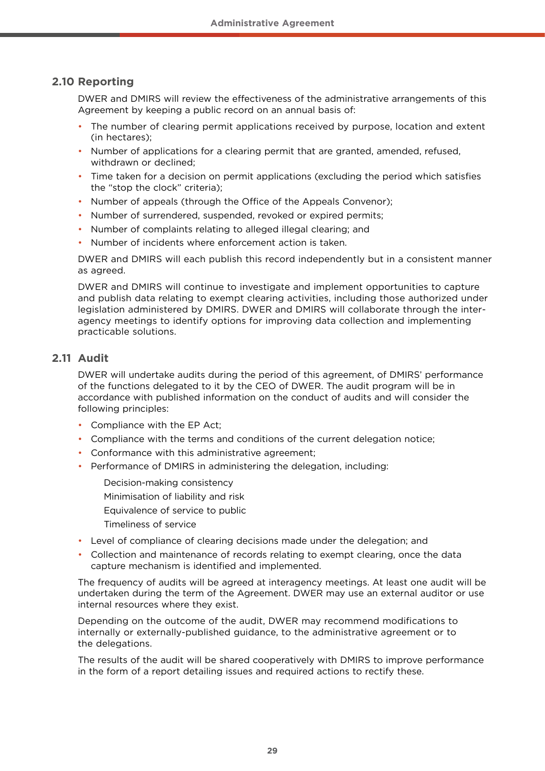## 2.10 Reporting

DWER and DMIRS will review the effectiveness of the administrative arrangements of this Agreement by keeping a public record on an annual basis of:

- The number of clearing permit applications received by purpose, location and extent (in hectares);
- Number of applications for a clearing permit that are granted, amended, refused, withdrawn or declined;
- Time taken for a decision on permit applications (excluding the period which satisfies the "stop the clock" criteria);
- Number of appeals (through the Office of the Appeals Convenor);
- Number of surrendered, suspended, revoked or expired permits;
- Number of complaints relating to alleged illegal clearing; and
- Number of incidents where enforcement action is taken.

DWER and DMIRS will each publish this record independently but in a consistent manner as agreed.

DWER and DMIRS will continue to investigate and implement opportunities to capture and publish data relating to exempt clearing activities, including those authorized under legislation administered by DMIRS. DWER and DMIRS will collaborate through the inter-agency meetings to identify options for improving data collection and implementing practicable solutions.

## 2.11 Audit

DWER will undertake audits during the period of this agreement, of DMIRS' performance of the functions delegated to it by the CEO of DWER. The audit program will be in accordance with published information on the conduct of audits and will consider the following principles:

- Compliance with the EP Act;
- Compliance with the terms and conditions of the current delegation notice;
- Conformance with this administrative agreement;
- Performance of DMIRS in administering the delegation, including:
  - Decision-making consistency
  - Minimisation of liability and risk
  - Equivalence of service to public
  - Timeliness of service
- Level of compliance of clearing decisions made under the delegation; and
- Collection and maintenance of records relating to exempt clearing, once the data capture mechanism is identified and implemented.

The frequency of audits will be agreed at interagency meetings. At least one audit will be undertaken during the term of the Agreement. DWER may use an external auditor or use internal resources where they exist.

Depending on the outcome of the audit, DWER may recommend modifications to internally or externally-published guidance, to the administrative agreement or to the delegations.

The results of the audit will be shared cooperatively with DMIRS to improve performance in the form of a report detailing issues and required actions to rectify these.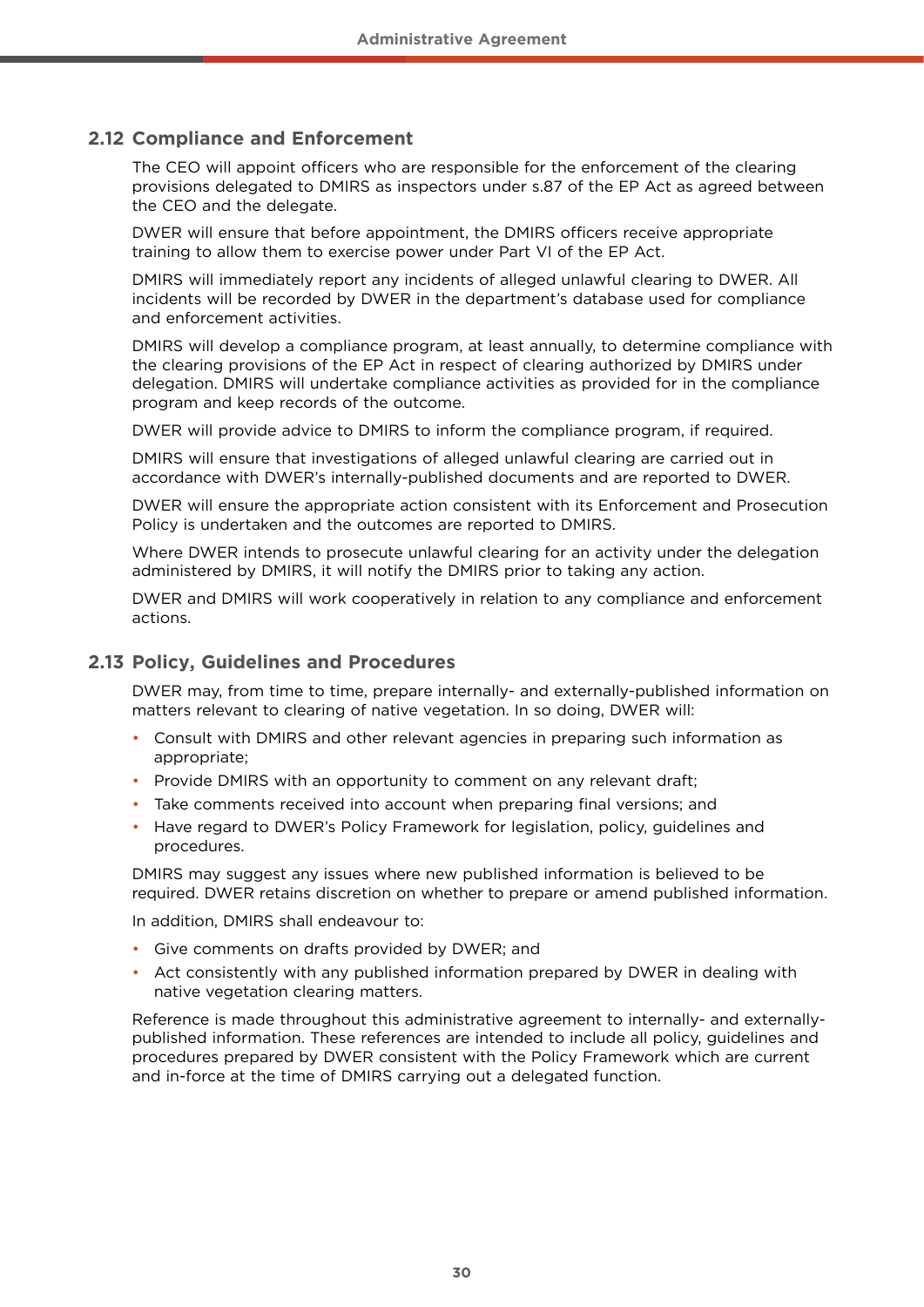## 2.12 Compliance and Enforcement

The CEO will appoint officers who are responsible for the enforcement of the clearing provisions delegated to DMIRS as inspectors under s.87 of the EP Act as agreed between the CEO and the delegate.

DWER will ensure that before appointment, the DMIRS officers receive appropriate training to allow them to exercise power under Part VI of the EP Act.

DMIRS will immediately report any incidents of alleged unlawful clearing to DWER. All incidents will be recorded by DWER in the department's database used for compliance and enforcement activities.

DMIRS will develop a compliance program, at least annually, to determine compliance with the clearing provisions of the EP Act in respect of clearing authorized by DMIRS under delegation. DMIRS will undertake compliance activities as provided for in the compliance program and keep records of the outcome.

DWER will provide advice to DMIRS to inform the compliance program, if required.

DMIRS will ensure that investigations of alleged unlawful clearing are carried out in accordance with DWER's internally-published documents and are reported to DWER.

DWER will ensure the appropriate action consistent with its Enforcement and Prosecution Policy is undertaken and the outcomes are reported to DMIRS.

Where DWER intends to prosecute unlawful clearing for an activity under the delegation administered by DMIRS, it will notify the DMIRS prior to taking any action.

DWER and DMIRS will work cooperatively in relation to any compliance and enforcement actions.

## 2.13 Policy, Guidelines and Procedures

DWER may, from time to time, prepare internally- and externally-published information on matters relevant to clearing of native vegetation. In so doing, DWER will:

- Consult with DMIRS and other relevant agencies in preparing such information as appropriate;
- Provide DMIRS with an opportunity to comment on any relevant draft;
- Take comments received into account when preparing final versions; and
- Have regard to DWER's Policy Framework for legislation, policy, guidelines and procedures.

DMIRS may suggest any issues where new published information is believed to be required. DWER retains discretion on whether to prepare or amend published information.

In addition, DMIRS shall endeavour to:

- Give comments on drafts provided by DWER; and
- Act consistently with any published information prepared by DWER in dealing with native vegetation clearing matters.

Reference is made throughout this administrative agreement to internally- and externally-published information. These references are intended to include all policy, guidelines and procedures prepared by DWER consistent with the Policy Framework which are current and in-force at the time of DMIRS carrying out a delegated function.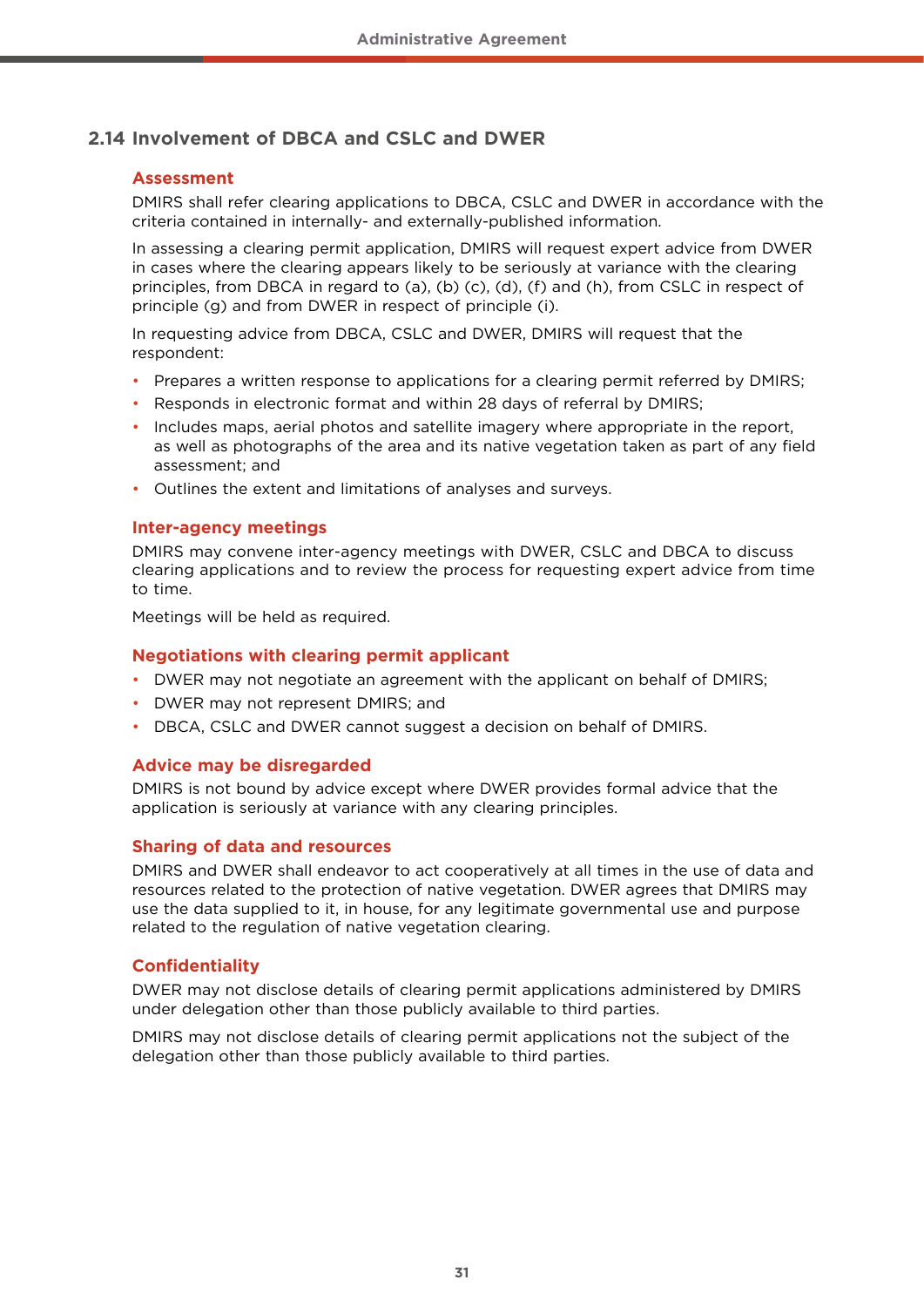## 2.14 Involvement of DBCA and CSLC and DWER

### Assessment

DMIRS shall refer clearing applications to DBCA, CSLC and DWER in accordance with the criteria contained in internally- and externally-published information.

In assessing a clearing permit application, DMIRS will request expert advice from DWER in cases where the clearing appears likely to be seriously at variance with the clearing principles, from DBCA in regard to (a), (b) (c), (d), (f) and (h), from CSLC in respect of principle (g) and from DWER in respect of principle (i).

In requesting advice from DBCA, CSLC and DWER, DMIRS will request that the respondent:

- Prepares a written response to applications for a clearing permit referred by DMIRS;
- Responds in electronic format and within 28 days of referral by DMIRS;
- Includes maps, aerial photos and satellite imagery where appropriate in the report, as well as photographs of the area and its native vegetation taken as part of any field assessment; and
- Outlines the extent and limitations of analyses and surveys.

### Inter-agency meetings

DMIRS may convene inter-agency meetings with DWER, CSLC and DBCA to discuss clearing applications and to review the process for requesting expert advice from time to time.

Meetings will be held as required.

### Negotiations with clearing permit applicant

- DWER may not negotiate an agreement with the applicant on behalf of DMIRS;
- DWER may not represent DMIRS; and
- DBCA, CSLC and DWER cannot suggest a decision on behalf of DMIRS.

### Advice may be disregarded

DMIRS is not bound by advice except where DWER provides formal advice that the application is seriously at variance with any clearing principles.

### Sharing of data and resources

DMIRS and DWER shall endeavor to act cooperatively at all times in the use of data and resources related to the protection of native vegetation. DWER agrees that DMIRS may use the data supplied to it, in house, for any legitimate governmental use and purpose related to the regulation of native vegetation clearing.

### Confidentiality

DWER may not disclose details of clearing permit applications administered by DMIRS under delegation other than those publicly available to third parties.

DMIRS may not disclose details of clearing permit applications not the subject of the delegation other than those publicly available to third parties.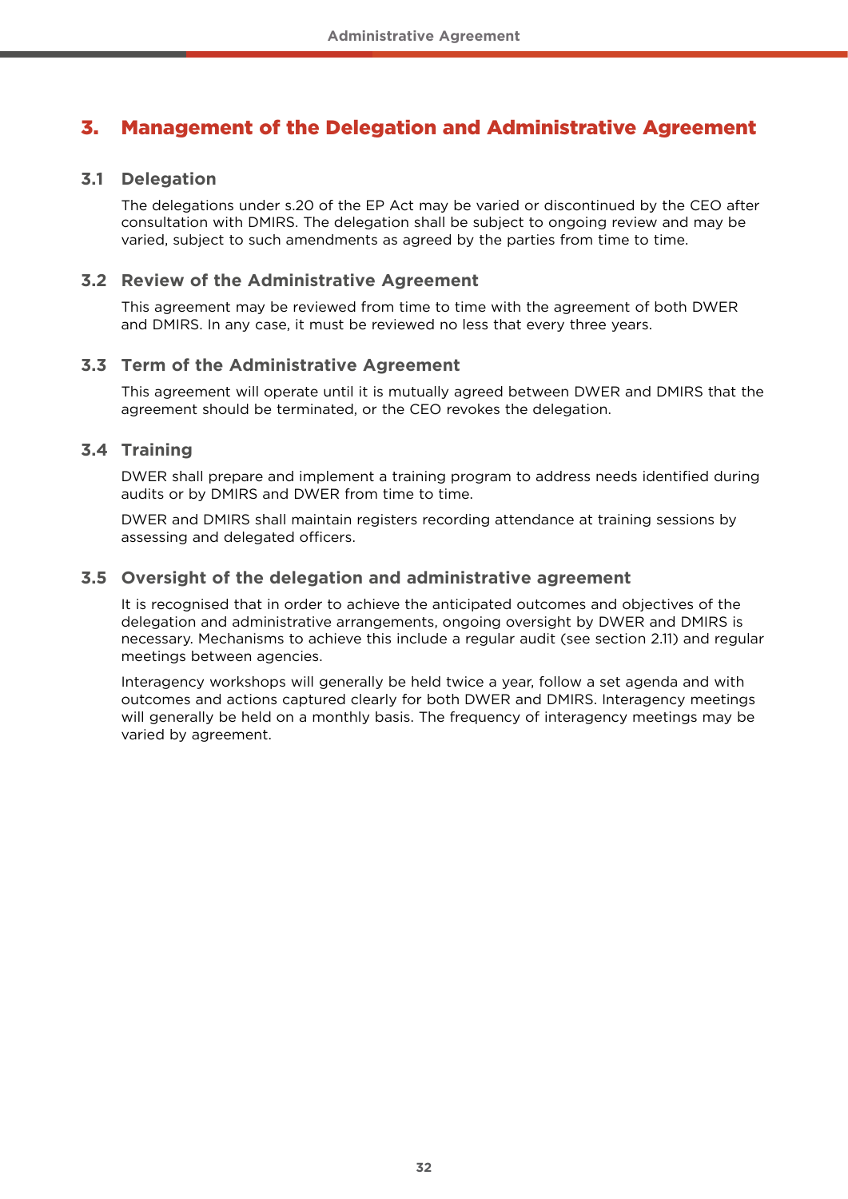# 3. Management of the Delegation and Administrative Agreement

## 3.1 Delegation

The delegations under s.20 of the EP Act may be varied or discontinued by the CEO after consultation with DMIRS. The delegation shall be subject to ongoing review and may be varied, subject to such amendments as agreed by the parties from time to time.

## 3.2 Review of the Administrative Agreement

This agreement may be reviewed from time to time with the agreement of both DWER and DMIRS. In any case, it must be reviewed no less that every three years.

## 3.3 Term of the Administrative Agreement

This agreement will operate until it is mutually agreed between DWER and DMIRS that the agreement should be terminated, or the CEO revokes the delegation.

## 3.4 Training

DWER shall prepare and implement a training program to address needs identified during audits or by DMIRS and DWER from time to time.

DWER and DMIRS shall maintain registers recording attendance at training sessions by assessing and delegated officers.

## 3.5 Oversight of the delegation and administrative agreement

It is recognised that in order to achieve the anticipated outcomes and objectives of the delegation and administrative arrangements, ongoing oversight by DWER and DMIRS is necessary. Mechanisms to achieve this include a regular audit (see section 2.11) and regular meetings between agencies.

Interagency workshops will generally be held twice a year, follow a set agenda and with outcomes and actions captured clearly for both DWER and DMIRS. Interagency meetings will generally be held on a monthly basis. The frequency of interagency meetings may be varied by agreement.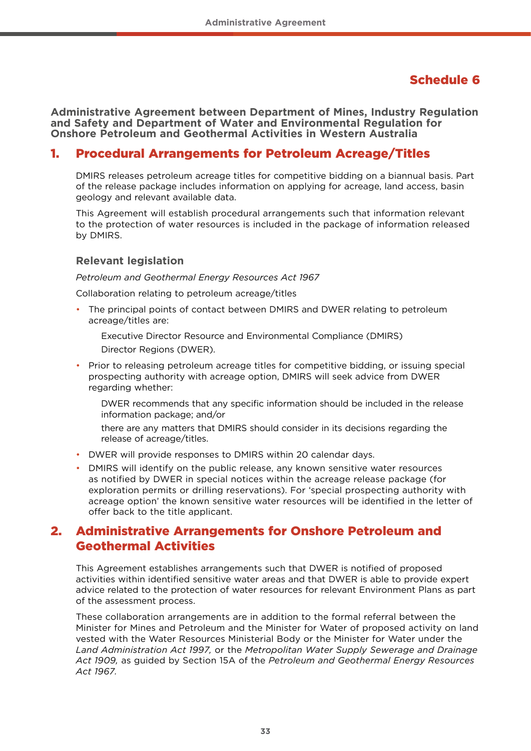# Schedule 6

**Administrative Agreement between Department of Mines, Industry Regulation and Safety and Department of Water and Environmental Regulation for Onshore Petroleum and Geothermal Activities in Western Australia**

## 1. Procedural Arrangements for Petroleum Acreage/Titles

DMIRS releases petroleum acreage titles for competitive bidding on a biannual basis. Part of the release package includes information on applying for acreage, land access, basin geology and relevant available data.

This Agreement will establish procedural arrangements such that information relevant to the protection of water resources is included in the package of information released by DMIRS.

### Relevant legislation

*Petroleum and Geothermal Energy Resources Act 1967*

Collaboration relating to petroleum acreage/titles

- The principal points of contact between DMIRS and DWER relating to petroleum acreage/titles are:

  Executive Director Resource and Environmental Compliance (DMIRS)

  Director Regions (DWER).

- Prior to releasing petroleum acreage titles for competitive bidding, or issuing special prospecting authority with acreage option, DMIRS will seek advice from DWER regarding whether:

  DWER recommends that any specific information should be included in the release information package; and/or

  there are any matters that DMIRS should consider in its decisions regarding the release of acreage/titles.

- DWER will provide responses to DMIRS within 20 calendar days.
- DMIRS will identify on the public release, any known sensitive water resources as notified by DWER in special notices within the acreage release package (for exploration permits or drilling reservations). For 'special prospecting authority with acreage option' the known sensitive water resources will be identified in the letter of offer back to the title applicant.

## 2. Administrative Arrangements for Onshore Petroleum and Geothermal Activities

This Agreement establishes arrangements such that DWER is notified of proposed activities within identified sensitive water areas and that DWER is able to provide expert advice related to the protection of water resources for relevant Environment Plans as part of the assessment process.

These collaboration arrangements are in addition to the formal referral between the Minister for Mines and Petroleum and the Minister for Water of proposed activity on land vested with the Water Resources Ministerial Body or the Minister for Water under the *Land Administration Act 1997,* or the *Metropolitan Water Supply Sewerage and Drainage Act 1909,* as guided by Section 15A of the *Petroleum and Geothermal Energy Resources Act 1967.*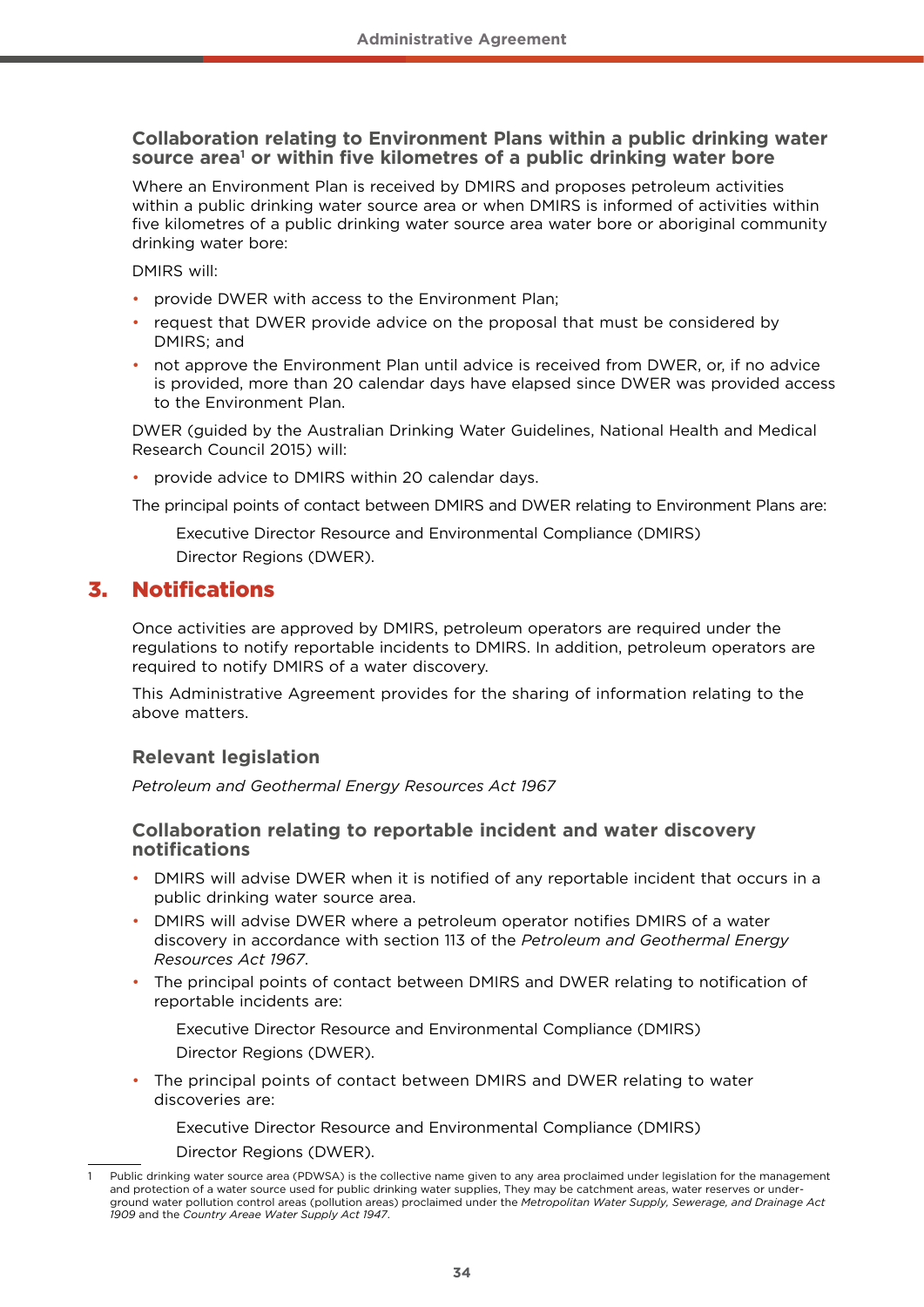### Collaboration relating to Environment Plans within a public drinking water source area[1] or within five kilometres of a public drinking water bore

Where an Environment Plan is received by DMIRS and proposes petroleum activities within a public drinking water source area or when DMIRS is informed of activities within five kilometres of a public drinking water source area water bore or aboriginal community drinking water bore:

DMIRS will:

- provide DWER with access to the Environment Plan;
- request that DWER provide advice on the proposal that must be considered by DMIRS; and
- not approve the Environment Plan until advice is received from DWER, or, if no advice is provided, more than 20 calendar days have elapsed since DWER was provided access to the Environment Plan.

DWER (guided by the Australian Drinking Water Guidelines, National Health and Medical Research Council 2015) will:

- provide advice to DMIRS within 20 calendar days.

The principal points of contact between DMIRS and DWER relating to Environment Plans are:

Executive Director Resource and Environmental Compliance (DMIRS)

Director Regions (DWER).

## 3. Notifications

Once activities are approved by DMIRS, petroleum operators are required under the regulations to notify reportable incidents to DMIRS. In addition, petroleum operators are required to notify DMIRS of a water discovery.

This Administrative Agreement provides for the sharing of information relating to the above matters.

### Relevant legislation

*Petroleum and Geothermal Energy Resources Act 1967*

### Collaboration relating to reportable incident and water discovery notifications

- DMIRS will advise DWER when it is notified of any reportable incident that occurs in a public drinking water source area.
- DMIRS will advise DWER where a petroleum operator notifies DMIRS of a water discovery in accordance with section 113 of the *Petroleum and Geothermal Energy Resources Act 1967*.
- The principal points of contact between DMIRS and DWER relating to notification of reportable incidents are:

  Executive Director Resource and Environmental Compliance (DMIRS)

  Director Regions (DWER).

- The principal points of contact between DMIRS and DWER relating to water discoveries are:

  Executive Director Resource and Environmental Compliance (DMIRS)

  Director Regions (DWER).

---

[1] Public drinking water source area (PDWSA) is the collective name given to any area proclaimed under legislation for the management and protection of a water source used for public drinking water supplies, They may be catchment areas, water reserves or underground water pollution control areas (pollution areas) proclaimed under the *Metropolitan Water Supply, Sewerage, and Drainage Act 1909* and the *Country Areae Water Supply Act 1947*.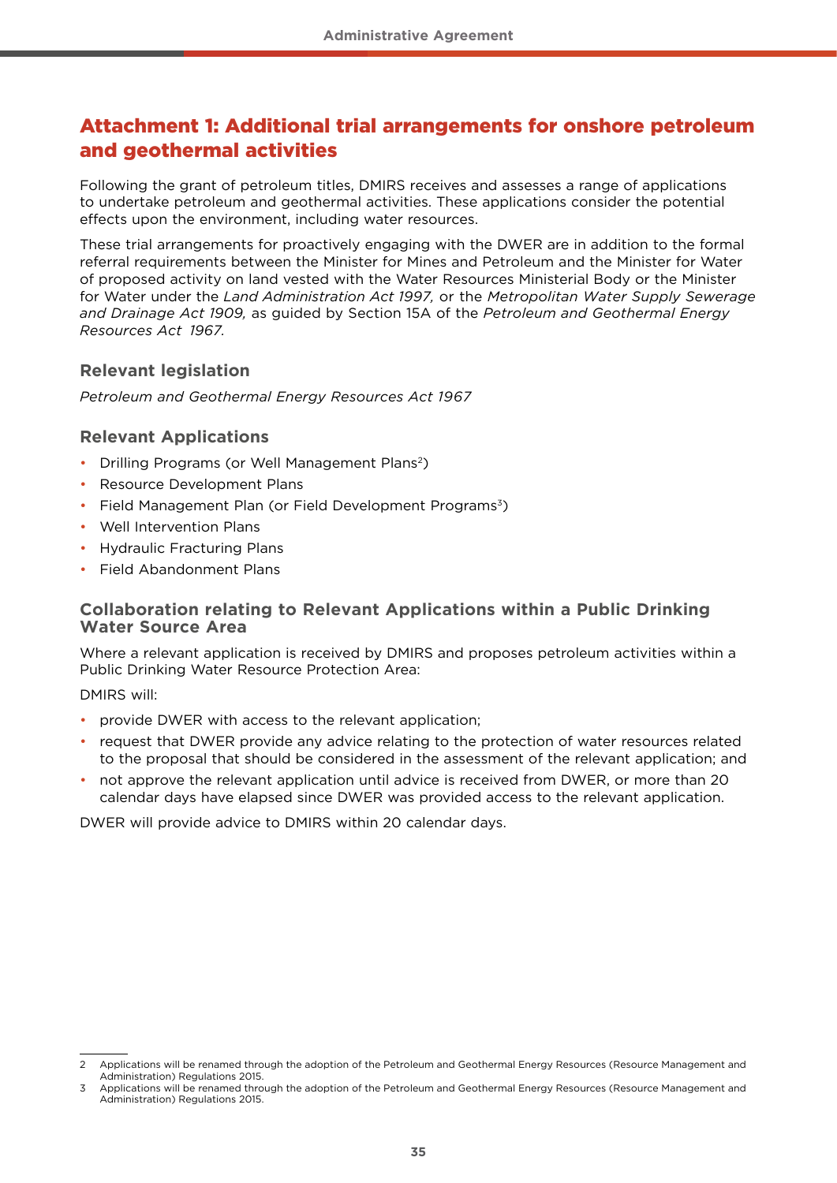# Attachment 1: Additional trial arrangements for onshore petroleum and geothermal activities

Following the grant of petroleum titles, DMIRS receives and assesses a range of applications to undertake petroleum and geothermal activities. These applications consider the potential effects upon the environment, including water resources.

These trial arrangements for proactively engaging with the DWER are in addition to the formal referral requirements between the Minister for Mines and Petroleum and the Minister for Water of proposed activity on land vested with the Water Resources Ministerial Body or the Minister for Water under the *Land Administration Act 1997,* or the *Metropolitan Water Supply Sewerage and Drainage Act 1909,* as guided by Section 15A of the *Petroleum and Geothermal Energy Resources Act 1967.*

### Relevant legislation

*Petroleum and Geothermal Energy Resources Act 1967*

### Relevant Applications

- Drilling Programs (or Well Management Plans[2])
- Resource Development Plans
- Field Management Plan (or Field Development Programs[3])
- Well Intervention Plans
- Hydraulic Fracturing Plans
- Field Abandonment Plans

### Collaboration relating to Relevant Applications within a Public Drinking Water Source Area

Where a relevant application is received by DMIRS and proposes petroleum activities within a Public Drinking Water Resource Protection Area:

DMIRS will:

- provide DWER with access to the relevant application;
- request that DWER provide any advice relating to the protection of water resources related to the proposal that should be considered in the assessment of the relevant application; and
- not approve the relevant application until advice is received from DWER, or more than 20 calendar days have elapsed since DWER was provided access to the relevant application.

DWER will provide advice to DMIRS within 20 calendar days.

---

2 Applications will be renamed through the adoption of the Petroleum and Geothermal Energy Resources (Resource Management and Administration) Regulations 2015.

3 Applications will be renamed through the adoption of the Petroleum and Geothermal Energy Resources (Resource Management and Administration) Regulations 2015.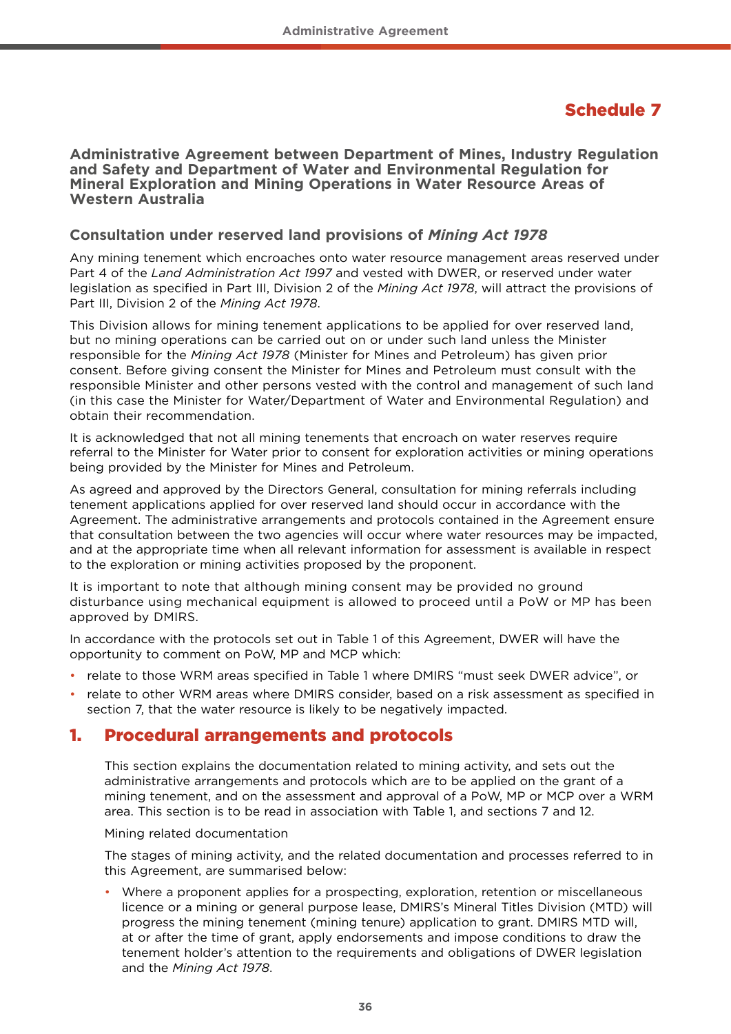## Schedule 7

### Administrative Agreement between Department of Mines, Industry Regulation and Safety and Department of Water and Environmental Regulation for Mineral Exploration and Mining Operations in Water Resource Areas of Western Australia

#### Consultation under reserved land provisions of *Mining Act 1978*

Any mining tenement which encroaches onto water resource management areas reserved under Part 4 of the *Land Administration Act 1997* and vested with DWER, or reserved under water legislation as specified in Part III, Division 2 of the *Mining Act 1978*, will attract the provisions of Part III, Division 2 of the *Mining Act 1978*.

This Division allows for mining tenement applications to be applied for over reserved land, but no mining operations can be carried out on or under such land unless the Minister responsible for the *Mining Act 1978* (Minister for Mines and Petroleum) has given prior consent. Before giving consent the Minister for Mines and Petroleum must consult with the responsible Minister and other persons vested with the control and management of such land (in this case the Minister for Water/Department of Water and Environmental Regulation) and obtain their recommendation.

It is acknowledged that not all mining tenements that encroach on water reserves require referral to the Minister for Water prior to consent for exploration activities or mining operations being provided by the Minister for Mines and Petroleum.

As agreed and approved by the Directors General, consultation for mining referrals including tenement applications applied for over reserved land should occur in accordance with the Agreement. The administrative arrangements and protocols contained in the Agreement ensure that consultation between the two agencies will occur where water resources may be impacted, and at the appropriate time when all relevant information for assessment is available in respect to the exploration or mining activities proposed by the proponent.

It is important to note that although mining consent may be provided no ground disturbance using mechanical equipment is allowed to proceed until a PoW or MP has been approved by DMIRS.

In accordance with the protocols set out in Table 1 of this Agreement, DWER will have the opportunity to comment on PoW, MP and MCP which:

- relate to those WRM areas specified in Table 1 where DMIRS "must seek DWER advice", or
- relate to other WRM areas where DMIRS consider, based on a risk assessment as specified in section 7, that the water resource is likely to be negatively impacted.

## 1. Procedural arrangements and protocols

This section explains the documentation related to mining activity, and sets out the administrative arrangements and protocols which are to be applied on the grant of a mining tenement, and on the assessment and approval of a PoW, MP or MCP over a WRM area. This section is to be read in association with Table 1, and sections 7 and 12.

Mining related documentation

The stages of mining activity, and the related documentation and processes referred to in this Agreement, are summarised below:

- Where a proponent applies for a prospecting, exploration, retention or miscellaneous licence or a mining or general purpose lease, DMIRS's Mineral Titles Division (MTD) will progress the mining tenement (mining tenure) application to grant. DMIRS MTD will, at or after the time of grant, apply endorsements and impose conditions to draw the tenement holder's attention to the requirements and obligations of DWER legislation and the *Mining Act 1978*.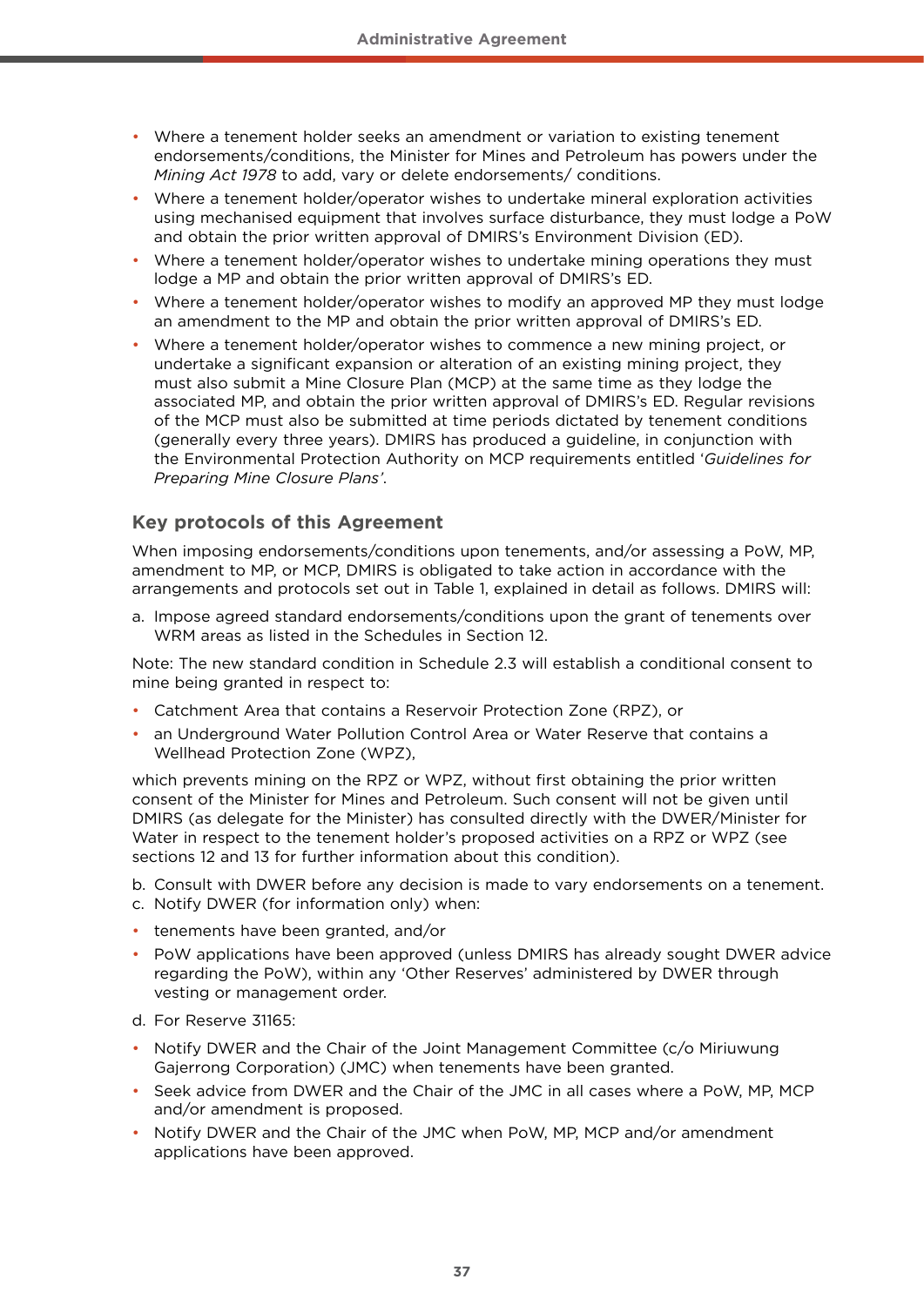- Where a tenement holder seeks an amendment or variation to existing tenement endorsements/conditions, the Minister for Mines and Petroleum has powers under the *Mining Act 1978* to add, vary or delete endorsements/ conditions.
- Where a tenement holder/operator wishes to undertake mineral exploration activities using mechanised equipment that involves surface disturbance, they must lodge a PoW and obtain the prior written approval of DMIRS's Environment Division (ED).
- Where a tenement holder/operator wishes to undertake mining operations they must lodge a MP and obtain the prior written approval of DMIRS's ED.
- Where a tenement holder/operator wishes to modify an approved MP they must lodge an amendment to the MP and obtain the prior written approval of DMIRS's ED.
- Where a tenement holder/operator wishes to commence a new mining project, or undertake a significant expansion or alteration of an existing mining project, they must also submit a Mine Closure Plan (MCP) at the same time as they lodge the associated MP, and obtain the prior written approval of DMIRS's ED. Regular revisions of the MCP must also be submitted at time periods dictated by tenement conditions (generally every three years). DMIRS has produced a guideline, in conjunction with the Environmental Protection Authority on MCP requirements entitled '*Guidelines for Preparing Mine Closure Plans'*.

### Key protocols of this Agreement

When imposing endorsements/conditions upon tenements, and/or assessing a PoW, MP, amendment to MP, or MCP, DMIRS is obligated to take action in accordance with the arrangements and protocols set out in Table 1, explained in detail as follows. DMIRS will:

a. Impose agreed standard endorsements/conditions upon the grant of tenements over WRM areas as listed in the Schedules in Section 12.

Note: The new standard condition in Schedule 2.3 will establish a conditional consent to mine being granted in respect to:

- Catchment Area that contains a Reservoir Protection Zone (RPZ), or
- an Underground Water Pollution Control Area or Water Reserve that contains a Wellhead Protection Zone (WPZ),

which prevents mining on the RPZ or WPZ, without first obtaining the prior written consent of the Minister for Mines and Petroleum. Such consent will not be given until DMIRS (as delegate for the Minister) has consulted directly with the DWER/Minister for Water in respect to the tenement holder's proposed activities on a RPZ or WPZ (see sections 12 and 13 for further information about this condition).

b. Consult with DWER before any decision is made to vary endorsements on a tenement.

c. Notify DWER (for information only) when:

- tenements have been granted, and/or
- PoW applications have been approved (unless DMIRS has already sought DWER advice regarding the PoW), within any 'Other Reserves' administered by DWER through vesting or management order.

d. For Reserve 31165:

- Notify DWER and the Chair of the Joint Management Committee (c/o Miriuwung Gajerrong Corporation) (JMC) when tenements have been granted.
- Seek advice from DWER and the Chair of the JMC in all cases where a PoW, MP, MCP and/or amendment is proposed.
- Notify DWER and the Chair of the JMC when PoW, MP, MCP and/or amendment applications have been approved.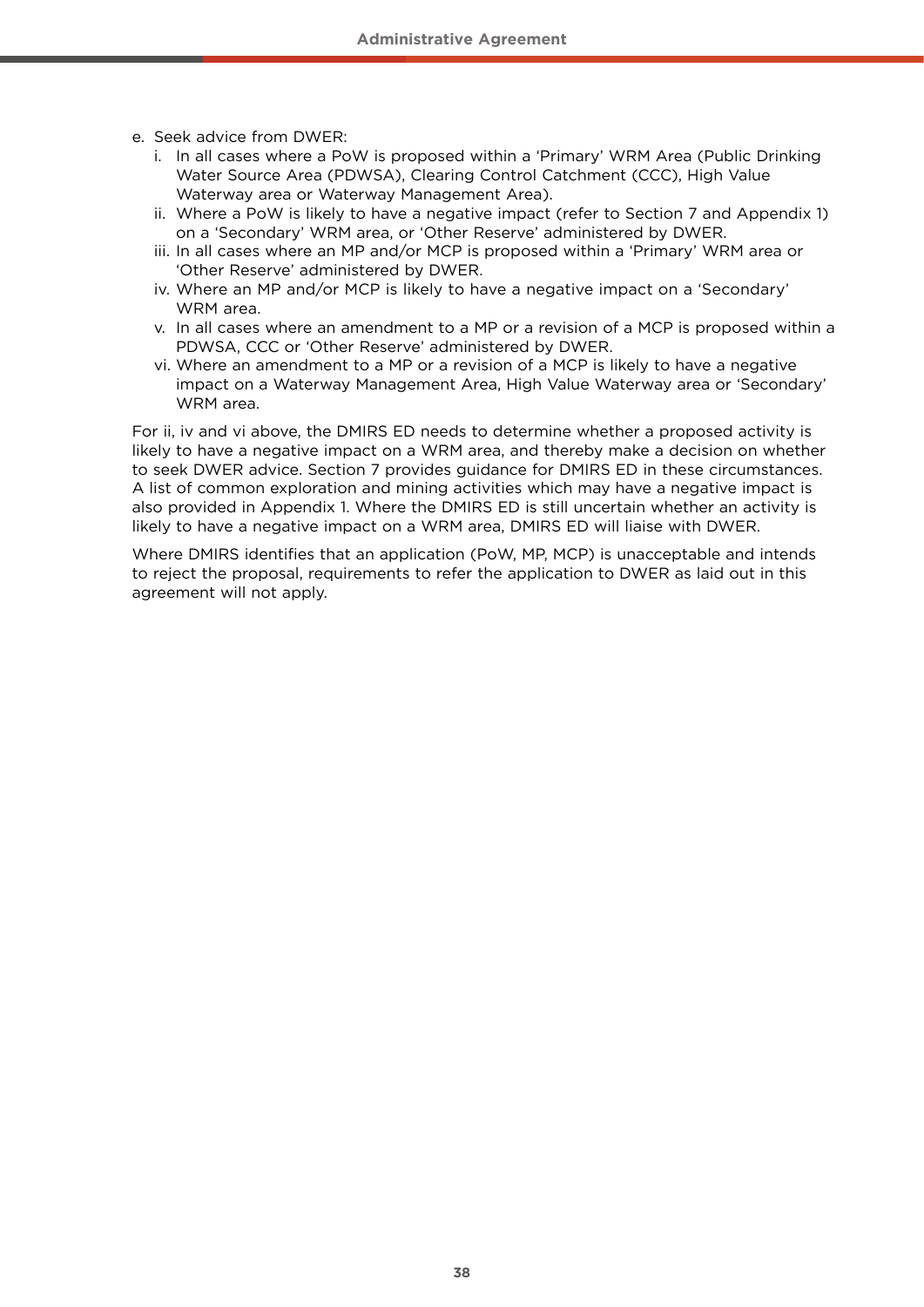e. Seek advice from DWER:
   i. In all cases where a PoW is proposed within a 'Primary' WRM Area (Public Drinking Water Source Area (PDWSA), Clearing Control Catchment (CCC), High Value Waterway area or Waterway Management Area).
   ii. Where a PoW is likely to have a negative impact (refer to Section 7 and Appendix 1) on a 'Secondary' WRM area, or 'Other Reserve' administered by DWER.
   iii. In all cases where an MP and/or MCP is proposed within a 'Primary' WRM area or 'Other Reserve' administered by DWER.
   iv. Where an MP and/or MCP is likely to have a negative impact on a 'Secondary' WRM area.
   v. In all cases where an amendment to a MP or a revision of a MCP is proposed within a PDWSA, CCC or 'Other Reserve' administered by DWER.
   vi. Where an amendment to a MP or a revision of a MCP is likely to have a negative impact on a Waterway Management Area, High Value Waterway area or 'Secondary' WRM area.

For ii, iv and vi above, the DMIRS ED needs to determine whether a proposed activity is likely to have a negative impact on a WRM area, and thereby make a decision on whether to seek DWER advice. Section 7 provides guidance for DMIRS ED in these circumstances. A list of common exploration and mining activities which may have a negative impact is also provided in Appendix 1. Where the DMIRS ED is still uncertain whether an activity is likely to have a negative impact on a WRM area, DMIRS ED will liaise with DWER.

Where DMIRS identifies that an application (PoW, MP, MCP) is unacceptable and intends to reject the proposal, requirements to refer the application to DWER as laid out in this agreement will not apply.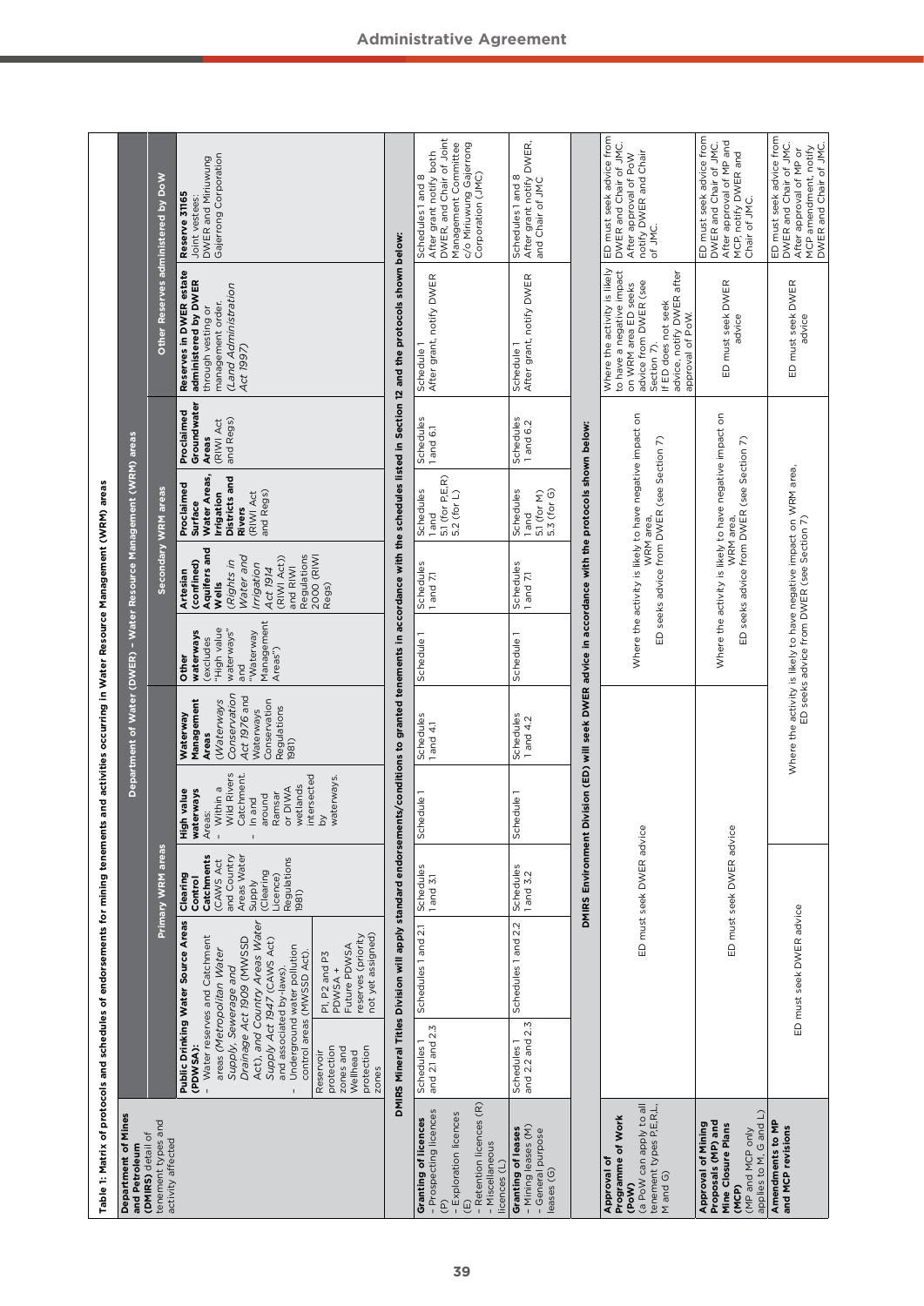**Table 1: Matrix of protocols and schedules of endorsements for mining tenements and activities occurring in Water Resource Management (WRM) areas**

| Department of Mines and Petroleum (DMIRS) detail of tenement types and activity affected | Department of Water (DWER) – Water Resource Management (WRM) areas | | | | | | | | | | |
|---|---|---|---|---|---|---|---|---|---|---|---|
| | Primary WRM areas | | | | Secondary WRM areas | | | | | Other Reserves administered by DoW | |
| | **Public Drinking Water Source Areas (PDWSA):** - Water reserves and Catchment areas (*Metropolitan Water Supply, Sewerage and Drainage Act 1909* (MWSSD Act), and *Country Areas Water Supply Act 1947* (CAWS Act) and associated by-laws). - Underground water pollution control areas (MWSSD Act). | | **Clearing Control Catchments** (CAWS Act and Country Areas Water Supply (Clearing Licence) Regulations 1981) | **High value waterways** Areas: - Within a Wild Rivers Catchment. - In and around Ramsar or DIWA wetlands intersected by waterways. | **Waterway Management Areas** (*Waterways Conservation Act 1976* and Waterways Conservation Regulations 1981) | **Other waterways** (excludes "High value waterways" and "Waterway Management Areas") | **Artesian (confined) Aquifers and Wells** (*Rights in Water and Irrigation Act 1914* (RIWI Act)) and RIWI Regulations 2000 (RIWI Regs) | **Proclaimed Surface Water Areas, Irrigation Districts and Rivers** (RIWI Act and Regs) | **Proclaimed Groundwater Areas** (RIWI Act and Regs) | **Reserves in DWER estate administered by DWER** through vesting or management order. (*Land Administration Act 1997*) | **Reserve 31165** Joint vestees: DWER and Miriuwung Gajerrong Corporation |
| | Reservoir protection zones and Wellhead protection zones | P1, P2 and P3 PDWSA + Future PDWSA reserves (priority not yet assigned) | | | | | | | | | |
| **DMIRS Mineral Titles Division will apply standard endorsements/conditions to granted tenements in accordance with the schedules listed in Section 12 and the protocols shown below:** | | | | | | | | | | | |
| **Granting of licences** - Prospecting licences (P) - Exploration licences (E) - Retention licences (R) - Miscellaneous licences (L) | Schedules 1 and 2.1 and 2.3 | Schedules 1 and 2.1 | Schedules 1 and 3.1 | Schedule 1 | Schedules 1 and 4.1 | Schedule 1 | Schedules 1 and 7.1 | Schedules 1 and 5.1 (for P,E,R) 5.2 (for L) | Schedules 1 and 6.1 | Schedule 1 After grant, notify DWER | Schedules 1 and 8 After grant notify both DWER, and Chair of Joint Management Committee c/o Miriuwung Gajerrong Corporation (JMC) |
| **Granting of leases** - Mining leases (M) - General purpose leases (G) | Schedules 1 and 2.2 and 2.3 | Schedules 1 and 2.2 | Schedules 1 and 3.2 | Schedule 1 | Schedules 1 and 4.2 | Schedule 1 | Schedules 1 and 7.1 | Schedules 1 and 5.1 (for M) 5.3 (for G) | Schedules 1 and 6.2 | Schedule 1 After grant, notify DWER | Schedules 1 and 8 After grant notify DWER, and Chair of JMC |
| **DMIRS Environment Division (ED) will seek DWER advice in accordance with the protocols shown below:** | | | | | | | | | | | |
| **Approval of Programme of Work (PoW)** (a PoW can apply to all tenement types P,E,R,L, M and G) | ED must seek DWER advice | | | | Where the activity is likely to have negative impact on WRM area, ED seeks advice from DWER (see Section 7) | | | | | Where the activity is likely to have a negative impact on WRM area ED seeks advice from DWER (see Section 7). If ED does not seek advice, notify DWER after approval of PoW. | ED must seek advice from DWER and Chair of JMC. After approval of PoW notify DWER and Chair of JMC. |
| **Approval of Mining Proposals (MP) and Mine Closure Plans (MCP)** (MP and MCP only applies to M, G and L) | ED must seek DWER advice | | | | Where the activity is likely to have negative impact on WRM area, ED seeks advice from DWER (see Section 7) | | | | | ED must seek DWER advice | ED must seek advice from DWER and Chair of JMC. After approval of MP and MCP, notify DWER and Chair of JMC. |
| **Amendments to MP and MCP revisions** | ED must seek DWER advice | | | Where the activity is likely to have negative impact on WRM area, ED seeks advice from DWER (see Section 7) | | | | | | ED must seek DWER advice | ED must seek advice from DWER and Chair of JMC. After approval of MP or MCP amendment, notify DWER and Chair of JMC. |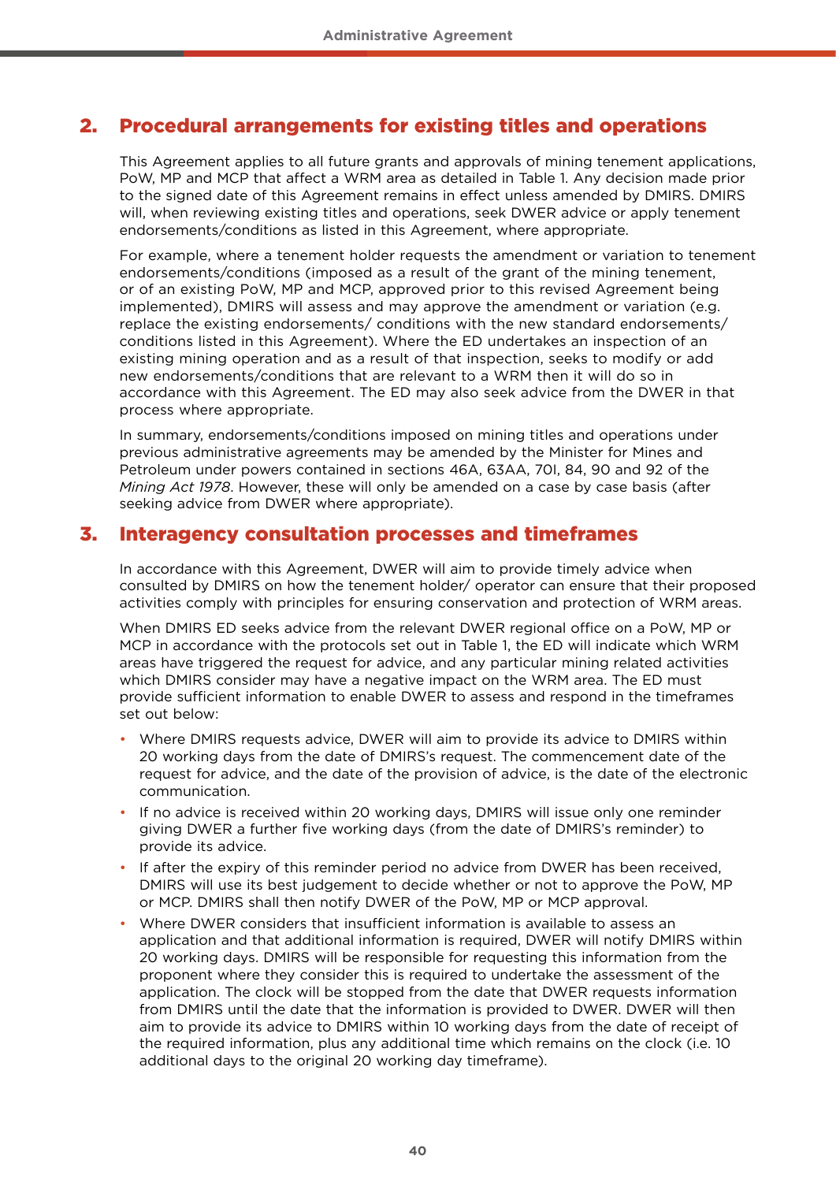## 2. Procedural arrangements for existing titles and operations

This Agreement applies to all future grants and approvals of mining tenement applications, PoW, MP and MCP that affect a WRM area as detailed in Table 1. Any decision made prior to the signed date of this Agreement remains in effect unless amended by DMIRS. DMIRS will, when reviewing existing titles and operations, seek DWER advice or apply tenement endorsements/conditions as listed in this Agreement, where appropriate.

For example, where a tenement holder requests the amendment or variation to tenement endorsements/conditions (imposed as a result of the grant of the mining tenement, or of an existing PoW, MP and MCP, approved prior to this revised Agreement being implemented), DMIRS will assess and may approve the amendment or variation (e.g. replace the existing endorsements/ conditions with the new standard endorsements/ conditions listed in this Agreement). Where the ED undertakes an inspection of an existing mining operation and as a result of that inspection, seeks to modify or add new endorsements/conditions that are relevant to a WRM then it will do so in accordance with this Agreement. The ED may also seek advice from the DWER in that process where appropriate.

In summary, endorsements/conditions imposed on mining titles and operations under previous administrative agreements may be amended by the Minister for Mines and Petroleum under powers contained in sections 46A, 63AA, 70I, 84, 90 and 92 of the *Mining Act 1978*. However, these will only be amended on a case by case basis (after seeking advice from DWER where appropriate).

## 3. Interagency consultation processes and timeframes

In accordance with this Agreement, DWER will aim to provide timely advice when consulted by DMIRS on how the tenement holder/ operator can ensure that their proposed activities comply with principles for ensuring conservation and protection of WRM areas.

When DMIRS ED seeks advice from the relevant DWER regional office on a PoW, MP or MCP in accordance with the protocols set out in Table 1, the ED will indicate which WRM areas have triggered the request for advice, and any particular mining related activities which DMIRS consider may have a negative impact on the WRM area. The ED must provide sufficient information to enable DWER to assess and respond in the timeframes set out below:

- Where DMIRS requests advice, DWER will aim to provide its advice to DMIRS within 20 working days from the date of DMIRS's request. The commencement date of the request for advice, and the date of the provision of advice, is the date of the electronic communication.
- If no advice is received within 20 working days, DMIRS will issue only one reminder giving DWER a further five working days (from the date of DMIRS's reminder) to provide its advice.
- If after the expiry of this reminder period no advice from DWER has been received, DMIRS will use its best judgement to decide whether or not to approve the PoW, MP or MCP. DMIRS shall then notify DWER of the PoW, MP or MCP approval.
- Where DWER considers that insufficient information is available to assess an application and that additional information is required, DWER will notify DMIRS within 20 working days. DMIRS will be responsible for requesting this information from the proponent where they consider this is required to undertake the assessment of the application. The clock will be stopped from the date that DWER requests information from DMIRS until the date that the information is provided to DWER. DWER will then aim to provide its advice to DMIRS within 10 working days from the date of receipt of the required information, plus any additional time which remains on the clock (i.e. 10 additional days to the original 20 working day timeframe).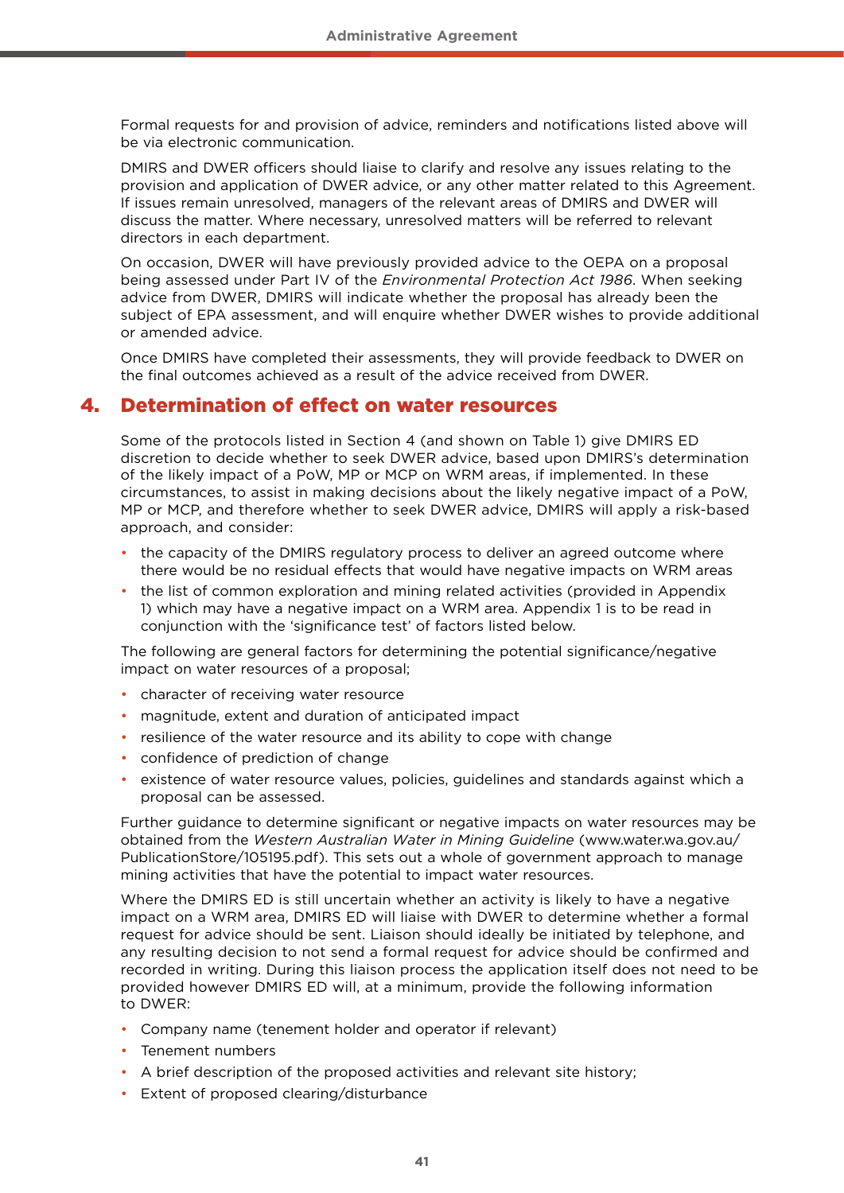Formal requests for and provision of advice, reminders and notifications listed above will be via electronic communication.

DMIRS and DWER officers should liaise to clarify and resolve any issues relating to the provision and application of DWER advice, or any other matter related to this Agreement. If issues remain unresolved, managers of the relevant areas of DMIRS and DWER will discuss the matter. Where necessary, unresolved matters will be referred to relevant directors in each department.

On occasion, DWER will have previously provided advice to the OEPA on a proposal being assessed under Part IV of the *Environmental Protection Act 1986*. When seeking advice from DWER, DMIRS will indicate whether the proposal has already been the subject of EPA assessment, and will enquire whether DWER wishes to provide additional or amended advice.

Once DMIRS have completed their assessments, they will provide feedback to DWER on the final outcomes achieved as a result of the advice received from DWER.

## 4. Determination of effect on water resources

Some of the protocols listed in Section 4 (and shown on Table 1) give DMIRS ED discretion to decide whether to seek DWER advice, based upon DMIRS's determination of the likely impact of a PoW, MP or MCP on WRM areas, if implemented. In these circumstances, to assist in making decisions about the likely negative impact of a PoW, MP or MCP, and therefore whether to seek DWER advice, DMIRS will apply a risk-based approach, and consider:

- the capacity of the DMIRS regulatory process to deliver an agreed outcome where there would be no residual effects that would have negative impacts on WRM areas
- the list of common exploration and mining related activities (provided in Appendix 1) which may have a negative impact on a WRM area. Appendix 1 is to be read in conjunction with the 'significance test' of factors listed below.

The following are general factors for determining the potential significance/negative impact on water resources of a proposal;

- character of receiving water resource
- magnitude, extent and duration of anticipated impact
- resilience of the water resource and its ability to cope with change
- confidence of prediction of change
- existence of water resource values, policies, guidelines and standards against which a proposal can be assessed.

Further guidance to determine significant or negative impacts on water resources may be obtained from the *Western Australian Water in Mining Guideline* (www.water.wa.gov.au/PublicationStore/105195.pdf). This sets out a whole of government approach to manage mining activities that have the potential to impact water resources.

Where the DMIRS ED is still uncertain whether an activity is likely to have a negative impact on a WRM area, DMIRS ED will liaise with DWER to determine whether a formal request for advice should be sent. Liaison should ideally be initiated by telephone, and any resulting decision to not send a formal request for advice should be confirmed and recorded in writing. During this liaison process the application itself does not need to be provided however DMIRS ED will, at a minimum, provide the following information to DWER:

- Company name (tenement holder and operator if relevant)
- Tenement numbers
- A brief description of the proposed activities and relevant site history;
- Extent of proposed clearing/disturbance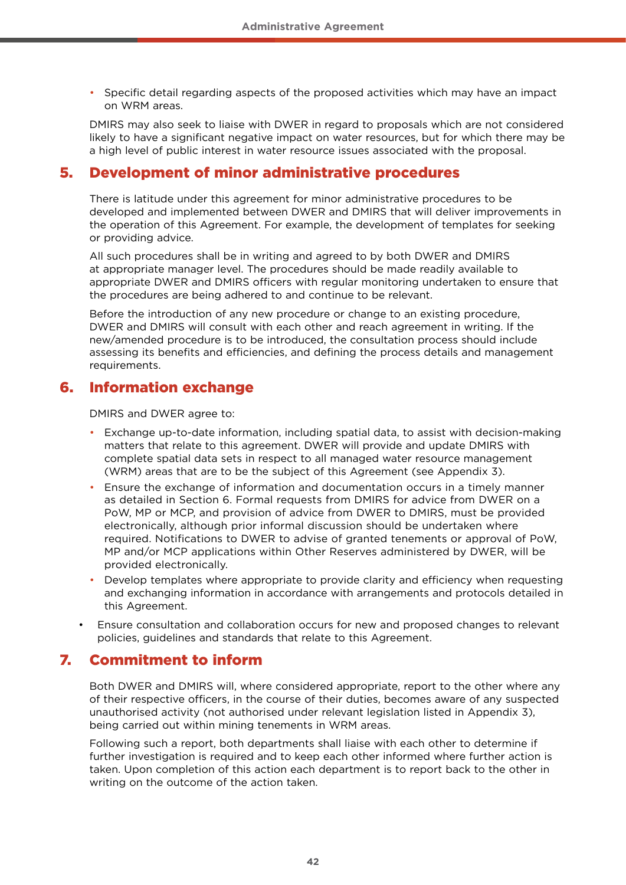- Specific detail regarding aspects of the proposed activities which may have an impact on WRM areas.

DMIRS may also seek to liaise with DWER in regard to proposals which are not considered likely to have a significant negative impact on water resources, but for which there may be a high level of public interest in water resource issues associated with the proposal.

## 5. Development of minor administrative procedures

There is latitude under this agreement for minor administrative procedures to be developed and implemented between DWER and DMIRS that will deliver improvements in the operation of this Agreement. For example, the development of templates for seeking or providing advice.

All such procedures shall be in writing and agreed to by both DWER and DMIRS at appropriate manager level. The procedures should be made readily available to appropriate DWER and DMIRS officers with regular monitoring undertaken to ensure that the procedures are being adhered to and continue to be relevant.

Before the introduction of any new procedure or change to an existing procedure, DWER and DMIRS will consult with each other and reach agreement in writing. If the new/amended procedure is to be introduced, the consultation process should include assessing its benefits and efficiencies, and defining the process details and management requirements.

## 6. Information exchange

DMIRS and DWER agree to:

- Exchange up-to-date information, including spatial data, to assist with decision-making matters that relate to this agreement. DWER will provide and update DMIRS with complete spatial data sets in respect to all managed water resource management (WRM) areas that are to be the subject of this Agreement (see Appendix 3).
- Ensure the exchange of information and documentation occurs in a timely manner as detailed in Section 6. Formal requests from DMIRS for advice from DWER on a PoW, MP or MCP, and provision of advice from DWER to DMIRS, must be provided electronically, although prior informal discussion should be undertaken where required. Notifications to DWER to advise of granted tenements or approval of PoW, MP and/or MCP applications within Other Reserves administered by DWER, will be provided electronically.
- Develop templates where appropriate to provide clarity and efficiency when requesting and exchanging information in accordance with arrangements and protocols detailed in this Agreement.
- Ensure consultation and collaboration occurs for new and proposed changes to relevant policies, guidelines and standards that relate to this Agreement.

## 7. Commitment to inform

Both DWER and DMIRS will, where considered appropriate, report to the other where any of their respective officers, in the course of their duties, becomes aware of any suspected unauthorised activity (not authorised under relevant legislation listed in Appendix 3), being carried out within mining tenements in WRM areas.

Following such a report, both departments shall liaise with each other to determine if further investigation is required and to keep each other informed where further action is taken. Upon completion of this action each department is to report back to the other in writing on the outcome of the action taken.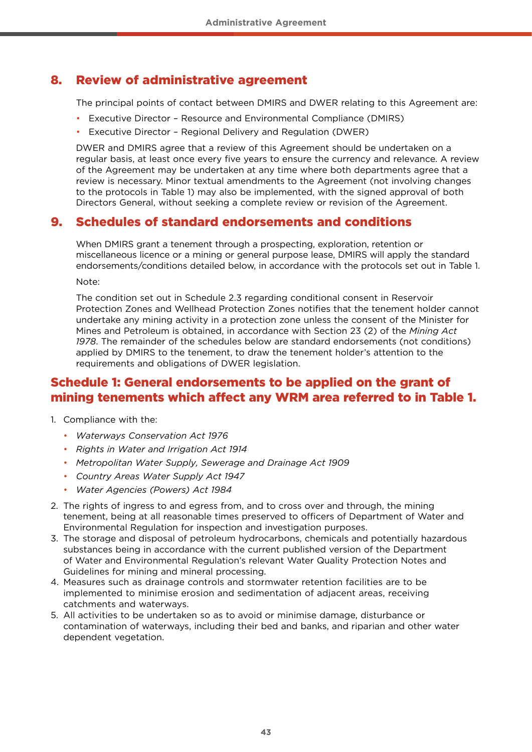## 8. Review of administrative agreement

The principal points of contact between DMIRS and DWER relating to this Agreement are:

- Executive Director – Resource and Environmental Compliance (DMIRS)
- Executive Director – Regional Delivery and Regulation (DWER)

DWER and DMIRS agree that a review of this Agreement should be undertaken on a regular basis, at least once every five years to ensure the currency and relevance. A review of the Agreement may be undertaken at any time where both departments agree that a review is necessary. Minor textual amendments to the Agreement (not involving changes to the protocols in Table 1) may also be implemented, with the signed approval of both Directors General, without seeking a complete review or revision of the Agreement.

## 9. Schedules of standard endorsements and conditions

When DMIRS grant a tenement through a prospecting, exploration, retention or miscellaneous licence or a mining or general purpose lease, DMIRS will apply the standard endorsements/conditions detailed below, in accordance with the protocols set out in Table 1.

Note:

The condition set out in Schedule 2.3 regarding conditional consent in Reservoir Protection Zones and Wellhead Protection Zones notifies that the tenement holder cannot undertake any mining activity in a protection zone unless the consent of the Minister for Mines and Petroleum is obtained, in accordance with Section 23 (2) of the *Mining Act 1978*. The remainder of the schedules below are standard endorsements (not conditions) applied by DMIRS to the tenement, to draw the tenement holder's attention to the requirements and obligations of DWER legislation.

## Schedule 1: General endorsements to be applied on the grant of mining tenements which affect any WRM area referred to in Table 1.

1. Compliance with the:
   - *Waterways Conservation Act 1976*
   - *Rights in Water and Irrigation Act 1914*
   - *Metropolitan Water Supply, Sewerage and Drainage Act 1909*
   - *Country Areas Water Supply Act 1947*
   - *Water Agencies (Powers) Act 1984*
2. The rights of ingress to and egress from, and to cross over and through, the mining tenement, being at all reasonable times preserved to officers of Department of Water and Environmental Regulation for inspection and investigation purposes.
3. The storage and disposal of petroleum hydrocarbons, chemicals and potentially hazardous substances being in accordance with the current published version of the Department of Water and Environmental Regulation's relevant Water Quality Protection Notes and Guidelines for mining and mineral processing.
4. Measures such as drainage controls and stormwater retention facilities are to be implemented to minimise erosion and sedimentation of adjacent areas, receiving catchments and waterways.
5. All activities to be undertaken so as to avoid or minimise damage, disturbance or contamination of waterways, including their bed and banks, and riparian and other water dependent vegetation.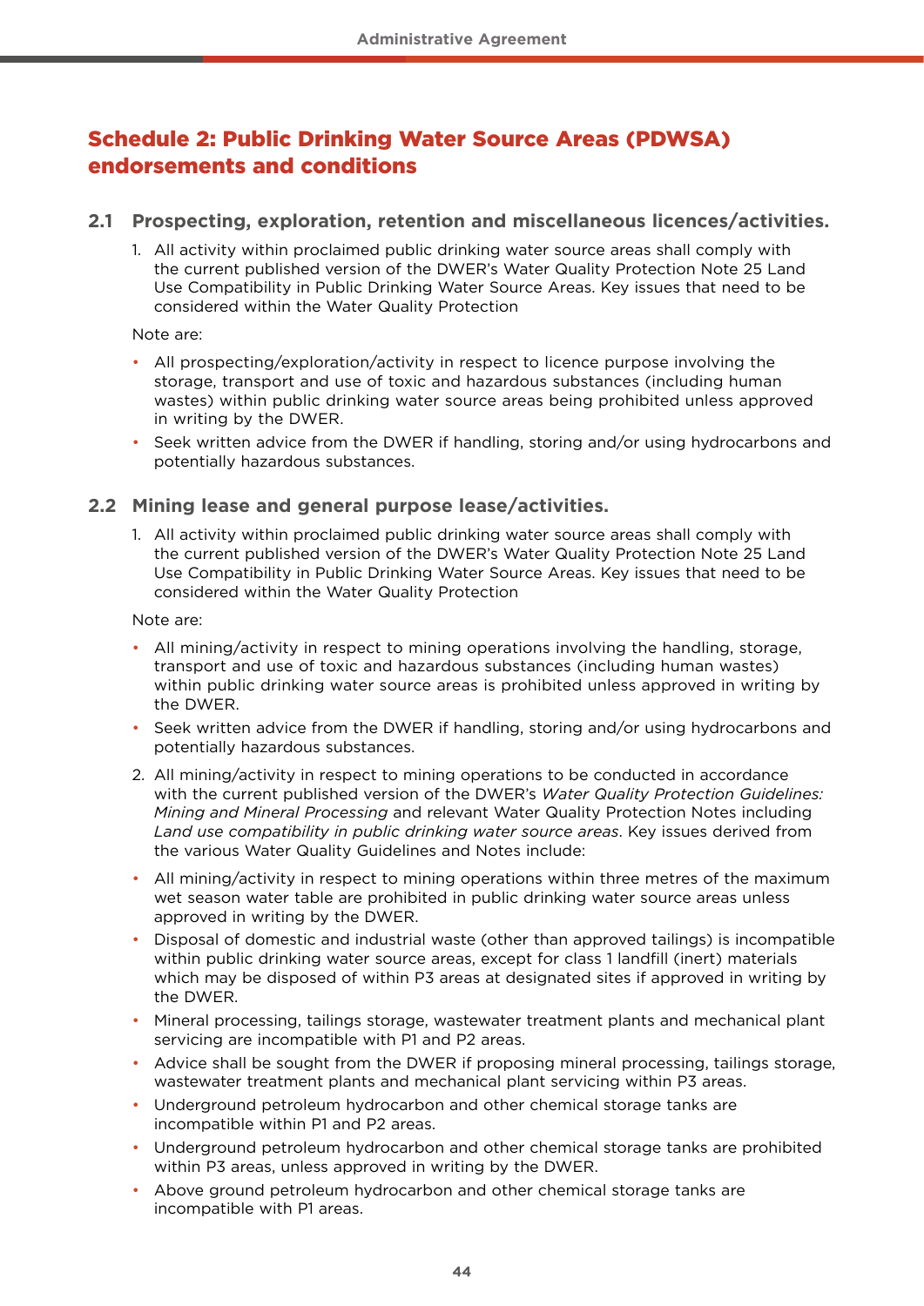# Schedule 2: Public Drinking Water Source Areas (PDWSA) endorsements and conditions

## 2.1 Prospecting, exploration, retention and miscellaneous licences/activities.

1. All activity within proclaimed public drinking water source areas shall comply with the current published version of the DWER's Water Quality Protection Note 25 Land Use Compatibility in Public Drinking Water Source Areas. Key issues that need to be considered within the Water Quality Protection

Note are:

- All prospecting/exploration/activity in respect to licence purpose involving the storage, transport and use of toxic and hazardous substances (including human wastes) within public drinking water source areas being prohibited unless approved in writing by the DWER.
- Seek written advice from the DWER if handling, storing and/or using hydrocarbons and potentially hazardous substances.

## 2.2 Mining lease and general purpose lease/activities.

1. All activity within proclaimed public drinking water source areas shall comply with the current published version of the DWER's Water Quality Protection Note 25 Land Use Compatibility in Public Drinking Water Source Areas. Key issues that need to be considered within the Water Quality Protection

Note are:

- All mining/activity in respect to mining operations involving the handling, storage, transport and use of toxic and hazardous substances (including human wastes) within public drinking water source areas is prohibited unless approved in writing by the DWER.
- Seek written advice from the DWER if handling, storing and/or using hydrocarbons and potentially hazardous substances.

2. All mining/activity in respect to mining operations to be conducted in accordance with the current published version of the DWER's *Water Quality Protection Guidelines: Mining and Mineral Processing* and relevant Water Quality Protection Notes including *Land use compatibility in public drinking water source areas*. Key issues derived from the various Water Quality Guidelines and Notes include:

- All mining/activity in respect to mining operations within three metres of the maximum wet season water table are prohibited in public drinking water source areas unless approved in writing by the DWER.
- Disposal of domestic and industrial waste (other than approved tailings) is incompatible within public drinking water source areas, except for class 1 landfill (inert) materials which may be disposed of within P3 areas at designated sites if approved in writing by the DWER.
- Mineral processing, tailings storage, wastewater treatment plants and mechanical plant servicing are incompatible with P1 and P2 areas.
- Advice shall be sought from the DWER if proposing mineral processing, tailings storage, wastewater treatment plants and mechanical plant servicing within P3 areas.
- Underground petroleum hydrocarbon and other chemical storage tanks are incompatible within P1 and P2 areas.
- Underground petroleum hydrocarbon and other chemical storage tanks are prohibited within P3 areas, unless approved in writing by the DWER.
- Above ground petroleum hydrocarbon and other chemical storage tanks are incompatible with P1 areas.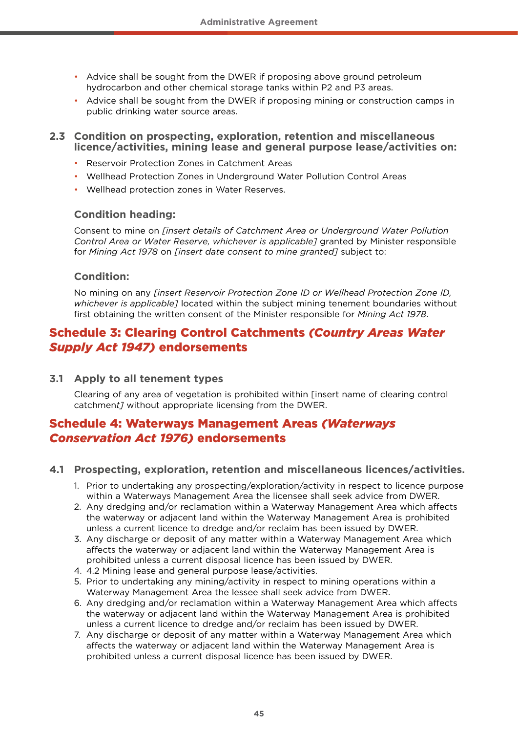- Advice shall be sought from the DWER if proposing above ground petroleum hydrocarbon and other chemical storage tanks within P2 and P3 areas.
- Advice shall be sought from the DWER if proposing mining or construction camps in public drinking water source areas.

### 2.3 Condition on prospecting, exploration, retention and miscellaneous licence/activities, mining lease and general purpose lease/activities on:

- Reservoir Protection Zones in Catchment Areas
- Wellhead Protection Zones in Underground Water Pollution Control Areas
- Wellhead protection zones in Water Reserves.

#### Condition heading:

Consent to mine on *[insert details of Catchment Area or Underground Water Pollution Control Area or Water Reserve, whichever is applicable]* granted by Minister responsible for *Mining Act 1978* on *[insert date consent to mine granted]* subject to:

#### Condition:

No mining on any *[insert Reservoir Protection Zone ID or Wellhead Protection Zone ID, whichever is applicable]* located within the subject mining tenement boundaries without first obtaining the written consent of the Minister responsible for *Mining Act 1978*.

## Schedule 3: Clearing Control Catchments *(Country Areas Water Supply Act 1947)* endorsements

### 3.1 Apply to all tenement types

Clearing of any area of vegetation is prohibited within [insert name of clearing control catchment] without appropriate licensing from the DWER.

## Schedule 4: Waterways Management Areas *(Waterways Conservation Act 1976)* endorsements

### 4.1 Prospecting, exploration, retention and miscellaneous licences/activities.

1. Prior to undertaking any prospecting/exploration/activity in respect to licence purpose within a Waterways Management Area the licensee shall seek advice from DWER.
2. Any dredging and/or reclamation within a Waterway Management Area which affects the waterway or adjacent land within the Waterway Management Area is prohibited unless a current licence to dredge and/or reclaim has been issued by DWER.
3. Any discharge or deposit of any matter within a Waterway Management Area which affects the waterway or adjacent land within the Waterway Management Area is prohibited unless a current disposal licence has been issued by DWER.
4. 4.2 Mining lease and general purpose lease/activities.
5. Prior to undertaking any mining/activity in respect to mining operations within a Waterway Management Area the lessee shall seek advice from DWER.
6. Any dredging and/or reclamation within a Waterway Management Area which affects the waterway or adjacent land within the Waterway Management Area is prohibited unless a current licence to dredge and/or reclaim has been issued by DWER.
7. Any discharge or deposit of any matter within a Waterway Management Area which affects the waterway or adjacent land within the Waterway Management Area is prohibited unless a current disposal licence has been issued by DWER.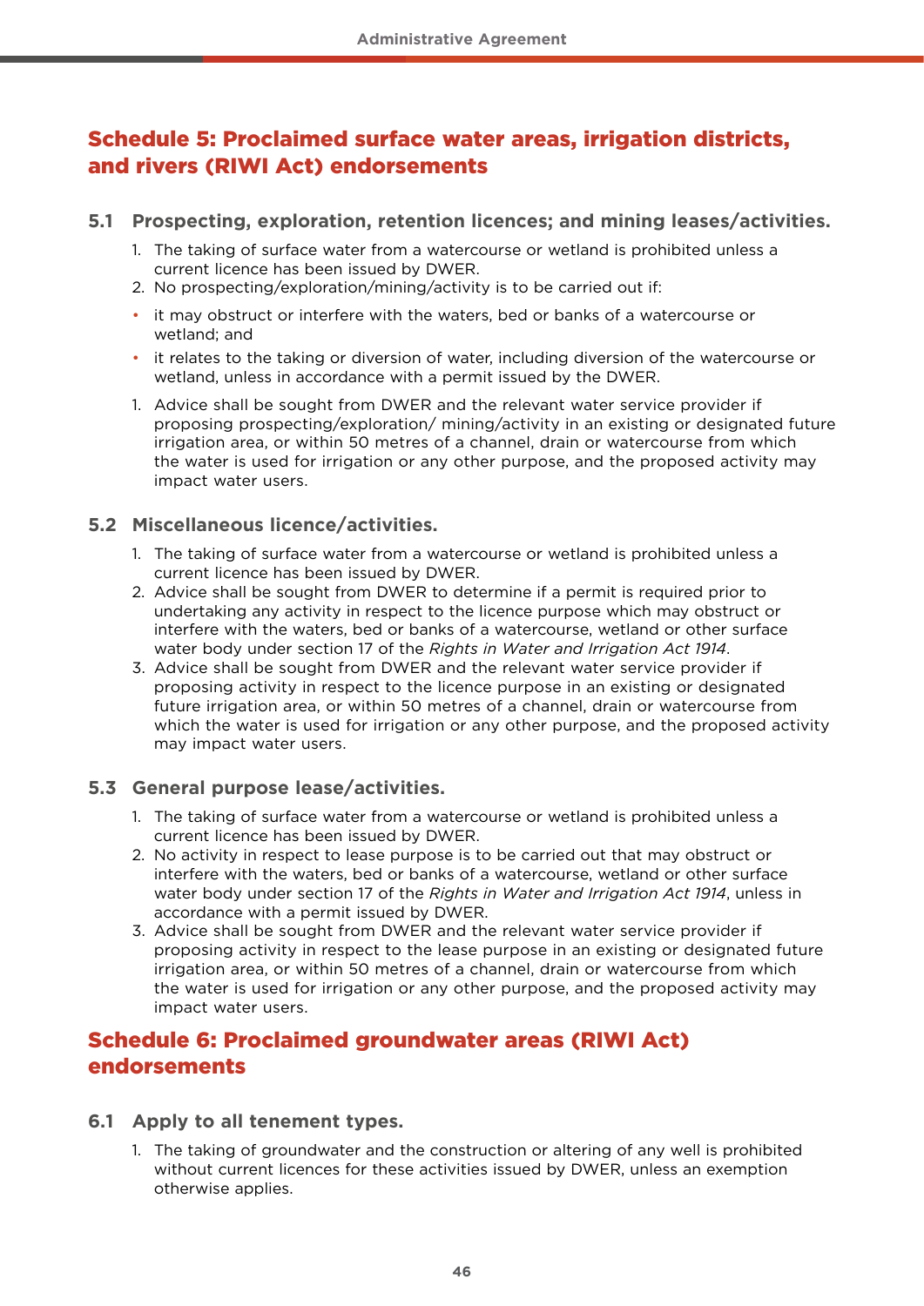## Schedule 5: Proclaimed surface water areas, irrigation districts, and rivers (RIWI Act) endorsements

### 5.1 Prospecting, exploration, retention licences; and mining leases/activities.

1. The taking of surface water from a watercourse or wetland is prohibited unless a current licence has been issued by DWER.
2. No prospecting/exploration/mining/activity is to be carried out if:

- it may obstruct or interfere with the waters, bed or banks of a watercourse or wetland; and
- it relates to the taking or diversion of water, including diversion of the watercourse or wetland, unless in accordance with a permit issued by the DWER.

1. Advice shall be sought from DWER and the relevant water service provider if proposing prospecting/exploration/ mining/activity in an existing or designated future irrigation area, or within 50 metres of a channel, drain or watercourse from which the water is used for irrigation or any other purpose, and the proposed activity may impact water users.

### 5.2 Miscellaneous licence/activities.

1. The taking of surface water from a watercourse or wetland is prohibited unless a current licence has been issued by DWER.
2. Advice shall be sought from DWER to determine if a permit is required prior to undertaking any activity in respect to the licence purpose which may obstruct or interfere with the waters, bed or banks of a watercourse, wetland or other surface water body under section 17 of the *Rights in Water and Irrigation Act 1914*.
3. Advice shall be sought from DWER and the relevant water service provider if proposing activity in respect to the licence purpose in an existing or designated future irrigation area, or within 50 metres of a channel, drain or watercourse from which the water is used for irrigation or any other purpose, and the proposed activity may impact water users.

### 5.3 General purpose lease/activities.

1. The taking of surface water from a watercourse or wetland is prohibited unless a current licence has been issued by DWER.
2. No activity in respect to lease purpose is to be carried out that may obstruct or interfere with the waters, bed or banks of a watercourse, wetland or other surface water body under section 17 of the *Rights in Water and Irrigation Act 1914*, unless in accordance with a permit issued by DWER.
3. Advice shall be sought from DWER and the relevant water service provider if proposing activity in respect to the lease purpose in an existing or designated future irrigation area, or within 50 metres of a channel, drain or watercourse from which the water is used for irrigation or any other purpose, and the proposed activity may impact water users.

## Schedule 6: Proclaimed groundwater areas (RIWI Act) endorsements

### 6.1 Apply to all tenement types.

1. The taking of groundwater and the construction or altering of any well is prohibited without current licences for these activities issued by DWER, unless an exemption otherwise applies.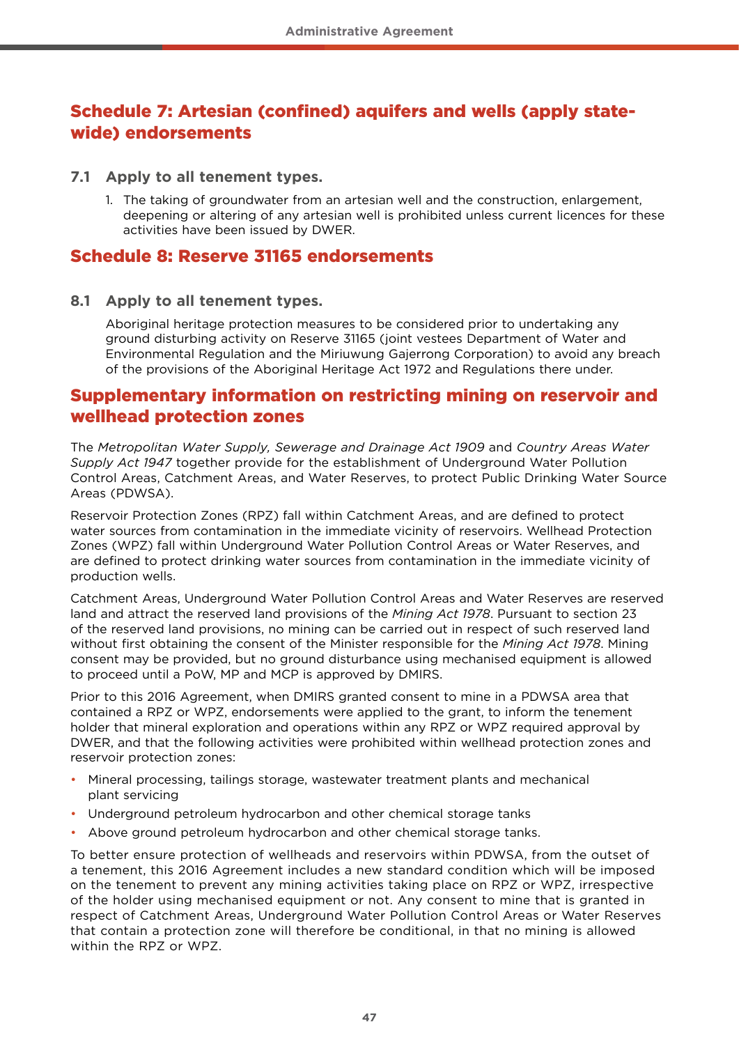## Schedule 7: Artesian (confined) aquifers and wells (apply state-wide) endorsements

### 7.1 Apply to all tenement types.

1. The taking of groundwater from an artesian well and the construction, enlargement, deepening or altering of any artesian well is prohibited unless current licences for these activities have been issued by DWER.

## Schedule 8: Reserve 31165 endorsements

### 8.1 Apply to all tenement types.

Aboriginal heritage protection measures to be considered prior to undertaking any ground disturbing activity on Reserve 31165 (joint vestees Department of Water and Environmental Regulation and the Miriuwung Gajerrong Corporation) to avoid any breach of the provisions of the Aboriginal Heritage Act 1972 and Regulations there under.

## Supplementary information on restricting mining on reservoir and wellhead protection zones

The *Metropolitan Water Supply, Sewerage and Drainage Act 1909* and *Country Areas Water Supply Act 1947* together provide for the establishment of Underground Water Pollution Control Areas, Catchment Areas, and Water Reserves, to protect Public Drinking Water Source Areas (PDWSA).

Reservoir Protection Zones (RPZ) fall within Catchment Areas, and are defined to protect water sources from contamination in the immediate vicinity of reservoirs. Wellhead Protection Zones (WPZ) fall within Underground Water Pollution Control Areas or Water Reserves, and are defined to protect drinking water sources from contamination in the immediate vicinity of production wells.

Catchment Areas, Underground Water Pollution Control Areas and Water Reserves are reserved land and attract the reserved land provisions of the *Mining Act 1978*. Pursuant to section 23 of the reserved land provisions, no mining can be carried out in respect of such reserved land without first obtaining the consent of the Minister responsible for the *Mining Act 1978*. Mining consent may be provided, but no ground disturbance using mechanised equipment is allowed to proceed until a PoW, MP and MCP is approved by DMIRS.

Prior to this 2016 Agreement, when DMIRS granted consent to mine in a PDWSA area that contained a RPZ or WPZ, endorsements were applied to the grant, to inform the tenement holder that mineral exploration and operations within any RPZ or WPZ required approval by DWER, and that the following activities were prohibited within wellhead protection zones and reservoir protection zones:

- Mineral processing, tailings storage, wastewater treatment plants and mechanical plant servicing
- Underground petroleum hydrocarbon and other chemical storage tanks
- Above ground petroleum hydrocarbon and other chemical storage tanks.

To better ensure protection of wellheads and reservoirs within PDWSA, from the outset of a tenement, this 2016 Agreement includes a new standard condition which will be imposed on the tenement to prevent any mining activities taking place on RPZ or WPZ, irrespective of the holder using mechanised equipment or not. Any consent to mine that is granted in respect of Catchment Areas, Underground Water Pollution Control Areas or Water Reserves that contain a protection zone will therefore be conditional, in that no mining is allowed within the RPZ or WPZ.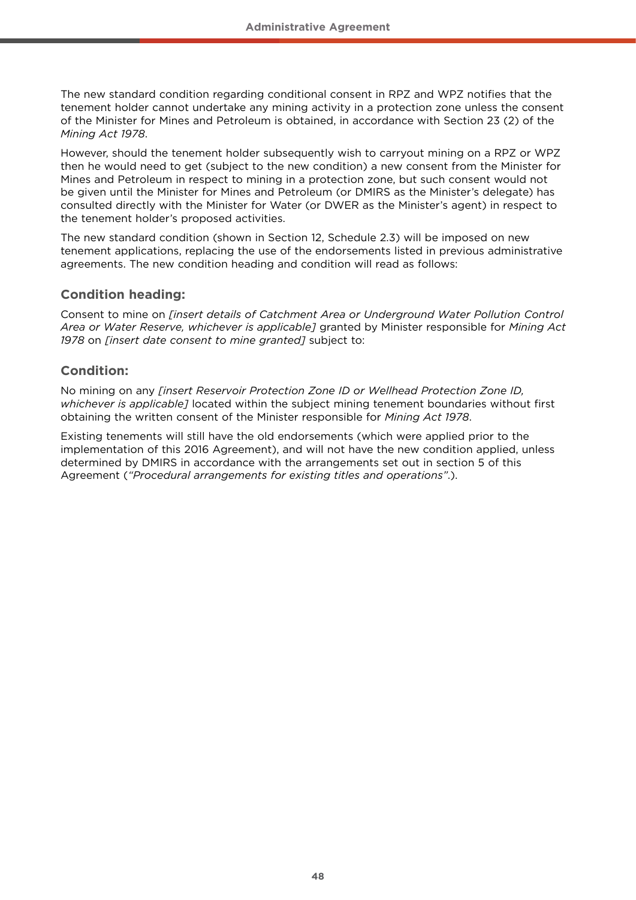The new standard condition regarding conditional consent in RPZ and WPZ notifies that the tenement holder cannot undertake any mining activity in a protection zone unless the consent of the Minister for Mines and Petroleum is obtained, in accordance with Section 23 (2) of the *Mining Act 1978*.

However, should the tenement holder subsequently wish to carryout mining on a RPZ or WPZ then he would need to get (subject to the new condition) a new consent from the Minister for Mines and Petroleum in respect to mining in a protection zone, but such consent would not be given until the Minister for Mines and Petroleum (or DMIRS as the Minister's delegate) has consulted directly with the Minister for Water (or DWER as the Minister's agent) in respect to the tenement holder's proposed activities.

The new standard condition (shown in Section 12, Schedule 2.3) will be imposed on new tenement applications, replacing the use of the endorsements listed in previous administrative agreements. The new condition heading and condition will read as follows:

### Condition heading:

Consent to mine on *[insert details of Catchment Area or Underground Water Pollution Control Area or Water Reserve, whichever is applicable]* granted by Minister responsible for *Mining Act 1978* on *[insert date consent to mine granted]* subject to:

### Condition:

No mining on any *[insert Reservoir Protection Zone ID or Wellhead Protection Zone ID, whichever is applicable]* located within the subject mining tenement boundaries without first obtaining the written consent of the Minister responsible for *Mining Act 1978*.

Existing tenements will still have the old endorsements (which were applied prior to the implementation of this 2016 Agreement), and will not have the new condition applied, unless determined by DMIRS in accordance with the arrangements set out in section 5 of this Agreement (*"Procedural arrangements for existing titles and operations".*).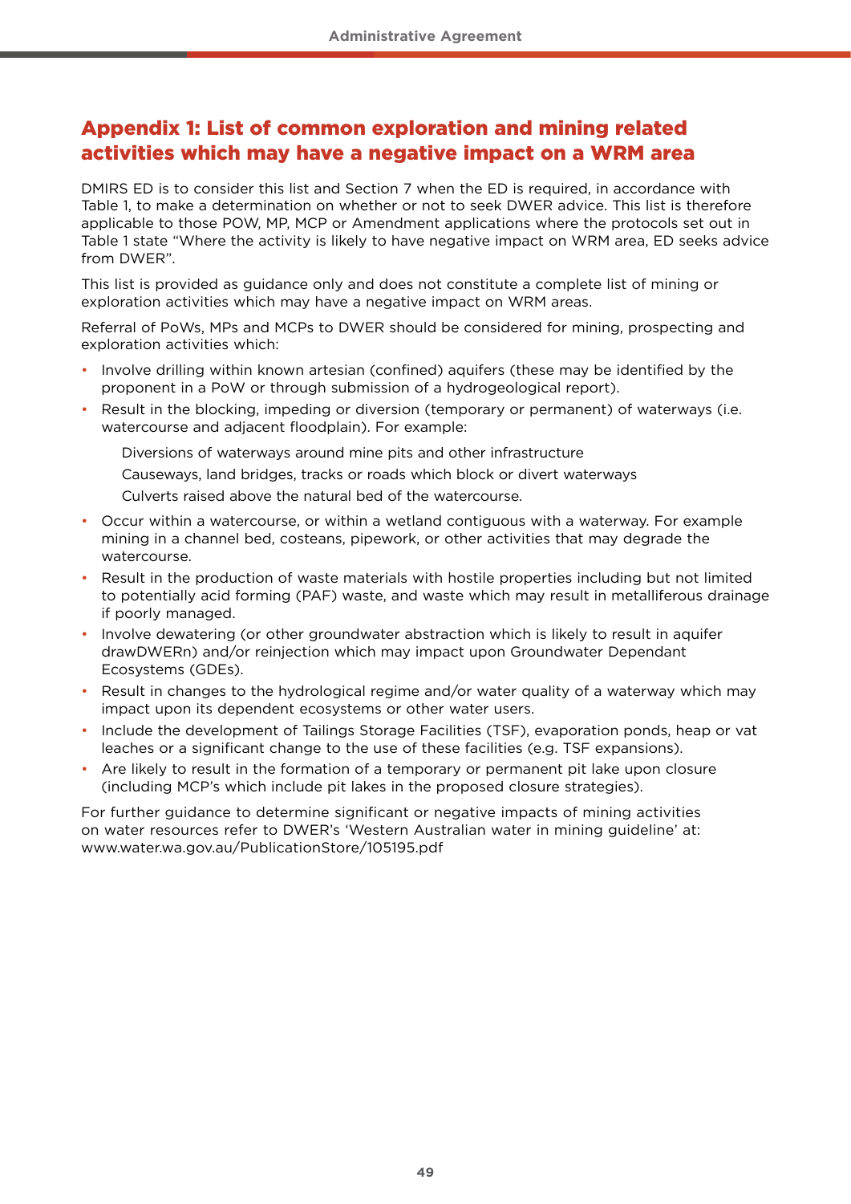# Appendix 1: List of common exploration and mining related activities which may have a negative impact on a WRM area

DMIRS ED is to consider this list and Section 7 when the ED is required, in accordance with Table 1, to make a determination on whether or not to seek DWER advice. This list is therefore applicable to those POW, MP, MCP or Amendment applications where the protocols set out in Table 1 state "Where the activity is likely to have negative impact on WRM area, ED seeks advice from DWER".

This list is provided as guidance only and does not constitute a complete list of mining or exploration activities which may have a negative impact on WRM areas.

Referral of PoWs, MPs and MCPs to DWER should be considered for mining, prospecting and exploration activities which:

- Involve drilling within known artesian (confined) aquifers (these may be identified by the proponent in a PoW or through submission of a hydrogeological report).
- Result in the blocking, impeding or diversion (temporary or permanent) of waterways (i.e. watercourse and adjacent floodplain). For example:

  Diversions of waterways around mine pits and other infrastructure

  Causeways, land bridges, tracks or roads which block or divert waterways

  Culverts raised above the natural bed of the watercourse.

- Occur within a watercourse, or within a wetland contiguous with a waterway. For example mining in a channel bed, costeans, pipework, or other activities that may degrade the watercourse.
- Result in the production of waste materials with hostile properties including but not limited to potentially acid forming (PAF) waste, and waste which may result in metalliferous drainage if poorly managed.
- Involve dewatering (or other groundwater abstraction which is likely to result in aquifer drawDWERn) and/or reinjection which may impact upon Groundwater Dependant Ecosystems (GDEs).
- Result in changes to the hydrological regime and/or water quality of a waterway which may impact upon its dependent ecosystems or other water users.
- Include the development of Tailings Storage Facilities (TSF), evaporation ponds, heap or vat leaches or a significant change to the use of these facilities (e.g. TSF expansions).
- Are likely to result in the formation of a temporary or permanent pit lake upon closure (including MCP's which include pit lakes in the proposed closure strategies).

For further guidance to determine significant or negative impacts of mining activities on water resources refer to DWER's 'Western Australian water in mining guideline' at: www.water.wa.gov.au/PublicationStore/105195.pdf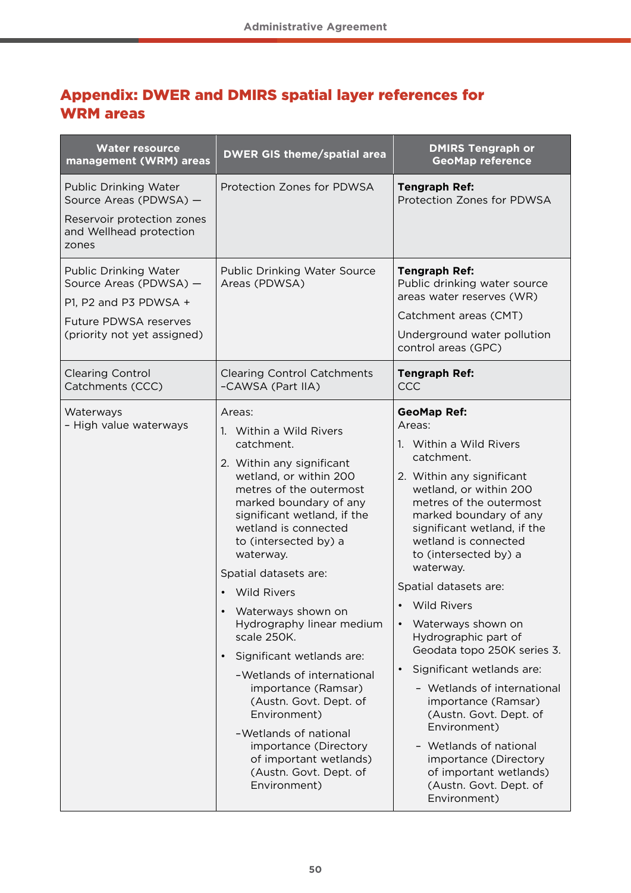## Appendix: DWER and DMIRS spatial layer references for WRM areas

| Water resource management (WRM) areas | DWER GIS theme/spatial area | DMIRS Tengraph or GeoMap reference |
|---|---|---|
| Public Drinking Water Source Areas (PDWSA) —<br><br>Reservoir protection zones and Wellhead protection zones | Protection Zones for PDWSA | **Tengraph Ref:**<br>Protection Zones for PDWSA |
| Public Drinking Water Source Areas (PDWSA) —<br><br>P1, P2 and P3 PDWSA +<br><br>Future PDWSA reserves (priority not yet assigned) | Public Drinking Water Source Areas (PDWSA) | **Tengraph Ref:**<br>Public drinking water source areas water reserves (WR)<br><br>Catchment areas (CMT)<br><br>Underground water pollution control areas (GPC) |
| Clearing Control Catchments (CCC) | Clearing Control Catchments –CAWSA (Part IIA) | **Tengraph Ref:**<br>CCC |
| Waterways<br>– High value waterways | Areas:<br><br>1. Within a Wild Rivers catchment.<br><br>2. Within any significant wetland, or within 200 metres of the outermost marked boundary of any significant wetland, if the wetland is connected to (intersected by) a waterway.<br><br>Spatial datasets are:<br><br>• Wild Rivers<br><br>• Waterways shown on Hydrography linear medium scale 250K.<br><br>• Significant wetlands are:<br><br>–Wetlands of international importance (Ramsar) (Austn. Govt. Dept. of Environment)<br><br>–Wetlands of national importance (Directory of important wetlands) (Austn. Govt. Dept. of Environment) | **GeoMap Ref:**<br>Areas:<br><br>1. Within a Wild Rivers catchment.<br><br>2. Within any significant wetland, or within 200 metres of the outermost marked boundary of any significant wetland, if the wetland is connected to (intersected by) a waterway.<br><br>Spatial datasets are:<br><br>• Wild Rivers<br><br>• Waterways shown on Hydrographic part of Geodata topo 250K series 3.<br><br>• Significant wetlands are:<br><br>– Wetlands of international importance (Ramsar) (Austn. Govt. Dept. of Environment)<br><br>– Wetlands of national importance (Directory of important wetlands) (Austn. Govt. Dept. of Environment) |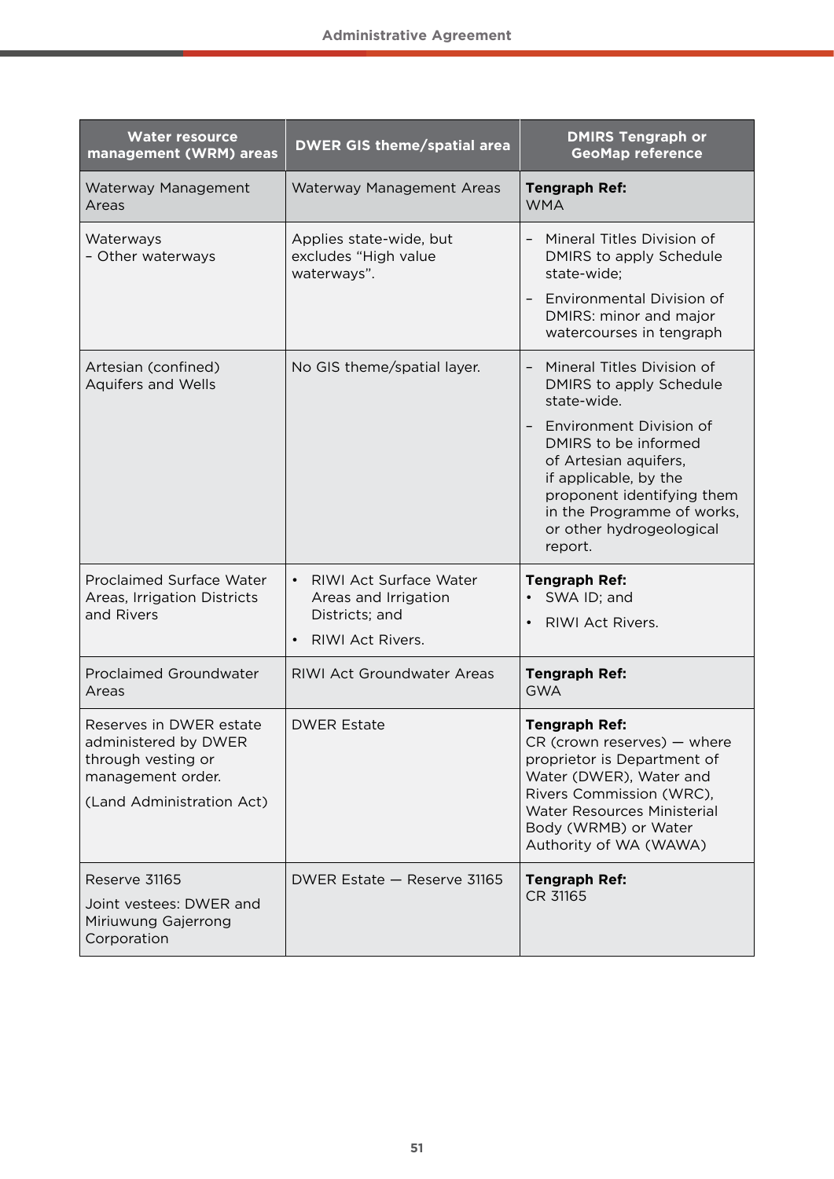| Water resource management (WRM) areas | DWER GIS theme/spatial area | DMIRS Tengraph or GeoMap reference |
|---|---|---|
| Waterway Management Areas | Waterway Management Areas | **Tengraph Ref:**<br>WMA |
| Waterways<br>– Other waterways | Applies state-wide, but excludes "High value waterways". | – Mineral Titles Division of DMIRS to apply Schedule state-wide;<br>– Environmental Division of DMIRS: minor and major watercourses in tengraph |
| Artesian (confined) Aquifers and Wells | No GIS theme/spatial layer. | – Mineral Titles Division of DMIRS to apply Schedule state-wide.<br>– Environment Division of DMIRS to be informed of Artesian aquifers, if applicable, by the proponent identifying them in the Programme of works, or other hydrogeological report. |
| Proclaimed Surface Water Areas, Irrigation Districts and Rivers | • RIWI Act Surface Water Areas and Irrigation Districts; and<br>• RIWI Act Rivers. | **Tengraph Ref:**<br>• SWA ID; and<br>• RIWI Act Rivers. |
| Proclaimed Groundwater Areas | RIWI Act Groundwater Areas | **Tengraph Ref:**<br>GWA |
| Reserves in DWER estate administered by DWER through vesting or management order.<br>(Land Administration Act) | DWER Estate | **Tengraph Ref:**<br>CR (crown reserves) — where proprietor is Department of Water (DWER), Water and Rivers Commission (WRC), Water Resources Ministerial Body (WRMB) or Water Authority of WA (WAWA) |
| Reserve 31165<br>Joint vestees: DWER and Miriuwung Gajerrong Corporation | DWER Estate — Reserve 31165 | **Tengraph Ref:**<br>CR 31165 |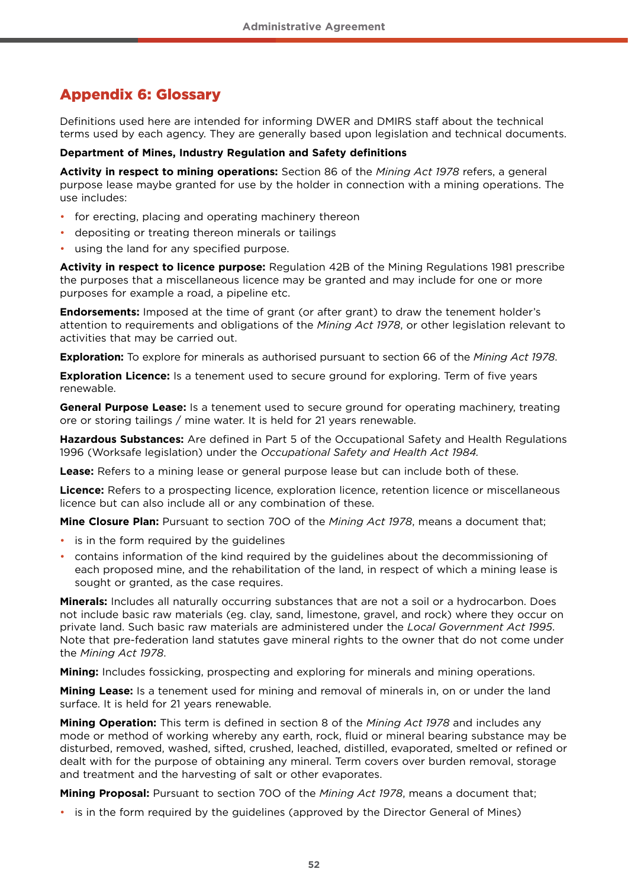## Appendix 6: Glossary

Definitions used here are intended for informing DWER and DMIRS staff about the technical terms used by each agency. They are generally based upon legislation and technical documents.

**Department of Mines, Industry Regulation and Safety definitions**

**Activity in respect to mining operations:** Section 86 of the *Mining Act 1978* refers, a general purpose lease maybe granted for use by the holder in connection with a mining operations. The use includes:

- for erecting, placing and operating machinery thereon
- depositing or treating thereon minerals or tailings
- using the land for any specified purpose.

**Activity in respect to licence purpose:** Regulation 42B of the Mining Regulations 1981 prescribe the purposes that a miscellaneous licence may be granted and may include for one or more purposes for example a road, a pipeline etc.

**Endorsements:** Imposed at the time of grant (or after grant) to draw the tenement holder's attention to requirements and obligations of the *Mining Act 1978*, or other legislation relevant to activities that may be carried out.

**Exploration:** To explore for minerals as authorised pursuant to section 66 of the *Mining Act 1978*.

**Exploration Licence:** Is a tenement used to secure ground for exploring. Term of five years renewable.

**General Purpose Lease:** Is a tenement used to secure ground for operating machinery, treating ore or storing tailings / mine water. It is held for 21 years renewable.

**Hazardous Substances:** Are defined in Part 5 of the Occupational Safety and Health Regulations 1996 (Worksafe legislation) under the *Occupational Safety and Health Act 1984.*

**Lease:** Refers to a mining lease or general purpose lease but can include both of these.

**Licence:** Refers to a prospecting licence, exploration licence, retention licence or miscellaneous licence but can also include all or any combination of these.

**Mine Closure Plan:** Pursuant to section 70O of the *Mining Act 1978*, means a document that;

- is in the form required by the guidelines
- contains information of the kind required by the guidelines about the decommissioning of each proposed mine, and the rehabilitation of the land, in respect of which a mining lease is sought or granted, as the case requires.

**Minerals:** Includes all naturally occurring substances that are not a soil or a hydrocarbon. Does not include basic raw materials (eg. clay, sand, limestone, gravel, and rock) where they occur on private land. Such basic raw materials are administered under the *Local Government Act 1995*. Note that pre-federation land statutes gave mineral rights to the owner that do not come under the *Mining Act 1978*.

**Mining:** Includes fossicking, prospecting and exploring for minerals and mining operations.

**Mining Lease:** Is a tenement used for mining and removal of minerals in, on or under the land surface. It is held for 21 years renewable.

**Mining Operation:** This term is defined in section 8 of the *Mining Act 1978* and includes any mode or method of working whereby any earth, rock, fluid or mineral bearing substance may be disturbed, removed, washed, sifted, crushed, leached, distilled, evaporated, smelted or refined or dealt with for the purpose of obtaining any mineral. Term covers over burden removal, storage and treatment and the harvesting of salt or other evaporates.

**Mining Proposal:** Pursuant to section 70O of the *Mining Act 1978*, means a document that;

- is in the form required by the guidelines (approved by the Director General of Mines)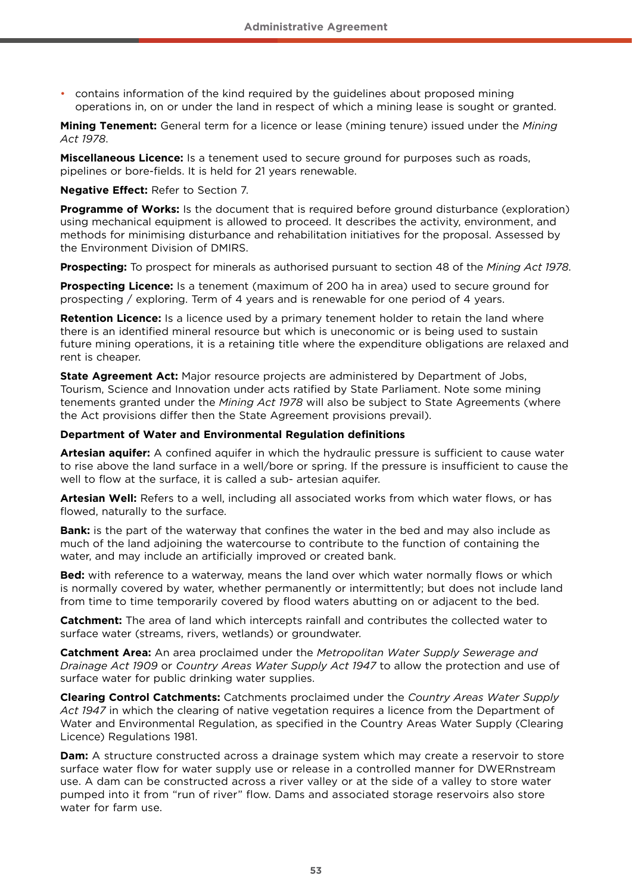- contains information of the kind required by the guidelines about proposed mining operations in, on or under the land in respect of which a mining lease is sought or granted.

**Mining Tenement:** General term for a licence or lease (mining tenure) issued under the *Mining Act 1978*.

**Miscellaneous Licence:** Is a tenement used to secure ground for purposes such as roads, pipelines or bore-fields. It is held for 21 years renewable.

**Negative Effect:** Refer to Section 7.

**Programme of Works:** Is the document that is required before ground disturbance (exploration) using mechanical equipment is allowed to proceed. It describes the activity, environment, and methods for minimising disturbance and rehabilitation initiatives for the proposal. Assessed by the Environment Division of DMIRS.

**Prospecting:** To prospect for minerals as authorised pursuant to section 48 of the *Mining Act 1978*.

**Prospecting Licence:** Is a tenement (maximum of 200 ha in area) used to secure ground for prospecting / exploring. Term of 4 years and is renewable for one period of 4 years.

**Retention Licence:** Is a licence used by a primary tenement holder to retain the land where there is an identified mineral resource but which is uneconomic or is being used to sustain future mining operations, it is a retaining title where the expenditure obligations are relaxed and rent is cheaper.

**State Agreement Act:** Major resource projects are administered by Department of Jobs, Tourism, Science and Innovation under acts ratified by State Parliament. Note some mining tenements granted under the *Mining Act 1978* will also be subject to State Agreements (where the Act provisions differ then the State Agreement provisions prevail).

**Department of Water and Environmental Regulation definitions**

**Artesian aquifer:** A confined aquifer in which the hydraulic pressure is sufficient to cause water to rise above the land surface in a well/bore or spring. If the pressure is insufficient to cause the well to flow at the surface, it is called a sub- artesian aquifer.

**Artesian Well:** Refers to a well, including all associated works from which water flows, or has flowed, naturally to the surface.

**Bank:** is the part of the waterway that confines the water in the bed and may also include as much of the land adjoining the watercourse to contribute to the function of containing the water, and may include an artificially improved or created bank.

**Bed:** with reference to a waterway, means the land over which water normally flows or which is normally covered by water, whether permanently or intermittently; but does not include land from time to time temporarily covered by flood waters abutting on or adjacent to the bed.

**Catchment:** The area of land which intercepts rainfall and contributes the collected water to surface water (streams, rivers, wetlands) or groundwater.

**Catchment Area:** An area proclaimed under the *Metropolitan Water Supply Sewerage and Drainage Act 1909* or *Country Areas Water Supply Act 1947* to allow the protection and use of surface water for public drinking water supplies.

**Clearing Control Catchments:** Catchments proclaimed under the *Country Areas Water Supply Act 1947* in which the clearing of native vegetation requires a licence from the Department of Water and Environmental Regulation, as specified in the Country Areas Water Supply (Clearing Licence) Regulations 1981.

**Dam:** A structure constructed across a drainage system which may create a reservoir to store surface water flow for water supply use or release in a controlled manner for DWERnstream use. A dam can be constructed across a river valley or at the side of a valley to store water pumped into it from "run of river" flow. Dams and associated storage reservoirs also store water for farm use.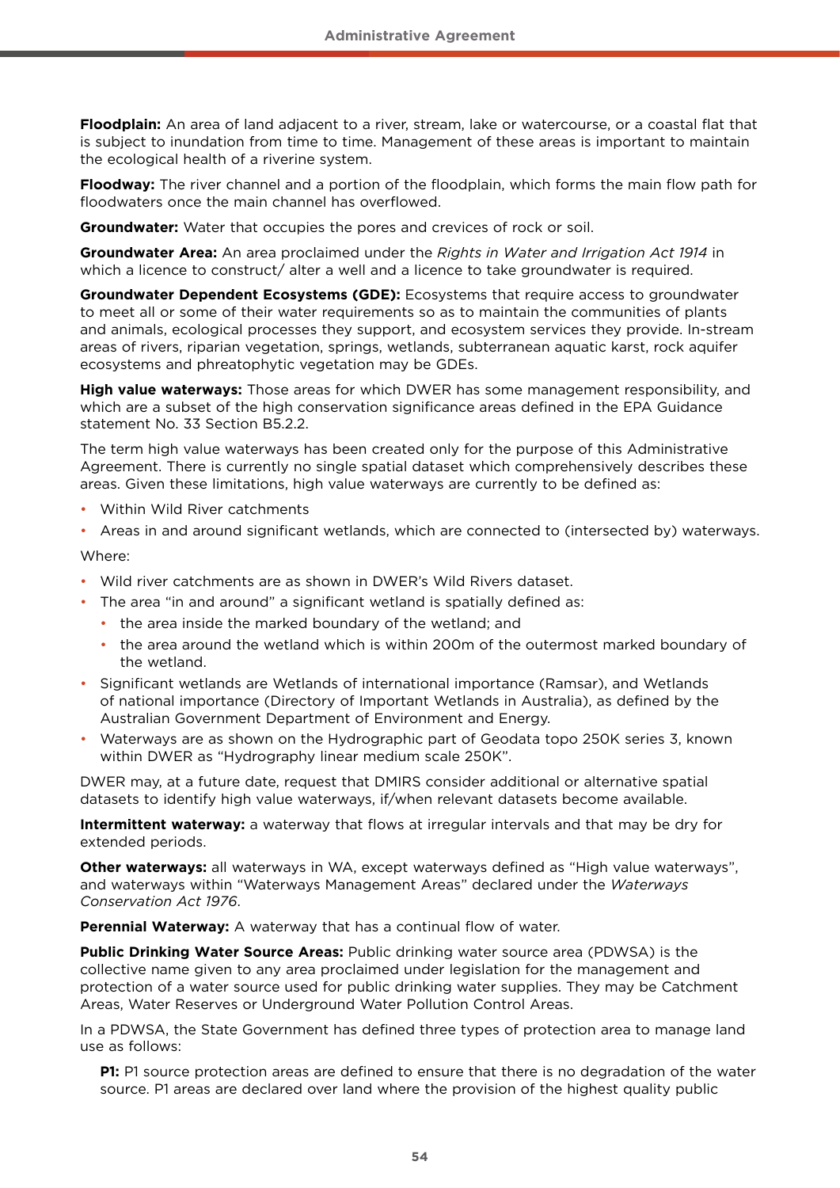**Floodplain:** An area of land adjacent to a river, stream, lake or watercourse, or a coastal flat that is subject to inundation from time to time. Management of these areas is important to maintain the ecological health of a riverine system.

**Floodway:** The river channel and a portion of the floodplain, which forms the main flow path for floodwaters once the main channel has overflowed.

**Groundwater:** Water that occupies the pores and crevices of rock or soil.

**Groundwater Area:** An area proclaimed under the *Rights in Water and Irrigation Act 1914* in which a licence to construct/ alter a well and a licence to take groundwater is required.

**Groundwater Dependent Ecosystems (GDE):** Ecosystems that require access to groundwater to meet all or some of their water requirements so as to maintain the communities of plants and animals, ecological processes they support, and ecosystem services they provide. In-stream areas of rivers, riparian vegetation, springs, wetlands, subterranean aquatic karst, rock aquifer ecosystems and phreatophytic vegetation may be GDEs.

**High value waterways:** Those areas for which DWER has some management responsibility, and which are a subset of the high conservation significance areas defined in the EPA Guidance statement No. 33 Section B5.2.2.

The term high value waterways has been created only for the purpose of this Administrative Agreement. There is currently no single spatial dataset which comprehensively describes these areas. Given these limitations, high value waterways are currently to be defined as:

- Within Wild River catchments
- Areas in and around significant wetlands, which are connected to (intersected by) waterways.

Where:

- Wild river catchments are as shown in DWER's Wild Rivers dataset.
- The area "in and around" a significant wetland is spatially defined as:
  - the area inside the marked boundary of the wetland; and
  - the area around the wetland which is within 200m of the outermost marked boundary of the wetland.
- Significant wetlands are Wetlands of international importance (Ramsar), and Wetlands of national importance (Directory of Important Wetlands in Australia), as defined by the Australian Government Department of Environment and Energy.
- Waterways are as shown on the Hydrographic part of Geodata topo 250K series 3, known within DWER as "Hydrography linear medium scale 250K".

DWER may, at a future date, request that DMIRS consider additional or alternative spatial datasets to identify high value waterways, if/when relevant datasets become available.

**Intermittent waterway:** a waterway that flows at irregular intervals and that may be dry for extended periods.

**Other waterways:** all waterways in WA, except waterways defined as "High value waterways", and waterways within "Waterways Management Areas" declared under the *Waterways Conservation Act 1976*.

**Perennial Waterway:** A waterway that has a continual flow of water.

**Public Drinking Water Source Areas:** Public drinking water source area (PDWSA) is the collective name given to any area proclaimed under legislation for the management and protection of a water source used for public drinking water supplies. They may be Catchment Areas, Water Reserves or Underground Water Pollution Control Areas.

In a PDWSA, the State Government has defined three types of protection area to manage land use as follows:

**P1:** P1 source protection areas are defined to ensure that there is no degradation of the water source. P1 areas are declared over land where the provision of the highest quality public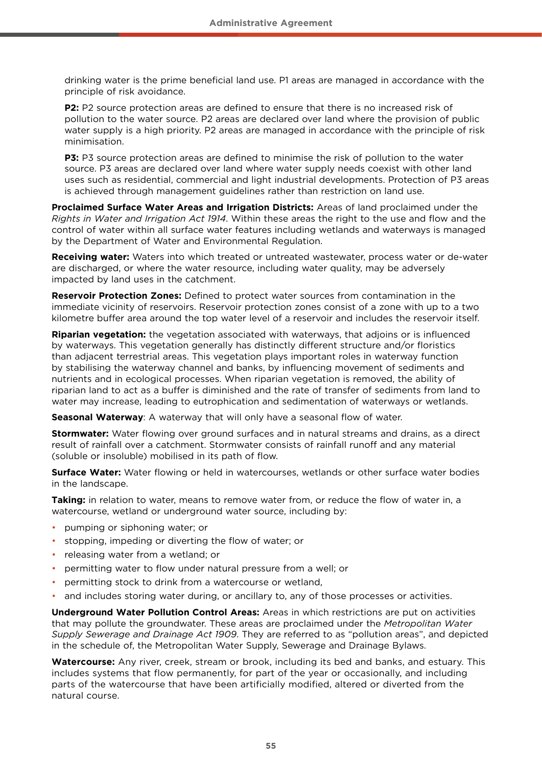drinking water is the prime beneficial land use. P1 areas are managed in accordance with the principle of risk avoidance.

**P2:** P2 source protection areas are defined to ensure that there is no increased risk of pollution to the water source. P2 areas are declared over land where the provision of public water supply is a high priority. P2 areas are managed in accordance with the principle of risk minimisation.

**P3:** P3 source protection areas are defined to minimise the risk of pollution to the water source. P3 areas are declared over land where water supply needs coexist with other land uses such as residential, commercial and light industrial developments. Protection of P3 areas is achieved through management guidelines rather than restriction on land use.

**Proclaimed Surface Water Areas and Irrigation Districts:** Areas of land proclaimed under the *Rights in Water and Irrigation Act 1914*. Within these areas the right to the use and flow and the control of water within all surface water features including wetlands and waterways is managed by the Department of Water and Environmental Regulation.

**Receiving water:** Waters into which treated or untreated wastewater, process water or de-water are discharged, or where the water resource, including water quality, may be adversely impacted by land uses in the catchment.

**Reservoir Protection Zones:** Defined to protect water sources from contamination in the immediate vicinity of reservoirs. Reservoir protection zones consist of a zone with up to a two kilometre buffer area around the top water level of a reservoir and includes the reservoir itself.

**Riparian vegetation:** the vegetation associated with waterways, that adjoins or is influenced by waterways. This vegetation generally has distinctly different structure and/or floristics than adjacent terrestrial areas. This vegetation plays important roles in waterway function by stabilising the waterway channel and banks, by influencing movement of sediments and nutrients and in ecological processes. When riparian vegetation is removed, the ability of riparian land to act as a buffer is diminished and the rate of transfer of sediments from land to water may increase, leading to eutrophication and sedimentation of waterways or wetlands.

**Seasonal Waterway**: A waterway that will only have a seasonal flow of water.

**Stormwater:** Water flowing over ground surfaces and in natural streams and drains, as a direct result of rainfall over a catchment. Stormwater consists of rainfall runoff and any material (soluble or insoluble) mobilised in its path of flow.

**Surface Water:** Water flowing or held in watercourses, wetlands or other surface water bodies in the landscape.

**Taking:** in relation to water, means to remove water from, or reduce the flow of water in, a watercourse, wetland or underground water source, including by:

- pumping or siphoning water; or
- stopping, impeding or diverting the flow of water; or
- releasing water from a wetland; or
- permitting water to flow under natural pressure from a well; or
- permitting stock to drink from a watercourse or wetland,
- and includes storing water during, or ancillary to, any of those processes or activities.

**Underground Water Pollution Control Areas:** Areas in which restrictions are put on activities that may pollute the groundwater. These areas are proclaimed under the *Metropolitan Water Supply Sewerage and Drainage Act 1909*. They are referred to as "pollution areas", and depicted in the schedule of, the Metropolitan Water Supply, Sewerage and Drainage Bylaws.

**Watercourse:** Any river, creek, stream or brook, including its bed and banks, and estuary. This includes systems that flow permanently, for part of the year or occasionally, and including parts of the watercourse that have been artificially modified, altered or diverted from the natural course.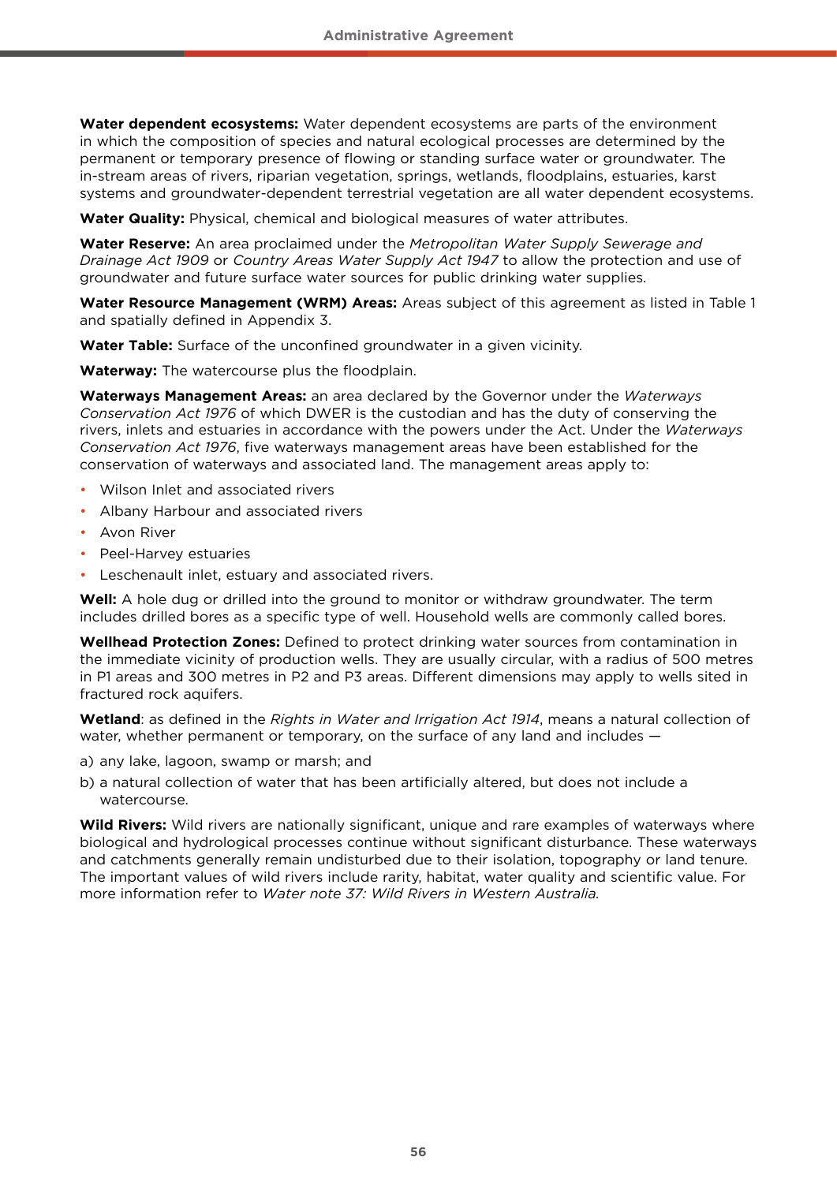**Water dependent ecosystems:** Water dependent ecosystems are parts of the environment in which the composition of species and natural ecological processes are determined by the permanent or temporary presence of flowing or standing surface water or groundwater. The in-stream areas of rivers, riparian vegetation, springs, wetlands, floodplains, estuaries, karst systems and groundwater-dependent terrestrial vegetation are all water dependent ecosystems.

**Water Quality:** Physical, chemical and biological measures of water attributes.

**Water Reserve:** An area proclaimed under the *Metropolitan Water Supply Sewerage and Drainage Act 1909* or *Country Areas Water Supply Act 1947* to allow the protection and use of groundwater and future surface water sources for public drinking water supplies.

**Water Resource Management (WRM) Areas:** Areas subject of this agreement as listed in Table 1 and spatially defined in Appendix 3.

**Water Table:** Surface of the unconfined groundwater in a given vicinity.

**Waterway:** The watercourse plus the floodplain.

**Waterways Management Areas:** an area declared by the Governor under the *Waterways Conservation Act 1976* of which DWER is the custodian and has the duty of conserving the rivers, inlets and estuaries in accordance with the powers under the Act. Under the *Waterways Conservation Act 1976*, five waterways management areas have been established for the conservation of waterways and associated land. The management areas apply to:

- Wilson Inlet and associated rivers
- Albany Harbour and associated rivers
- Avon River
- Peel-Harvey estuaries
- Leschenault inlet, estuary and associated rivers.

**Well:** A hole dug or drilled into the ground to monitor or withdraw groundwater. The term includes drilled bores as a specific type of well. Household wells are commonly called bores.

**Wellhead Protection Zones:** Defined to protect drinking water sources from contamination in the immediate vicinity of production wells. They are usually circular, with a radius of 500 metres in P1 areas and 300 metres in P2 and P3 areas. Different dimensions may apply to wells sited in fractured rock aquifers.

**Wetland**: as defined in the *Rights in Water and Irrigation Act 1914*, means a natural collection of water, whether permanent or temporary, on the surface of any land and includes —

a) any lake, lagoon, swamp or marsh; and

b) a natural collection of water that has been artificially altered, but does not include a watercourse.

**Wild Rivers:** Wild rivers are nationally significant, unique and rare examples of waterways where biological and hydrological processes continue without significant disturbance. These waterways and catchments generally remain undisturbed due to their isolation, topography or land tenure. The important values of wild rivers include rarity, habitat, water quality and scientific value. For more information refer to *Water note 37: Wild Rivers in Western Australia.*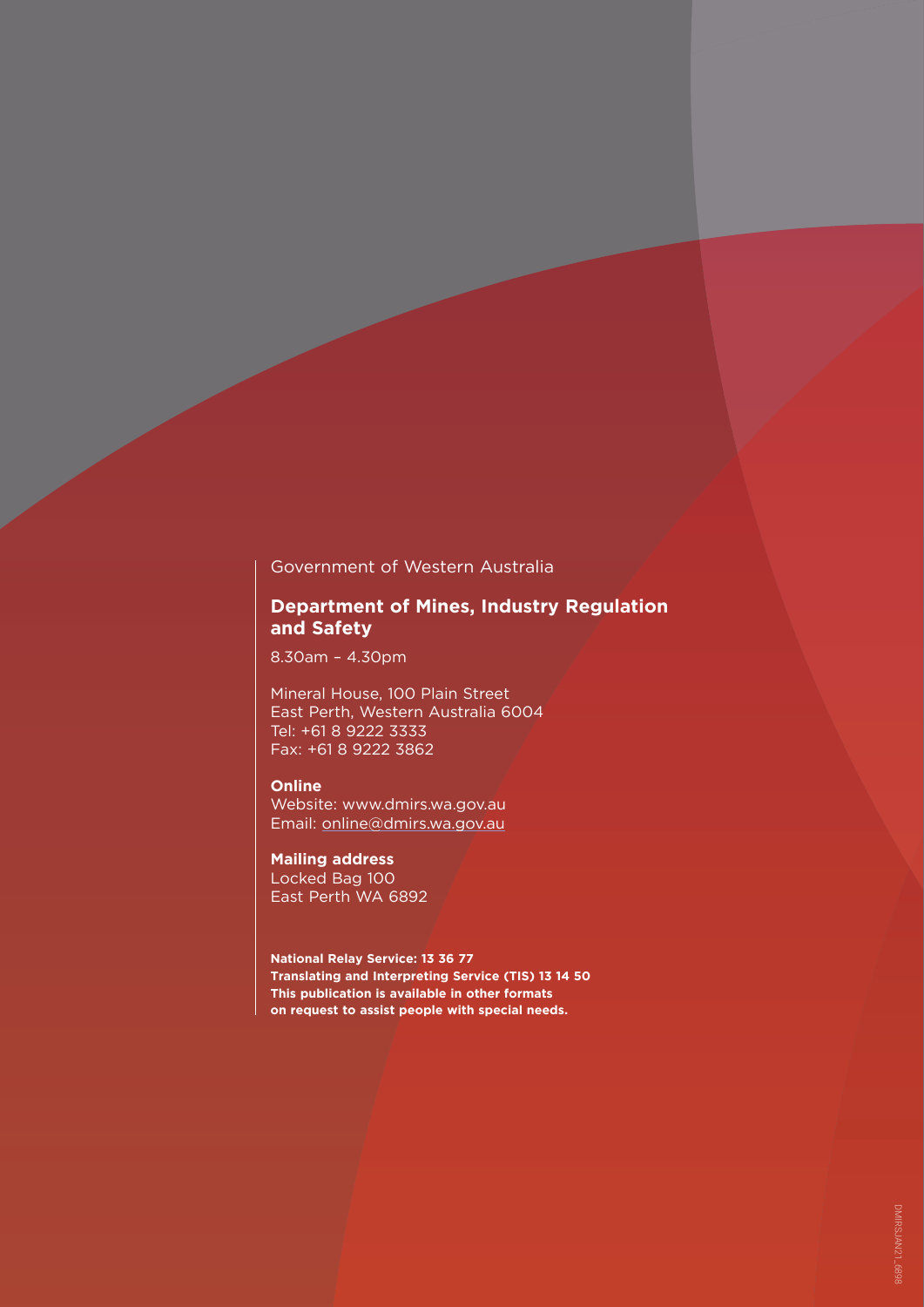Government of Western Australia

## Department of Mines, Industry Regulation and Safety

8.30am – 4.30pm

Mineral House, 100 Plain Street
East Perth, Western Australia 6004
Tel: +61 8 9222 3333
Fax: +61 8 9222 3862

**Online**
Website: www.dmirs.wa.gov.au
Email: online@dmirs.wa.gov.au

**Mailing address**
Locked Bag 100
East Perth WA 6892

**National Relay Service: 13 36 77**
**Translating and Interpreting Service (TIS) 13 14 50**
**This publication is available in other formats on request to assist people with special needs.**

DMIRSJAN21_6898